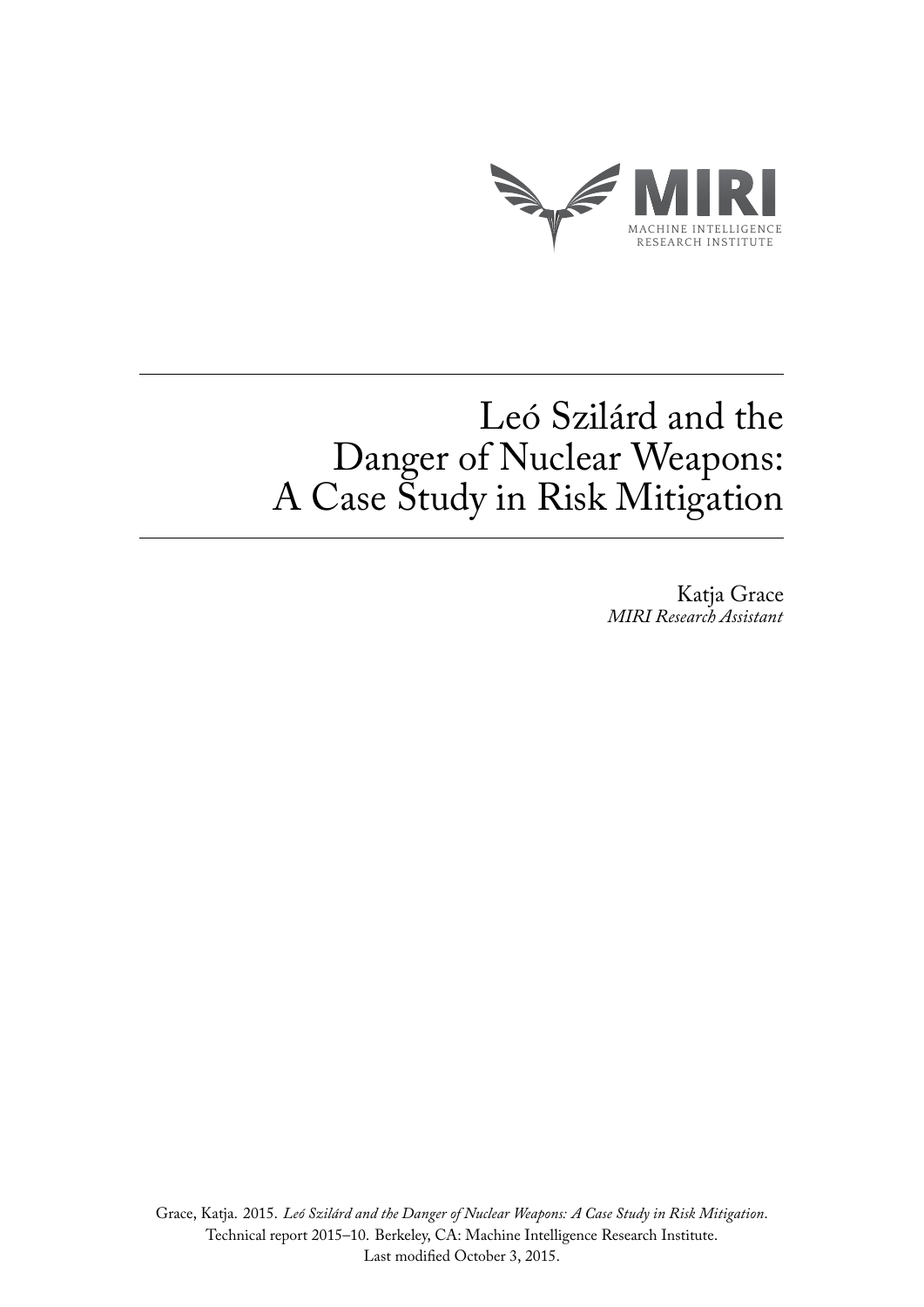MIRI

MACHINE INTELLIGENCE
RESEARCH INSTITUTE

# Leó Szilárd and the Danger of Nuclear Weapons: A Case Study in Risk Mitigation

Katja Grace
*MIRI Research Assistant*

Grace, Katja. 2015. *Leó Szilárd and the Danger of Nuclear Weapons: A Case Study in Risk Mitigation*. Technical report 2015–10. Berkeley, CA: Machine Intelligence Research Institute.
Last modified October 3, 2015.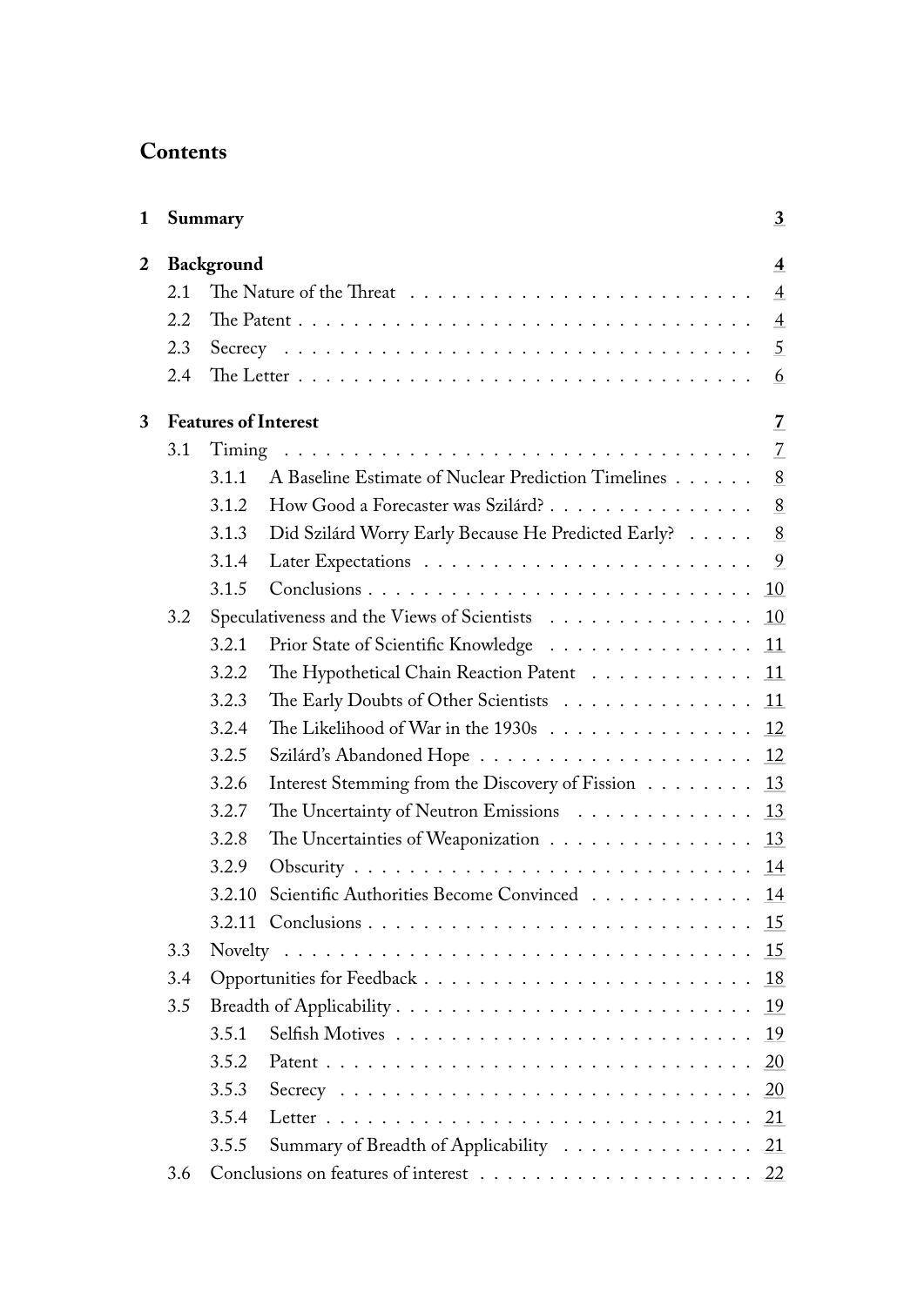# Contents

- **1 Summary** — 3
- **2 Background** — 4
  - 2.1 The Nature of the Threat — 4
  - 2.2 The Patent — 4
  - 2.3 Secrecy — 5
  - 2.4 The Letter — 6
- **3 Features of Interest** — 7
  - 3.1 Timing — 7
    - 3.1.1 A Baseline Estimate of Nuclear Prediction Timelines — 8
    - 3.1.2 How Good a Forecaster was Szilárd? — 8
    - 3.1.3 Did Szilárd Worry Early Because He Predicted Early? — 8
    - 3.1.4 Later Expectations — 9
    - 3.1.5 Conclusions — 10
  - 3.2 Speculativeness and the Views of Scientists — 10
    - 3.2.1 Prior State of Scientific Knowledge — 11
    - 3.2.2 The Hypothetical Chain Reaction Patent — 11
    - 3.2.3 The Early Doubts of Other Scientists — 11
    - 3.2.4 The Likelihood of War in the 1930s — 12
    - 3.2.5 Szilárd's Abandoned Hope — 12
    - 3.2.6 Interest Stemming from the Discovery of Fission — 13
    - 3.2.7 The Uncertainty of Neutron Emissions — 13
    - 3.2.8 The Uncertainties of Weaponization — 13
    - 3.2.9 Obscurity — 14
    - 3.2.10 Scientific Authorities Become Convinced — 14
    - 3.2.11 Conclusions — 15
  - 3.3 Novelty — 15
  - 3.4 Opportunities for Feedback — 18
  - 3.5 Breadth of Applicability — 19
    - 3.5.1 Selfish Motives — 19
    - 3.5.2 Patent — 20
    - 3.5.3 Secrecy — 20
    - 3.5.4 Letter — 21
    - 3.5.5 Summary of Breadth of Applicability — 21
  - 3.6 Conclusions on features of interest — 22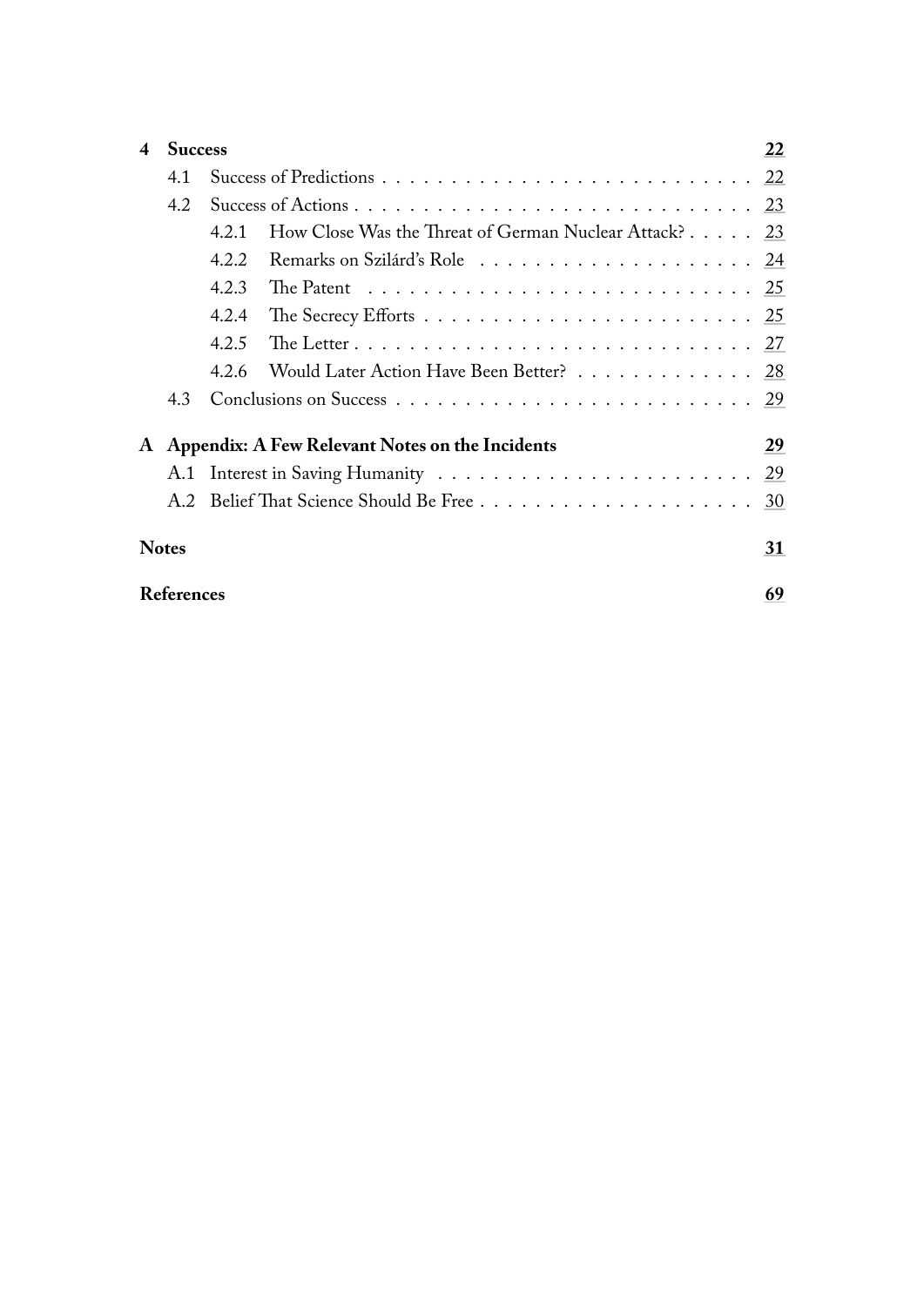- **4 Success** — 22
  - 4.1 Success of Predictions — 22
  - 4.2 Success of Actions — 23
    - 4.2.1 How Close Was the Threat of German Nuclear Attack? — 23
    - 4.2.2 Remarks on Szilárd's Role — 24
    - 4.2.3 The Patent — 25
    - 4.2.4 The Secrecy Efforts — 25
    - 4.2.5 The Letter — 27
    - 4.2.6 Would Later Action Have Been Better? — 28
  - 4.3 Conclusions on Success — 29
- **A Appendix: A Few Relevant Notes on the Incidents** — 29
  - A.1 Interest in Saving Humanity — 29
  - A.2 Belief That Science Should Be Free — 30
- **Notes** — 31
- **References** — 69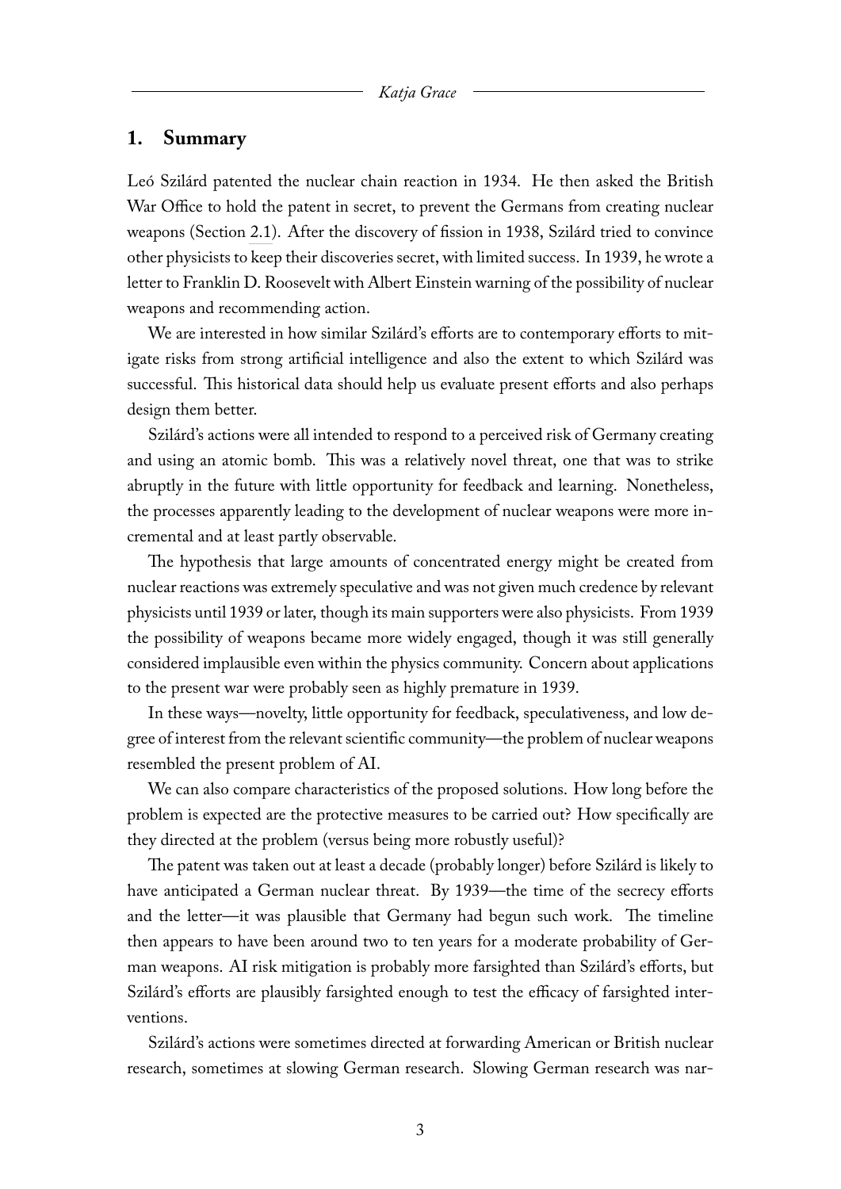## 1. Summary

Leó Szilárd patented the nuclear chain reaction in 1934. He then asked the British War Office to hold the patent in secret, to prevent the Germans from creating nuclear weapons (Section 2.1). After the discovery of fission in 1938, Szilárd tried to convince other physicists to keep their discoveries secret, with limited success. In 1939, he wrote a letter to Franklin D. Roosevelt with Albert Einstein warning of the possibility of nuclear weapons and recommending action.

We are interested in how similar Szilárd's efforts are to contemporary efforts to mitigate risks from strong artificial intelligence and also the extent to which Szilárd was successful. This historical data should help us evaluate present efforts and also perhaps design them better.

Szilárd's actions were all intended to respond to a perceived risk of Germany creating and using an atomic bomb. This was a relatively novel threat, one that was to strike abruptly in the future with little opportunity for feedback and learning. Nonetheless, the processes apparently leading to the development of nuclear weapons were more incremental and at least partly observable.

The hypothesis that large amounts of concentrated energy might be created from nuclear reactions was extremely speculative and was not given much credence by relevant physicists until 1939 or later, though its main supporters were also physicists. From 1939 the possibility of weapons became more widely engaged, though it was still generally considered implausible even within the physics community. Concern about applications to the present war were probably seen as highly premature in 1939.

In these ways—novelty, little opportunity for feedback, speculativeness, and low degree of interest from the relevant scientific community—the problem of nuclear weapons resembled the present problem of AI.

We can also compare characteristics of the proposed solutions. How long before the problem is expected are the protective measures to be carried out? How specifically are they directed at the problem (versus being more robustly useful)?

The patent was taken out at least a decade (probably longer) before Szilárd is likely to have anticipated a German nuclear threat. By 1939—the time of the secrecy efforts and the letter—it was plausible that Germany had begun such work. The timeline then appears to have been around two to ten years for a moderate probability of German weapons. AI risk mitigation is probably more farsighted than Szilárd's efforts, but Szilárd's efforts are plausibly farsighted enough to test the efficacy of farsighted interventions.

Szilárd's actions were sometimes directed at forwarding American or British nuclear research, sometimes at slowing German research. Slowing German research was nar-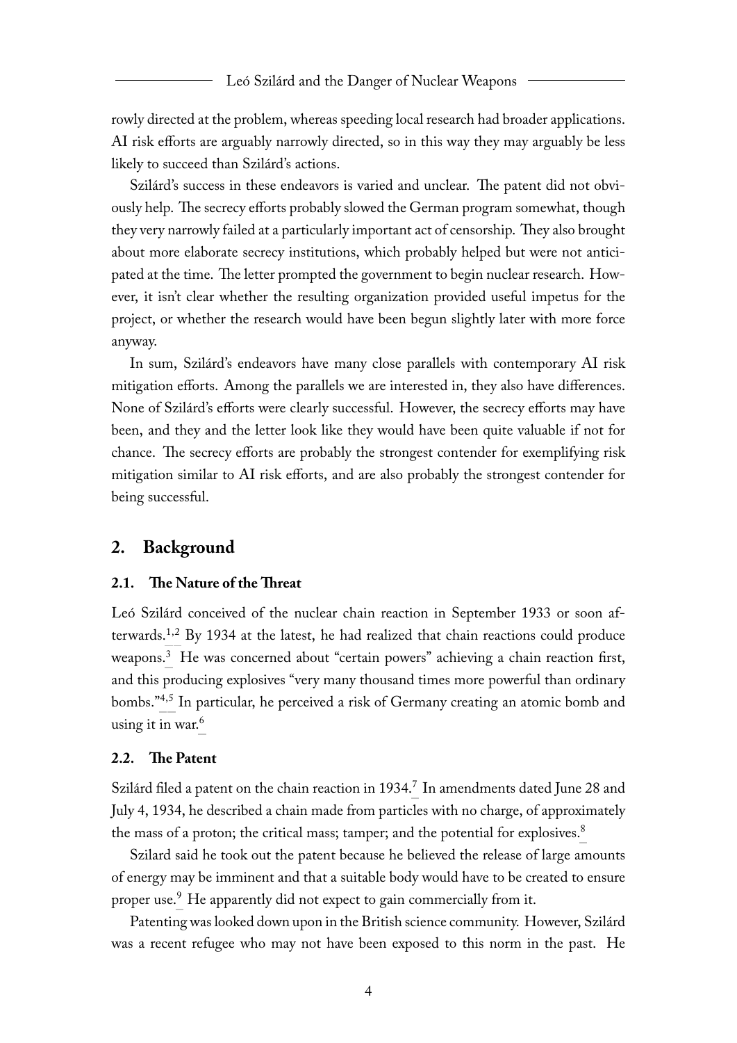rowly directed at the problem, whereas speeding local research had broader applications. AI risk efforts are arguably narrowly directed, so in this way they may arguably be less likely to succeed than Szilárd's actions.

Szilárd's success in these endeavors is varied and unclear. The patent did not obviously help. The secrecy efforts probably slowed the German program somewhat, though they very narrowly failed at a particularly important act of censorship. They also brought about more elaborate secrecy institutions, which probably helped but were not anticipated at the time. The letter prompted the government to begin nuclear research. However, it isn't clear whether the resulting organization provided useful impetus for the project, or whether the research would have been begun slightly later with more force anyway.

In sum, Szilárd's endeavors have many close parallels with contemporary AI risk mitigation efforts. Among the parallels we are interested in, they also have differences. None of Szilárd's efforts were clearly successful. However, the secrecy efforts may have been, and they and the letter look like they would have been quite valuable if not for chance. The secrecy efforts are probably the strongest contender for exemplifying risk mitigation similar to AI risk efforts, and are also probably the strongest contender for being successful.

## 2. Background

### 2.1. The Nature of the Threat

Leó Szilárd conceived of the nuclear chain reaction in September 1933 or soon afterwards.[1,2] By 1934 at the latest, he had realized that chain reactions could produce weapons.[3] He was concerned about "certain powers" achieving a chain reaction first, and this producing explosives "very many thousand times more powerful than ordinary bombs."[4,5] In particular, he perceived a risk of Germany creating an atomic bomb and using it in war.[6]

### 2.2. The Patent

Szilárd filed a patent on the chain reaction in 1934.[7] In amendments dated June 28 and July 4, 1934, he described a chain made from particles with no charge, of approximately the mass of a proton; the critical mass; tamper; and the potential for explosives.[8]

Szilard said he took out the patent because he believed the release of large amounts of energy may be imminent and that a suitable body would have to be created to ensure proper use.[9] He apparently did not expect to gain commercially from it.

Patenting was looked down upon in the British science community. However, Szilárd was a recent refugee who may not have been exposed to this norm in the past. He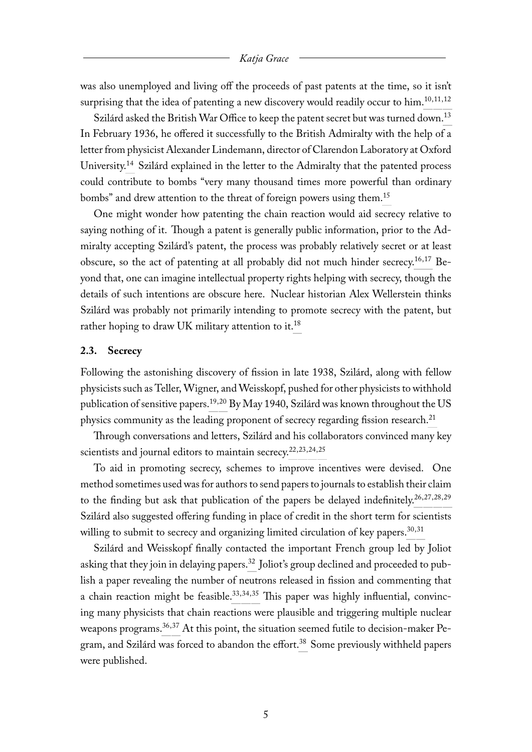was also unemployed and living off the proceeds of past patents at the time, so it isn't surprising that the idea of patenting a new discovery would readily occur to him.[10,11,12]

Szilárd asked the British War Office to keep the patent secret but was turned down.[13] In February 1936, he offered it successfully to the British Admiralty with the help of a letter from physicist Alexander Lindemann, director of Clarendon Laboratory at Oxford University.[14] Szilárd explained in the letter to the Admiralty that the patented process could contribute to bombs "very many thousand times more powerful than ordinary bombs" and drew attention to the threat of foreign powers using them.[15]

One might wonder how patenting the chain reaction would aid secrecy relative to saying nothing of it. Though a patent is generally public information, prior to the Admiralty accepting Szilárd's patent, the process was probably relatively secret or at least obscure, so the act of patenting at all probably did not much hinder secrecy.[16,17] Beyond that, one can imagine intellectual property rights helping with secrecy, though the details of such intentions are obscure here. Nuclear historian Alex Wellerstein thinks Szilárd was probably not primarily intending to promote secrecy with the patent, but rather hoping to draw UK military attention to it.[18]

### 2.3. Secrecy

Following the astonishing discovery of fission in late 1938, Szilárd, along with fellow physicists such as Teller, Wigner, and Weisskopf, pushed for other physicists to withhold publication of sensitive papers.[19,20] By May 1940, Szilárd was known throughout the US physics community as the leading proponent of secrecy regarding fission research.[21]

Through conversations and letters, Szilárd and his collaborators convinced many key scientists and journal editors to maintain secrecy.[22,23,24,25]

To aid in promoting secrecy, schemes to improve incentives were devised. One method sometimes used was for authors to send papers to journals to establish their claim to the finding but ask that publication of the papers be delayed indefinitely.[26,27,28,29] Szilárd also suggested offering funding in place of credit in the short term for scientists willing to submit to secrecy and organizing limited circulation of key papers.[30,31]

Szilárd and Weisskopf finally contacted the important French group led by Joliot asking that they join in delaying papers.[32] Joliot's group declined and proceeded to publish a paper revealing the number of neutrons released in fission and commenting that a chain reaction might be feasible.[33,34,35] This paper was highly influential, convincing many physicists that chain reactions were plausible and triggering multiple nuclear weapons programs.[36,37] At this point, the situation seemed futile to decision-maker Pegram, and Szilárd was forced to abandon the effort.[38] Some previously withheld papers were published.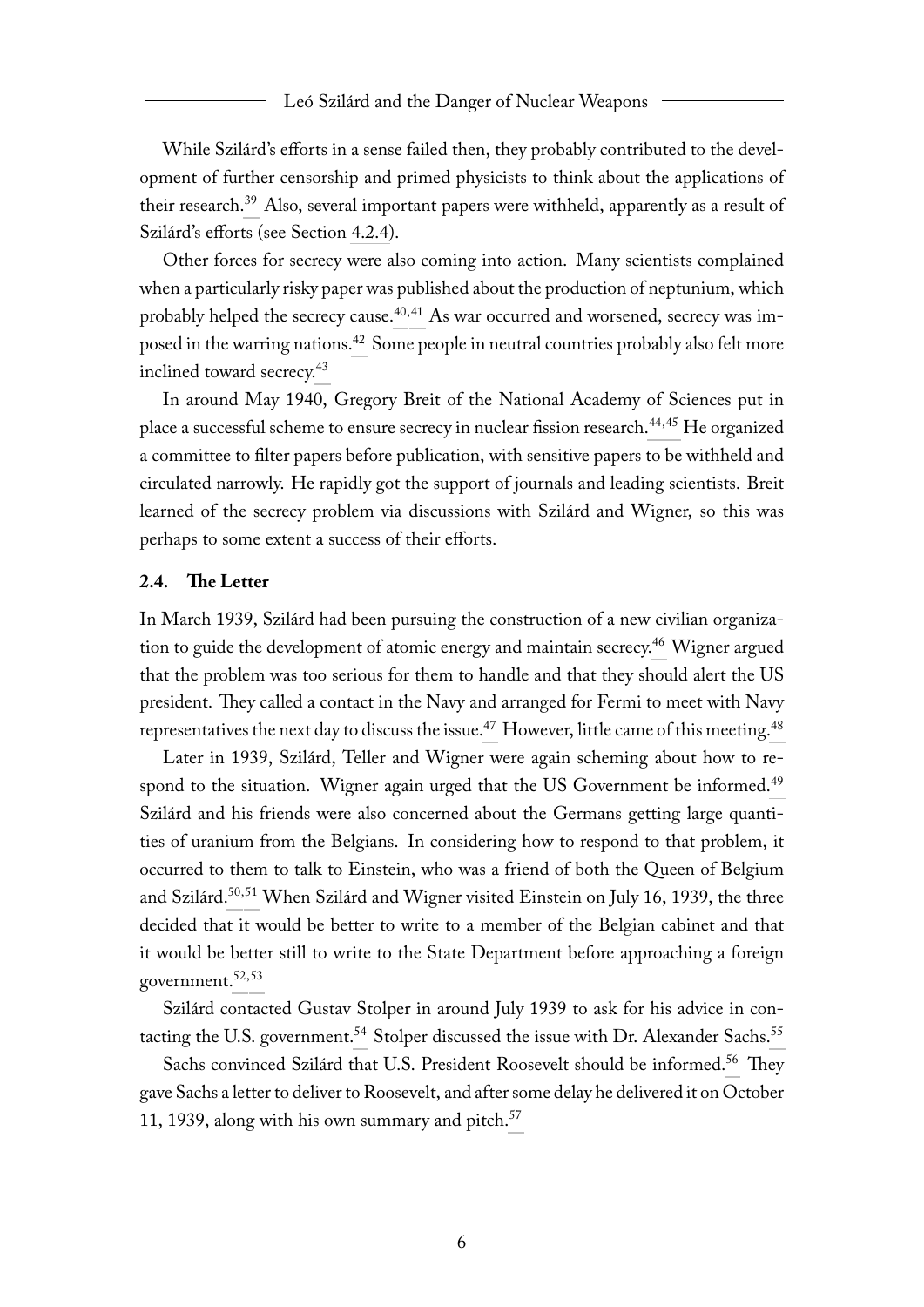While Szilárd's efforts in a sense failed then, they probably contributed to the development of further censorship and primed physicists to think about the applications of their research.[39] Also, several important papers were withheld, apparently as a result of Szilárd's efforts (see Section 4.2.4).

Other forces for secrecy were also coming into action. Many scientists complained when a particularly risky paper was published about the production of neptunium, which probably helped the secrecy cause.[40,41] As war occurred and worsened, secrecy was imposed in the warring nations.[42] Some people in neutral countries probably also felt more inclined toward secrecy.[43]

In around May 1940, Gregory Breit of the National Academy of Sciences put in place a successful scheme to ensure secrecy in nuclear fission research.[44,45] He organized a committee to filter papers before publication, with sensitive papers to be withheld and circulated narrowly. He rapidly got the support of journals and leading scientists. Breit learned of the secrecy problem via discussions with Szilárd and Wigner, so this was perhaps to some extent a success of their efforts.

### 2.4. The Letter

In March 1939, Szilárd had been pursuing the construction of a new civilian organization to guide the development of atomic energy and maintain secrecy.[46] Wigner argued that the problem was too serious for them to handle and that they should alert the US president. They called a contact in the Navy and arranged for Fermi to meet with Navy representatives the next day to discuss the issue.[47] However, little came of this meeting.[48]

Later in 1939, Szilárd, Teller and Wigner were again scheming about how to respond to the situation. Wigner again urged that the US Government be informed.[49] Szilárd and his friends were also concerned about the Germans getting large quantities of uranium from the Belgians. In considering how to respond to that problem, it occurred to them to talk to Einstein, who was a friend of both the Queen of Belgium and Szilárd.[50,51] When Szilárd and Wigner visited Einstein on July 16, 1939, the three decided that it would be better to write to a member of the Belgian cabinet and that it would be better still to write to the State Department before approaching a foreign government.[52,53]

Szilárd contacted Gustav Stolper in around July 1939 to ask for his advice in contacting the U.S. government.[54] Stolper discussed the issue with Dr. Alexander Sachs.[55]

Sachs convinced Szilárd that U.S. President Roosevelt should be informed.[56] They gave Sachs a letter to deliver to Roosevelt, and after some delay he delivered it on October 11, 1939, along with his own summary and pitch.[57]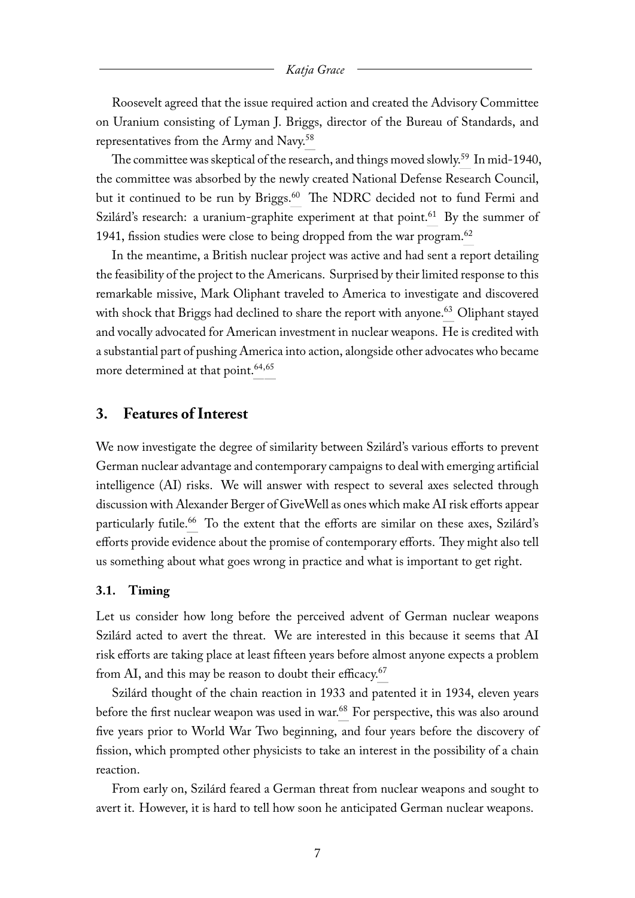Roosevelt agreed that the issue required action and created the Advisory Committee on Uranium consisting of Lyman J. Briggs, director of the Bureau of Standards, and representatives from the Army and Navy.[58]

The committee was skeptical of the research, and things moved slowly.[59] In mid-1940, the committee was absorbed by the newly created National Defense Research Council, but it continued to be run by Briggs.[60] The NDRC decided not to fund Fermi and Szilárd's research: a uranium-graphite experiment at that point.[61] By the summer of 1941, fission studies were close to being dropped from the war program.[62]

In the meantime, a British nuclear project was active and had sent a report detailing the feasibility of the project to the Americans. Surprised by their limited response to this remarkable missive, Mark Oliphant traveled to America to investigate and discovered with shock that Briggs had declined to share the report with anyone.[63] Oliphant stayed and vocally advocated for American investment in nuclear weapons. He is credited with a substantial part of pushing America into action, alongside other advocates who became more determined at that point.[64,65]

## 3. Features of Interest

We now investigate the degree of similarity between Szilárd's various efforts to prevent German nuclear advantage and contemporary campaigns to deal with emerging artificial intelligence (AI) risks. We will answer with respect to several axes selected through discussion with Alexander Berger of GiveWell as ones which make AI risk efforts appear particularly futile.[66] To the extent that the efforts are similar on these axes, Szilárd's efforts provide evidence about the promise of contemporary efforts. They might also tell us something about what goes wrong in practice and what is important to get right.

### 3.1. Timing

Let us consider how long before the perceived advent of German nuclear weapons Szilárd acted to avert the threat. We are interested in this because it seems that AI risk efforts are taking place at least fifteen years before almost anyone expects a problem from AI, and this may be reason to doubt their efficacy.[67]

Szilárd thought of the chain reaction in 1933 and patented it in 1934, eleven years before the first nuclear weapon was used in war.[68] For perspective, this was also around five years prior to World War Two beginning, and four years before the discovery of fission, which prompted other physicists to take an interest in the possibility of a chain reaction.

From early on, Szilárd feared a German threat from nuclear weapons and sought to avert it. However, it is hard to tell how soon he anticipated German nuclear weapons.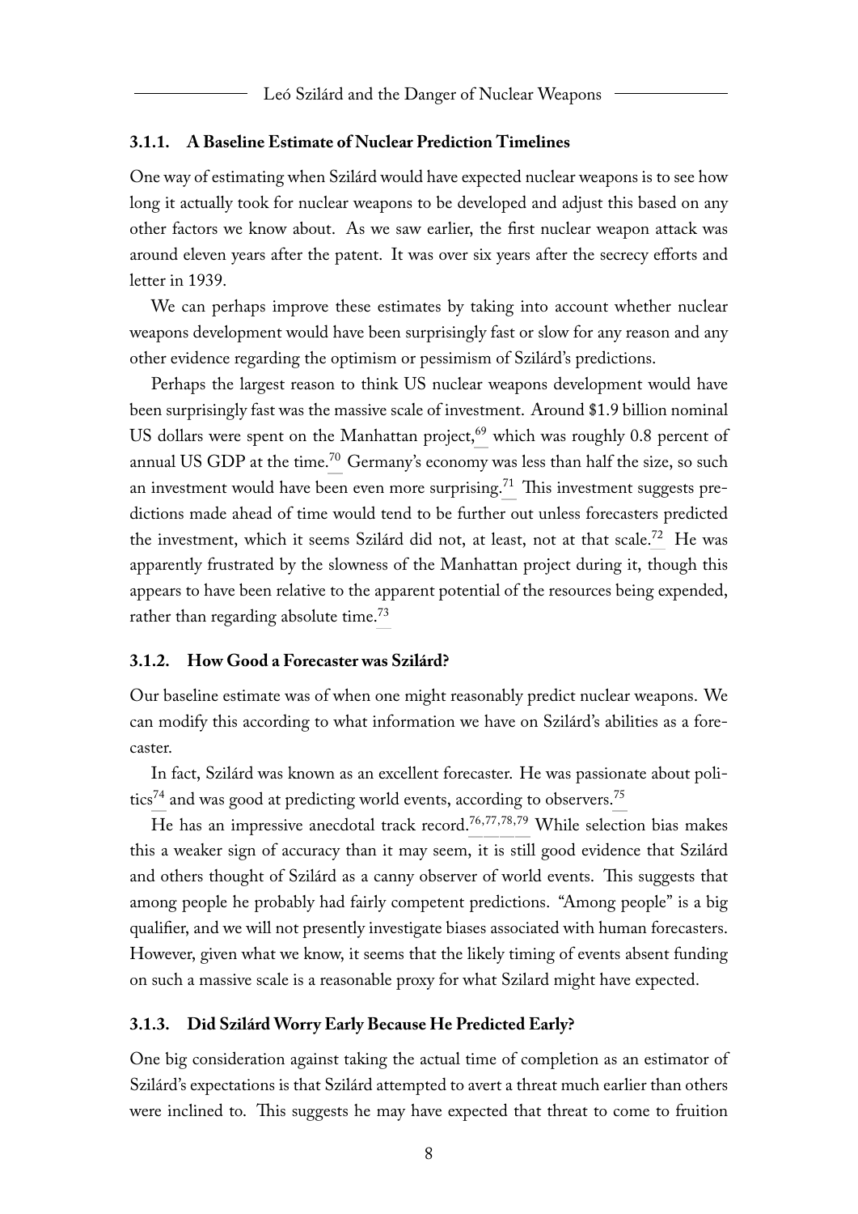### 3.1.1. A Baseline Estimate of Nuclear Prediction Timelines

One way of estimating when Szilárd would have expected nuclear weapons is to see how long it actually took for nuclear weapons to be developed and adjust this based on any other factors we know about. As we saw earlier, the first nuclear weapon attack was around eleven years after the patent. It was over six years after the secrecy efforts and letter in 1939.

We can perhaps improve these estimates by taking into account whether nuclear weapons development would have been surprisingly fast or slow for any reason and any other evidence regarding the optimism or pessimism of Szilárd's predictions.

Perhaps the largest reason to think US nuclear weapons development would have been surprisingly fast was the massive scale of investment. Around $1.9 billion nominal US dollars were spent on the Manhattan project,[69] which was roughly 0.8 percent of annual US GDP at the time.[70] Germany's economy was less than half the size, so such an investment would have been even more surprising.[71] This investment suggests predictions made ahead of time would tend to be further out unless forecasters predicted the investment, which it seems Szilárd did not, at least, not at that scale.[72] He was apparently frustrated by the slowness of the Manhattan project during it, though this appears to have been relative to the apparent potential of the resources being expended, rather than regarding absolute time.[73]

### 3.1.2. How Good a Forecaster was Szilárd?

Our baseline estimate was of when one might reasonably predict nuclear weapons. We can modify this according to what information we have on Szilárd's abilities as a forecaster.

In fact, Szilárd was known as an excellent forecaster. He was passionate about politics[74] and was good at predicting world events, according to observers.[75]

He has an impressive anecdotal track record.[76,77,78,79] While selection bias makes this a weaker sign of accuracy than it may seem, it is still good evidence that Szilárd and others thought of Szilárd as a canny observer of world events. This suggests that among people he probably had fairly competent predictions. "Among people" is a big qualifier, and we will not presently investigate biases associated with human forecasters. However, given what we know, it seems that the likely timing of events absent funding on such a massive scale is a reasonable proxy for what Szilard might have expected.

### 3.1.3. Did Szilárd Worry Early Because He Predicted Early?

One big consideration against taking the actual time of completion as an estimator of Szilárd's expectations is that Szilárd attempted to avert a threat much earlier than others were inclined to. This suggests he may have expected that threat to come to fruition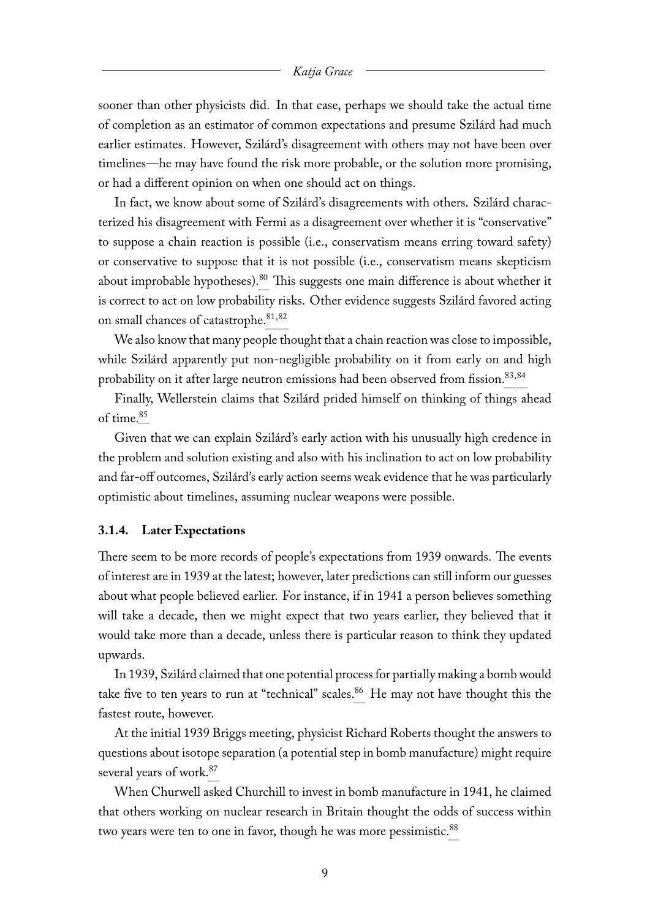sooner than other physicists did. In that case, perhaps we should take the actual time of completion as an estimator of common expectations and presume Szilárd had much earlier estimates. However, Szilárd's disagreement with others may not have been over timelines—he may have found the risk more probable, or the solution more promising, or had a different opinion on when one should act on things.

In fact, we know about some of Szilárd's disagreements with others. Szilárd characterized his disagreement with Fermi as a disagreement over whether it is "conservative" to suppose a chain reaction is possible (i.e., conservatism means erring toward safety) or conservative to suppose that it is not possible (i.e., conservatism means skepticism about improbable hypotheses).[80] This suggests one main difference is about whether it is correct to act on low probability risks. Other evidence suggests Szilárd favored acting on small chances of catastrophe.[81,82]

We also know that many people thought that a chain reaction was close to impossible, while Szilárd apparently put non-negligible probability on it from early on and high probability on it after large neutron emissions had been observed from fission.[83,84]

Finally, Wellerstein claims that Szilárd prided himself on thinking of things ahead of time.[85]

Given that we can explain Szilárd's early action with his unusually high credence in the problem and solution existing and also with his inclination to act on low probability and far-off outcomes, Szilárd's early action seems weak evidence that he was particularly optimistic about timelines, assuming nuclear weapons were possible.

#### 3.1.4. Later Expectations

There seem to be more records of people's expectations from 1939 onwards. The events of interest are in 1939 at the latest; however, later predictions can still inform our guesses about what people believed earlier. For instance, if in 1941 a person believes something will take a decade, then we might expect that two years earlier, they believed that it would take more than a decade, unless there is particular reason to think they updated upwards.

In 1939, Szilárd claimed that one potential process for partially making a bomb would take five to ten years to run at "technical" scales.[86] He may not have thought this the fastest route, however.

At the initial 1939 Briggs meeting, physicist Richard Roberts thought the answers to questions about isotope separation (a potential step in bomb manufacture) might require several years of work.[87]

When Churwell asked Churchill to invest in bomb manufacture in 1941, he claimed that others working on nuclear research in Britain thought the odds of success within two years were ten to one in favor, though he was more pessimistic.[88]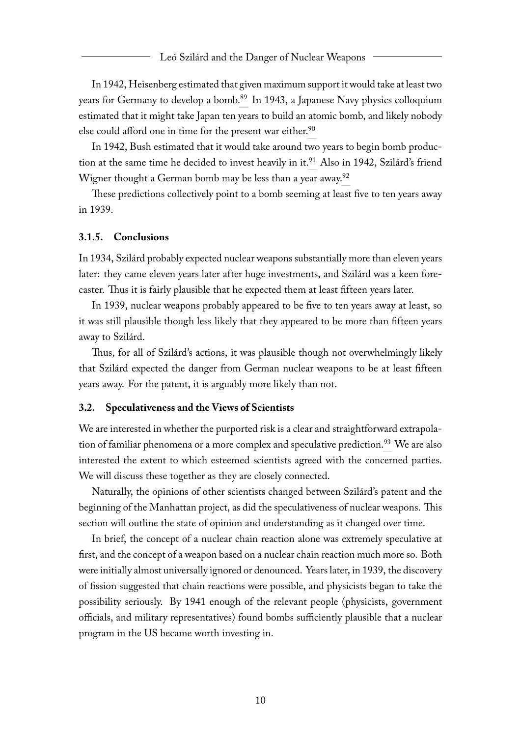In 1942, Heisenberg estimated that given maximum support it would take at least two years for Germany to develop a bomb.[89] In 1943, a Japanese Navy physics colloquium estimated that it might take Japan ten years to build an atomic bomb, and likely nobody else could afford one in time for the present war either.[90]

In 1942, Bush estimated that it would take around two years to begin bomb production at the same time he decided to invest heavily in it.[91] Also in 1942, Szilárd's friend Wigner thought a German bomb may be less than a year away.[92]

These predictions collectively point to a bomb seeming at least five to ten years away in 1939.

### 3.1.5. Conclusions

In 1934, Szilárd probably expected nuclear weapons substantially more than eleven years later: they came eleven years later after huge investments, and Szilárd was a keen forecaster. Thus it is fairly plausible that he expected them at least fifteen years later.

In 1939, nuclear weapons probably appeared to be five to ten years away at least, so it was still plausible though less likely that they appeared to be more than fifteen years away to Szilárd.

Thus, for all of Szilárd's actions, it was plausible though not overwhelmingly likely that Szilárd expected the danger from German nuclear weapons to be at least fifteen years away. For the patent, it is arguably more likely than not.

## 3.2. Speculativeness and the Views of Scientists

We are interested in whether the purported risk is a clear and straightforward extrapolation of familiar phenomena or a more complex and speculative prediction.[93] We are also interested the extent to which esteemed scientists agreed with the concerned parties. We will discuss these together as they are closely connected.

Naturally, the opinions of other scientists changed between Szilárd's patent and the beginning of the Manhattan project, as did the speculativeness of nuclear weapons. This section will outline the state of opinion and understanding as it changed over time.

In brief, the concept of a nuclear chain reaction alone was extremely speculative at first, and the concept of a weapon based on a nuclear chain reaction much more so. Both were initially almost universally ignored or denounced. Years later, in 1939, the discovery of fission suggested that chain reactions were possible, and physicists began to take the possibility seriously. By 1941 enough of the relevant people (physicists, government officials, and military representatives) found bombs sufficiently plausible that a nuclear program in the US became worth investing in.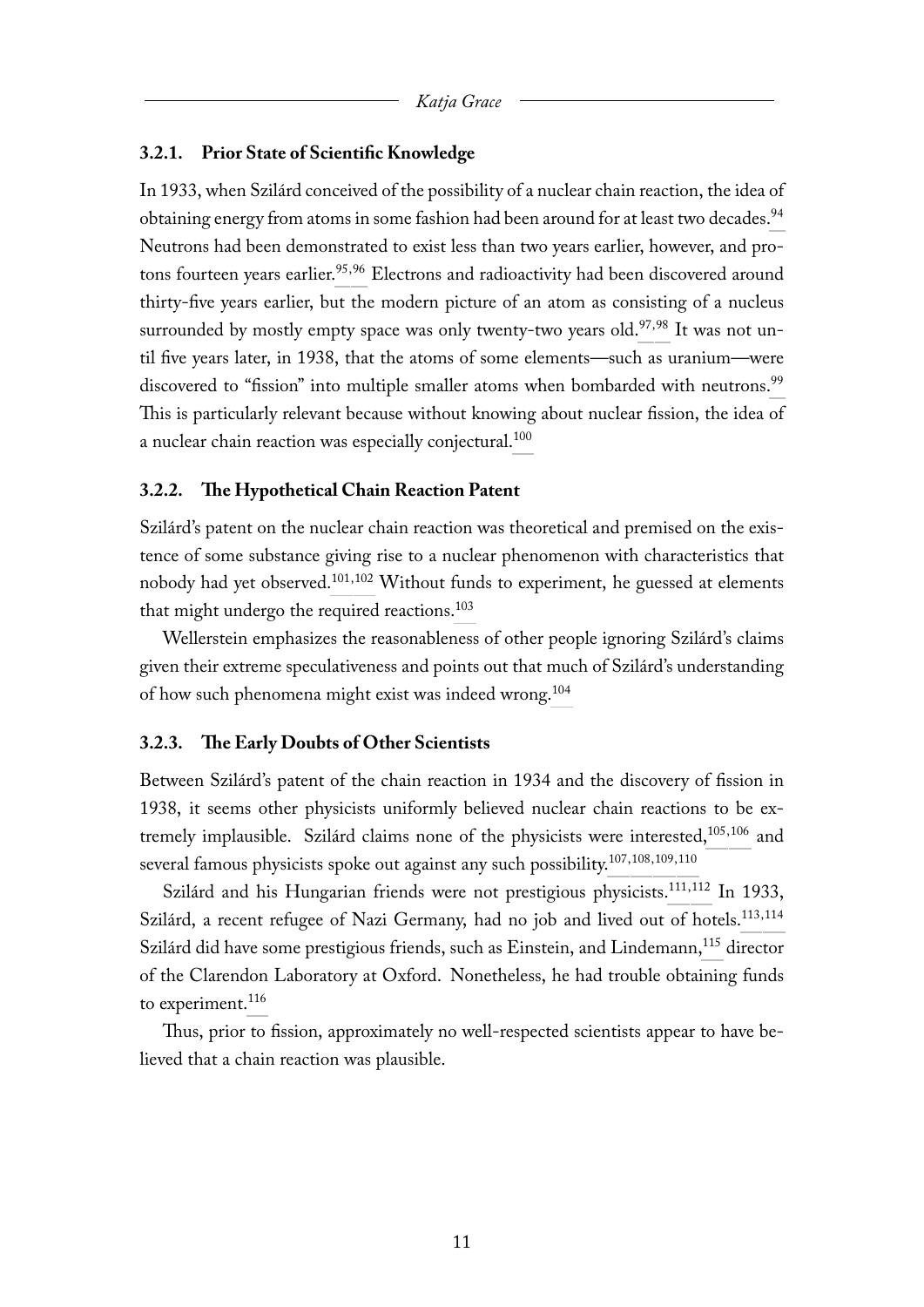### 3.2.1. Prior State of Scientific Knowledge

In 1933, when Szilárd conceived of the possibility of a nuclear chain reaction, the idea of obtaining energy from atoms in some fashion had been around for at least two decades.[94] Neutrons had been demonstrated to exist less than two years earlier, however, and protons fourteen years earlier.[95,96] Electrons and radioactivity had been discovered around thirty-five years earlier, but the modern picture of an atom as consisting of a nucleus surrounded by mostly empty space was only twenty-two years old.[97,98] It was not until five years later, in 1938, that the atoms of some elements—such as uranium—were discovered to "fission" into multiple smaller atoms when bombarded with neutrons.[99] This is particularly relevant because without knowing about nuclear fission, the idea of a nuclear chain reaction was especially conjectural.[100]

### 3.2.2. The Hypothetical Chain Reaction Patent

Szilárd's patent on the nuclear chain reaction was theoretical and premised on the existence of some substance giving rise to a nuclear phenomenon with characteristics that nobody had yet observed.[101,102] Without funds to experiment, he guessed at elements that might undergo the required reactions.[103]

Wellerstein emphasizes the reasonableness of other people ignoring Szilárd's claims given their extreme speculativeness and points out that much of Szilárd's understanding of how such phenomena might exist was indeed wrong.[104]

### 3.2.3. The Early Doubts of Other Scientists

Between Szilárd's patent of the chain reaction in 1934 and the discovery of fission in 1938, it seems other physicists uniformly believed nuclear chain reactions to be extremely implausible. Szilárd claims none of the physicists were interested,[105,106] and several famous physicists spoke out against any such possibility.[107,108,109,110]

Szilárd and his Hungarian friends were not prestigious physicists.[111,112] In 1933, Szilárd, a recent refugee of Nazi Germany, had no job and lived out of hotels.[113,114] Szilárd did have some prestigious friends, such as Einstein, and Lindemann,[115] director of the Clarendon Laboratory at Oxford. Nonetheless, he had trouble obtaining funds to experiment.[116]

Thus, prior to fission, approximately no well-respected scientists appear to have believed that a chain reaction was plausible.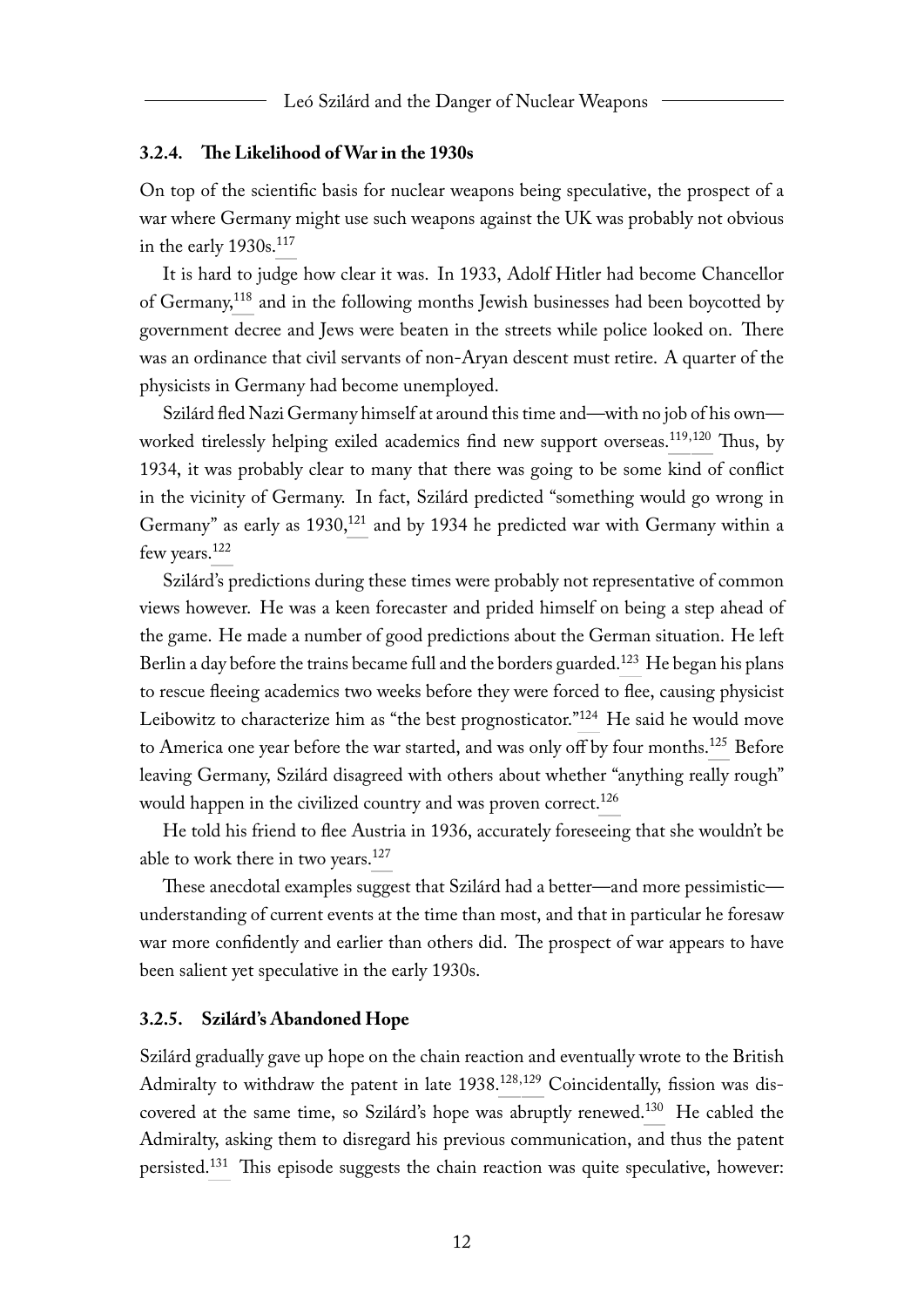### 3.2.4. The Likelihood of War in the 1930s

On top of the scientific basis for nuclear weapons being speculative, the prospect of a war where Germany might use such weapons against the UK was probably not obvious in the early 1930s.[117]

It is hard to judge how clear it was. In 1933, Adolf Hitler had become Chancellor of Germany,[118] and in the following months Jewish businesses had been boycotted by government decree and Jews were beaten in the streets while police looked on. There was an ordinance that civil servants of non-Aryan descent must retire. A quarter of the physicists in Germany had become unemployed.

Szilárd fled Nazi Germany himself at around this time and—with no job of his own—worked tirelessly helping exiled academics find new support overseas.[119,120] Thus, by 1934, it was probably clear to many that there was going to be some kind of conflict in the vicinity of Germany. In fact, Szilárd predicted "something would go wrong in Germany" as early as 1930,[121] and by 1934 he predicted war with Germany within a few years.[122]

Szilárd's predictions during these times were probably not representative of common views however. He was a keen forecaster and prided himself on being a step ahead of the game. He made a number of good predictions about the German situation. He left Berlin a day before the trains became full and the borders guarded.[123] He began his plans to rescue fleeing academics two weeks before they were forced to flee, causing physicist Leibowitz to characterize him as "the best prognosticator."[124] He said he would move to America one year before the war started, and was only off by four months.[125] Before leaving Germany, Szilárd disagreed with others about whether "anything really rough" would happen in the civilized country and was proven correct.[126]

He told his friend to flee Austria in 1936, accurately foreseeing that she wouldn't be able to work there in two years.[127]

These anecdotal examples suggest that Szilárd had a better—and more pessimistic—understanding of current events at the time than most, and that in particular he foresaw war more confidently and earlier than others did. The prospect of war appears to have been salient yet speculative in the early 1930s.

### 3.2.5. Szilárd's Abandoned Hope

Szilárd gradually gave up hope on the chain reaction and eventually wrote to the British Admiralty to withdraw the patent in late 1938.[128,129] Coincidentally, fission was discovered at the same time, so Szilárd's hope was abruptly renewed.[130] He cabled the Admiralty, asking them to disregard his previous communication, and thus the patent persisted.[131] This episode suggests the chain reaction was quite speculative, however: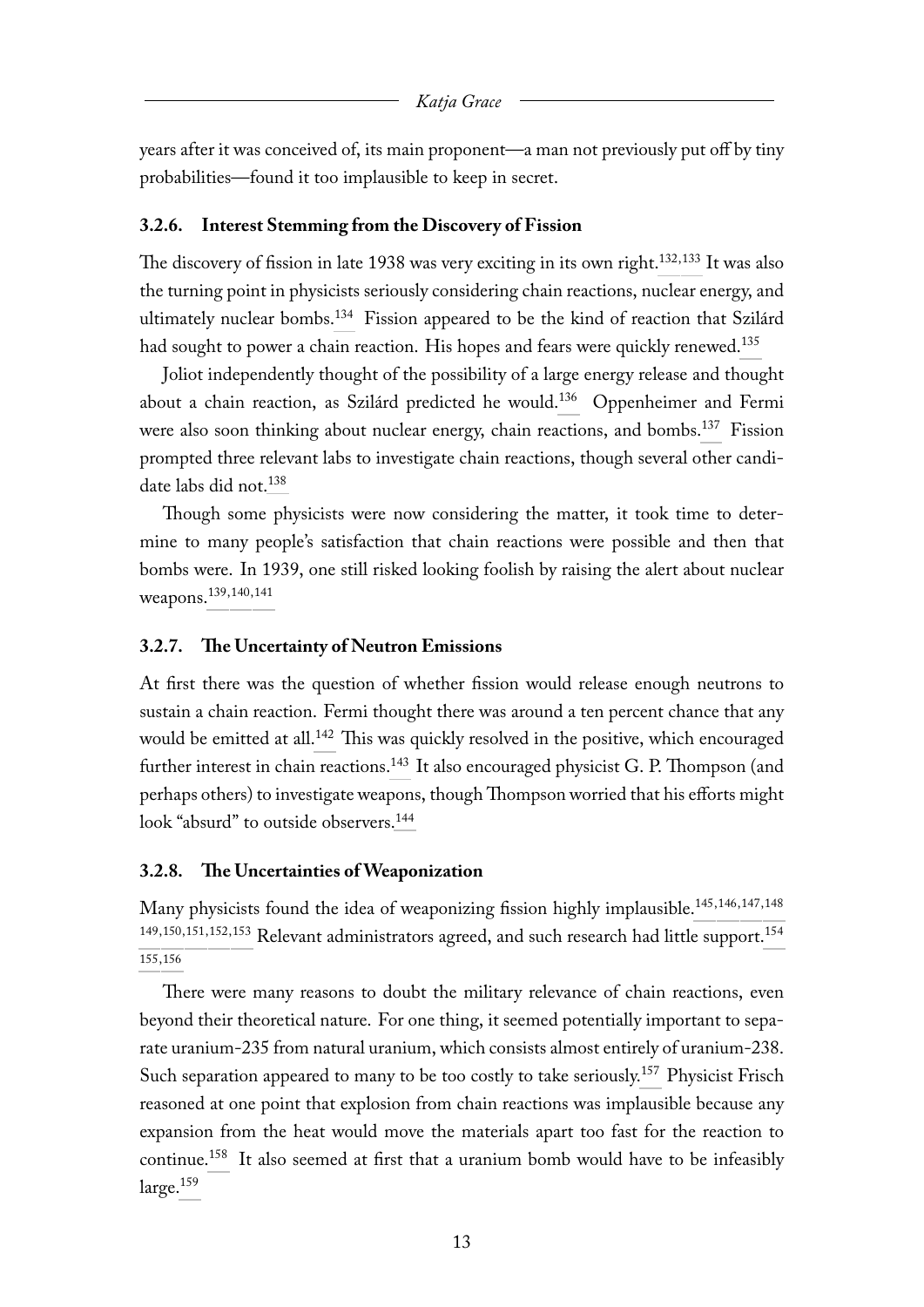years after it was conceived of, its main proponent—a man not previously put off by tiny probabilities—found it too implausible to keep in secret.

### 3.2.6. Interest Stemming from the Discovery of Fission

The discovery of fission in late 1938 was very exciting in its own right.[132,133] It was also the turning point in physicists seriously considering chain reactions, nuclear energy, and ultimately nuclear bombs.[134] Fission appeared to be the kind of reaction that Szilárd had sought to power a chain reaction. His hopes and fears were quickly renewed.[135]

Joliot independently thought of the possibility of a large energy release and thought about a chain reaction, as Szilárd predicted he would.[136] Oppenheimer and Fermi were also soon thinking about nuclear energy, chain reactions, and bombs.[137] Fission prompted three relevant labs to investigate chain reactions, though several other candidate labs did not.[138]

Though some physicists were now considering the matter, it took time to determine to many people's satisfaction that chain reactions were possible and then that bombs were. In 1939, one still risked looking foolish by raising the alert about nuclear weapons.[139,140,141]

### 3.2.7. The Uncertainty of Neutron Emissions

At first there was the question of whether fission would release enough neutrons to sustain a chain reaction. Fermi thought there was around a ten percent chance that any would be emitted at all.[142] This was quickly resolved in the positive, which encouraged further interest in chain reactions.[143] It also encouraged physicist G. P. Thompson (and perhaps others) to investigate weapons, though Thompson worried that his efforts might look "absurd" to outside observers.[144]

### 3.2.8. The Uncertainties of Weaponization

Many physicists found the idea of weaponizing fission highly implausible.[145,146,147,148,149,150,151,152,153] Relevant administrators agreed, and such research had little support.[154,155,156]

There were many reasons to doubt the military relevance of chain reactions, even beyond their theoretical nature. For one thing, it seemed potentially important to separate uranium-235 from natural uranium, which consists almost entirely of uranium-238. Such separation appeared to many to be too costly to take seriously.[157] Physicist Frisch reasoned at one point that explosion from chain reactions was implausible because any expansion from the heat would move the materials apart too fast for the reaction to continue.[158] It also seemed at first that a uranium bomb would have to be infeasibly large.[159]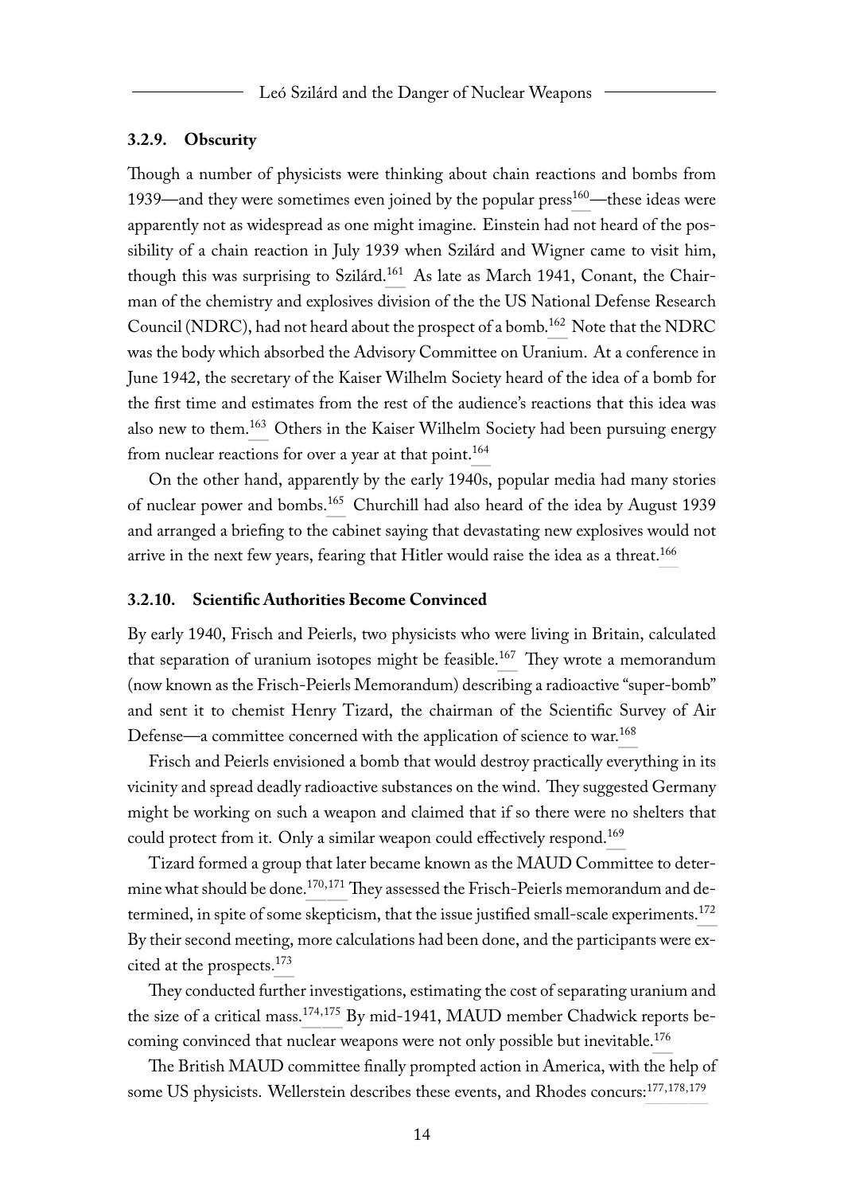### 3.2.9. Obscurity

Though a number of physicists were thinking about chain reactions and bombs from 1939—and they were sometimes even joined by the popular press[160]—these ideas were apparently not as widespread as one might imagine. Einstein had not heard of the possibility of a chain reaction in July 1939 when Szilárd and Wigner came to visit him, though this was surprising to Szilárd.[161] As late as March 1941, Conant, the Chairman of the chemistry and explosives division of the the US National Defense Research Council (NDRC), had not heard about the prospect of a bomb.[162] Note that the NDRC was the body which absorbed the Advisory Committee on Uranium. At a conference in June 1942, the secretary of the Kaiser Wilhelm Society heard of the idea of a bomb for the first time and estimates from the rest of the audience's reactions that this idea was also new to them.[163] Others in the Kaiser Wilhelm Society had been pursuing energy from nuclear reactions for over a year at that point.[164]

On the other hand, apparently by the early 1940s, popular media had many stories of nuclear power and bombs.[165] Churchill had also heard of the idea by August 1939 and arranged a briefing to the cabinet saying that devastating new explosives would not arrive in the next few years, fearing that Hitler would raise the idea as a threat.[166]

### 3.2.10. Scientific Authorities Become Convinced

By early 1940, Frisch and Peierls, two physicists who were living in Britain, calculated that separation of uranium isotopes might be feasible.[167] They wrote a memorandum (now known as the Frisch-Peierls Memorandum) describing a radioactive "super-bomb" and sent it to chemist Henry Tizard, the chairman of the Scientific Survey of Air Defense—a committee concerned with the application of science to war.[168]

Frisch and Peierls envisioned a bomb that would destroy practically everything in its vicinity and spread deadly radioactive substances on the wind. They suggested Germany might be working on such a weapon and claimed that if so there were no shelters that could protect from it. Only a similar weapon could effectively respond.[169]

Tizard formed a group that later became known as the MAUD Committee to determine what should be done.[170,171] They assessed the Frisch-Peierls memorandum and determined, in spite of some skepticism, that the issue justified small-scale experiments.[172] By their second meeting, more calculations had been done, and the participants were excited at the prospects.[173]

They conducted further investigations, estimating the cost of separating uranium and the size of a critical mass.[174,175] By mid-1941, MAUD member Chadwick reports becoming convinced that nuclear weapons were not only possible but inevitable.[176]

The British MAUD committee finally prompted action in America, with the help of some US physicists. Wellerstein describes these events, and Rhodes concurs:[177,178,179]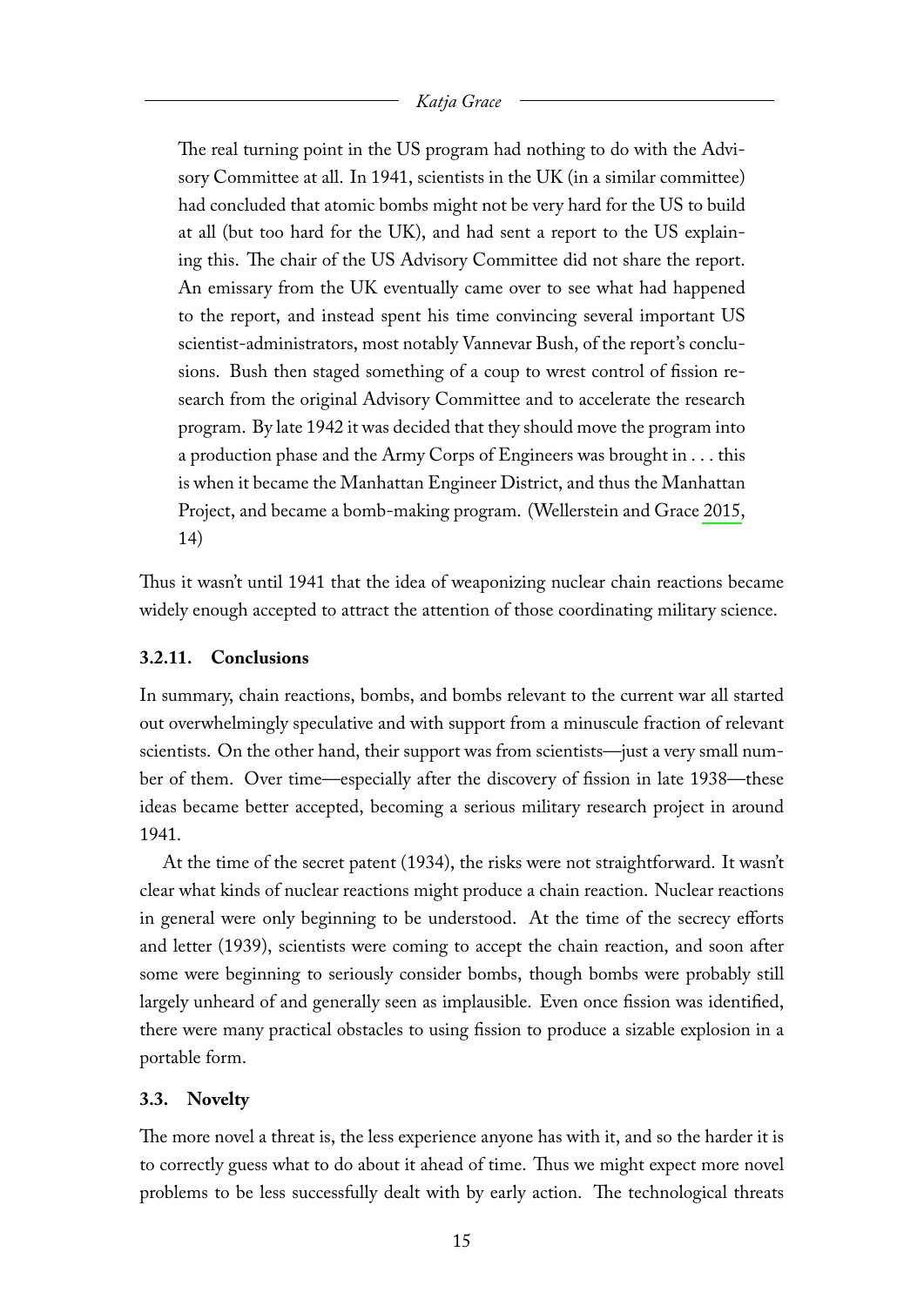> The real turning point in the US program had nothing to do with the Advisory Committee at all. In 1941, scientists in the UK (in a similar committee) had concluded that atomic bombs might not be very hard for the US to build at all (but too hard for the UK), and had sent a report to the US explaining this. The chair of the US Advisory Committee did not share the report. An emissary from the UK eventually came over to see what had happened to the report, and instead spent his time convincing several important US scientist-administrators, most notably Vannevar Bush, of the report's conclusions. Bush then staged something of a coup to wrest control of fission research from the original Advisory Committee and to accelerate the research program. By late 1942 it was decided that they should move the program into a production phase and the Army Corps of Engineers was brought in . . . this is when it became the Manhattan Engineer District, and thus the Manhattan Project, and became a bomb-making program. (Wellerstein and Grace 2015, 14)

Thus it wasn't until 1941 that the idea of weaponizing nuclear chain reactions became widely enough accepted to attract the attention of those coordinating military science.

### 3.2.11. Conclusions

In summary, chain reactions, bombs, and bombs relevant to the current war all started out overwhelmingly speculative and with support from a minuscule fraction of relevant scientists. On the other hand, their support was from scientists—just a very small number of them. Over time—especially after the discovery of fission in late 1938—these ideas became better accepted, becoming a serious military research project in around 1941.

At the time of the secret patent (1934), the risks were not straightforward. It wasn't clear what kinds of nuclear reactions might produce a chain reaction. Nuclear reactions in general were only beginning to be understood. At the time of the secrecy efforts and letter (1939), scientists were coming to accept the chain reaction, and soon after some were beginning to seriously consider bombs, though bombs were probably still largely unheard of and generally seen as implausible. Even once fission was identified, there were many practical obstacles to using fission to produce a sizable explosion in a portable form.

### 3.3. Novelty

The more novel a threat is, the less experience anyone has with it, and so the harder it is to correctly guess what to do about it ahead of time. Thus we might expect more novel problems to be less successfully dealt with by early action. The technological threats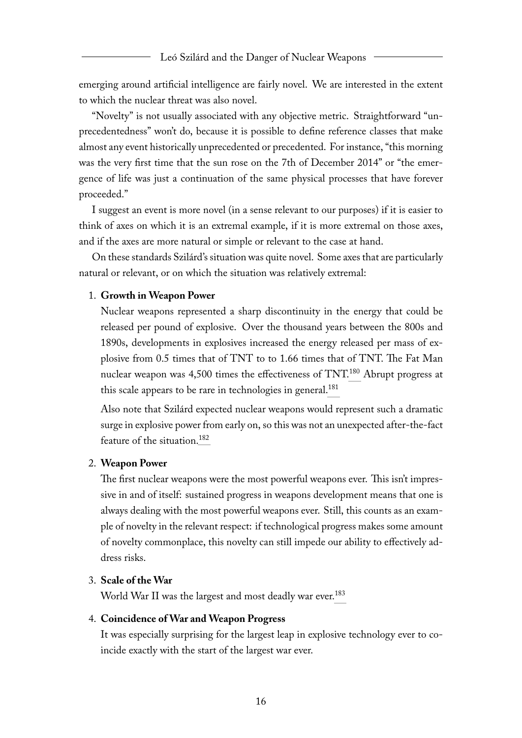emerging around artificial intelligence are fairly novel. We are interested in the extent to which the nuclear threat was also novel.

"Novelty" is not usually associated with any objective metric. Straightforward "unprecedentedness" won't do, because it is possible to define reference classes that make almost any event historically unprecedented or precedented. For instance, "this morning was the very first time that the sun rose on the 7th of December 2014" or "the emergence of life was just a continuation of the same physical processes that have forever proceeded."

I suggest an event is more novel (in a sense relevant to our purposes) if it is easier to think of axes on which it is an extremal example, if it is more extremal on those axes, and if the axes are more natural or simple or relevant to the case at hand.

On these standards Szilárd's situation was quite novel. Some axes that are particularly natural or relevant, or on which the situation was relatively extremal:

1. **Growth in Weapon Power**

   Nuclear weapons represented a sharp discontinuity in the energy that could be released per pound of explosive. Over the thousand years between the 800s and 1890s, developments in explosives increased the energy released per mass of explosive from 0.5 times that of TNT to to 1.66 times that of TNT. The Fat Man nuclear weapon was 4,500 times the effectiveness of TNT.[180] Abrupt progress at this scale appears to be rare in technologies in general.[181]

   Also note that Szilárd expected nuclear weapons would represent such a dramatic surge in explosive power from early on, so this was not an unexpected after-the-fact feature of the situation.[182]

2. **Weapon Power**

   The first nuclear weapons were the most powerful weapons ever. This isn't impressive in and of itself: sustained progress in weapons development means that one is always dealing with the most powerful weapons ever. Still, this counts as an example of novelty in the relevant respect: if technological progress makes some amount of novelty commonplace, this novelty can still impede our ability to effectively address risks.

3. **Scale of the War**

   World War II was the largest and most deadly war ever.[183]

4. **Coincidence of War and Weapon Progress**

   It was especially surprising for the largest leap in explosive technology ever to coincide exactly with the start of the largest war ever.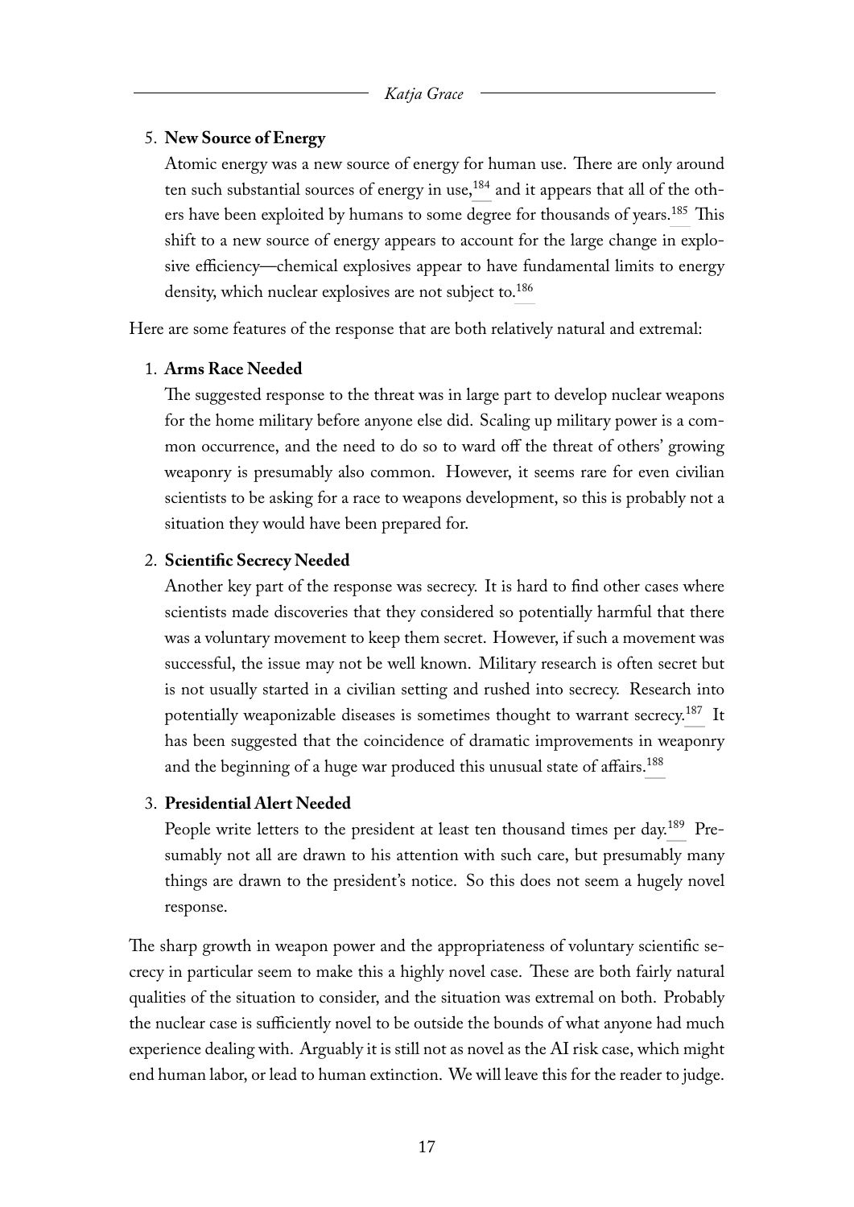5. **New Source of Energy**

   Atomic energy was a new source of energy for human use. There are only around ten such substantial sources of energy in use,[184] and it appears that all of the others have been exploited by humans to some degree for thousands of years.[185] This shift to a new source of energy appears to account for the large change in explosive efficiency—chemical explosives appear to have fundamental limits to energy density, which nuclear explosives are not subject to.[186]

Here are some features of the response that are both relatively natural and extremal:

1. **Arms Race Needed**

   The suggested response to the threat was in large part to develop nuclear weapons for the home military before anyone else did. Scaling up military power is a common occurrence, and the need to do so to ward off the threat of others' growing weaponry is presumably also common. However, it seems rare for even civilian scientists to be asking for a race to weapons development, so this is probably not a situation they would have been prepared for.

2. **Scientific Secrecy Needed**

   Another key part of the response was secrecy. It is hard to find other cases where scientists made discoveries that they considered so potentially harmful that there was a voluntary movement to keep them secret. However, if such a movement was successful, the issue may not be well known. Military research is often secret but is not usually started in a civilian setting and rushed into secrecy. Research into potentially weaponizable diseases is sometimes thought to warrant secrecy.[187] It has been suggested that the coincidence of dramatic improvements in weaponry and the beginning of a huge war produced this unusual state of affairs.[188]

3. **Presidential Alert Needed**

   People write letters to the president at least ten thousand times per day.[189] Presumably not all are drawn to his attention with such care, but presumably many things are drawn to the president's notice. So this does not seem a hugely novel response.

The sharp growth in weapon power and the appropriateness of voluntary scientific secrecy in particular seem to make this a highly novel case. These are both fairly natural qualities of the situation to consider, and the situation was extremal on both. Probably the nuclear case is sufficiently novel to be outside the bounds of what anyone had much experience dealing with. Arguably it is still not as novel as the AI risk case, which might end human labor, or lead to human extinction. We will leave this for the reader to judge.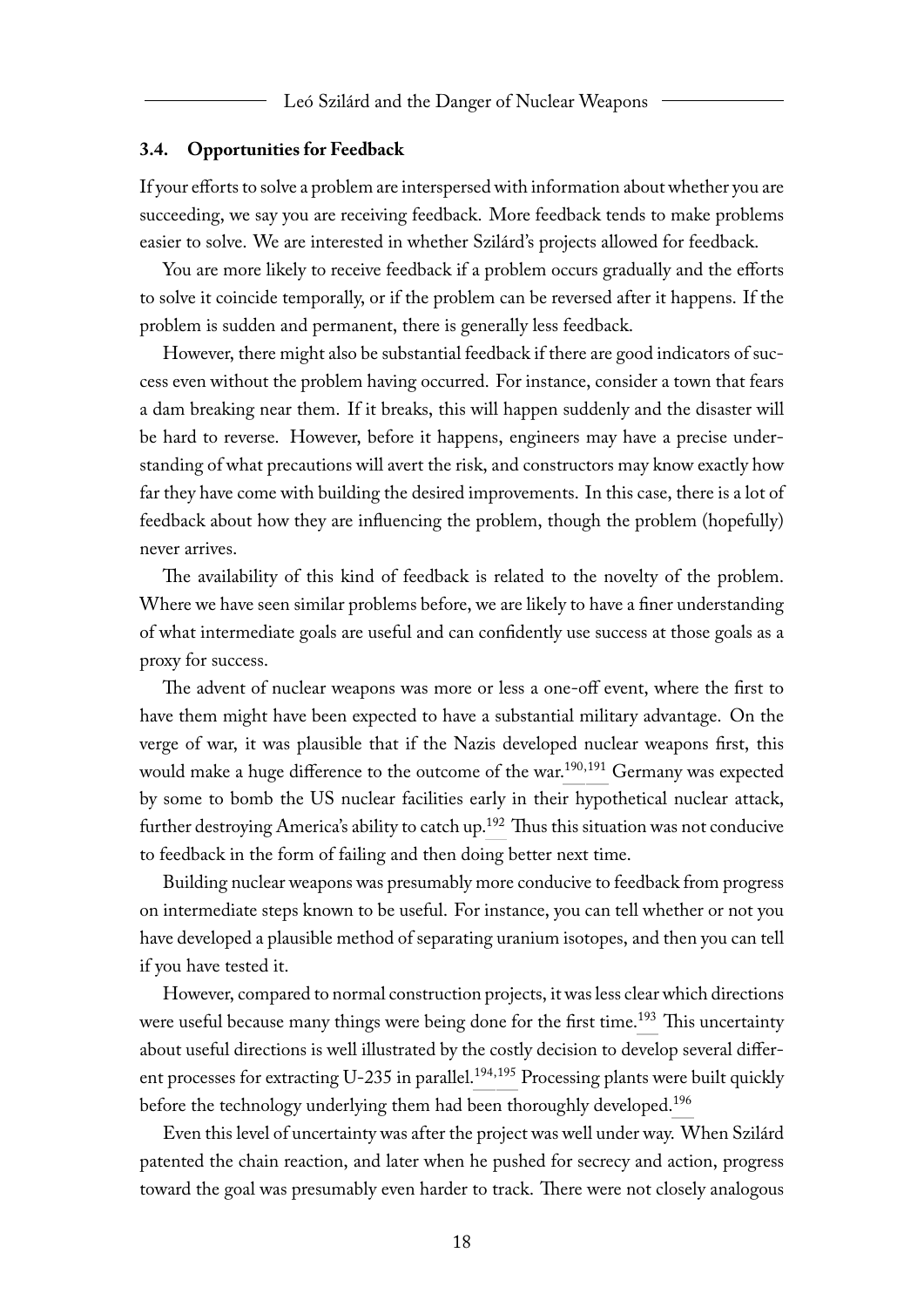### 3.4. Opportunities for Feedback

If your efforts to solve a problem are interspersed with information about whether you are succeeding, we say you are receiving feedback. More feedback tends to make problems easier to solve. We are interested in whether Szilárd's projects allowed for feedback.

You are more likely to receive feedback if a problem occurs gradually and the efforts to solve it coincide temporally, or if the problem can be reversed after it happens. If the problem is sudden and permanent, there is generally less feedback.

However, there might also be substantial feedback if there are good indicators of success even without the problem having occurred. For instance, consider a town that fears a dam breaking near them. If it breaks, this will happen suddenly and the disaster will be hard to reverse. However, before it happens, engineers may have a precise understanding of what precautions will avert the risk, and constructors may know exactly how far they have come with building the desired improvements. In this case, there is a lot of feedback about how they are influencing the problem, though the problem (hopefully) never arrives.

The availability of this kind of feedback is related to the novelty of the problem. Where we have seen similar problems before, we are likely to have a finer understanding of what intermediate goals are useful and can confidently use success at those goals as a proxy for success.

The advent of nuclear weapons was more or less a one-off event, where the first to have them might have been expected to have a substantial military advantage. On the verge of war, it was plausible that if the Nazis developed nuclear weapons first, this would make a huge difference to the outcome of the war.[190,191] Germany was expected by some to bomb the US nuclear facilities early in their hypothetical nuclear attack, further destroying America's ability to catch up.[192] Thus this situation was not conducive to feedback in the form of failing and then doing better next time.

Building nuclear weapons was presumably more conducive to feedback from progress on intermediate steps known to be useful. For instance, you can tell whether or not you have developed a plausible method of separating uranium isotopes, and then you can tell if you have tested it.

However, compared to normal construction projects, it was less clear which directions were useful because many things were being done for the first time.[193] This uncertainty about useful directions is well illustrated by the costly decision to develop several different processes for extracting U-235 in parallel.[194,195] Processing plants were built quickly before the technology underlying them had been thoroughly developed.[196]

Even this level of uncertainty was after the project was well under way. When Szilárd patented the chain reaction, and later when he pushed for secrecy and action, progress toward the goal was presumably even harder to track. There were not closely analogous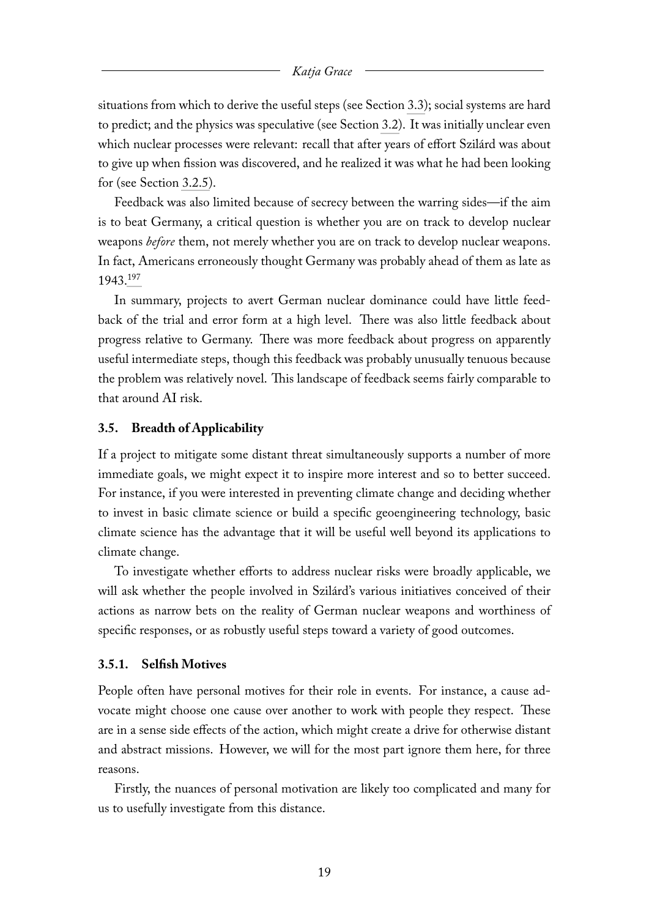situations from which to derive the useful steps (see Section 3.3); social systems are hard to predict; and the physics was speculative (see Section 3.2). It was initially unclear even which nuclear processes were relevant: recall that after years of effort Szilárd was about to give up when fission was discovered, and he realized it was what he had been looking for (see Section 3.2.5).

Feedback was also limited because of secrecy between the warring sides—if the aim is to beat Germany, a critical question is whether you are on track to develop nuclear weapons *before* them, not merely whether you are on track to develop nuclear weapons. In fact, Americans erroneously thought Germany was probably ahead of them as late as 1943.[197]

In summary, projects to avert German nuclear dominance could have little feedback of the trial and error form at a high level. There was also little feedback about progress relative to Germany. There was more feedback about progress on apparently useful intermediate steps, though this feedback was probably unusually tenuous because the problem was relatively novel. This landscape of feedback seems fairly comparable to that around AI risk.

### 3.5. Breadth of Applicability

If a project to mitigate some distant threat simultaneously supports a number of more immediate goals, we might expect it to inspire more interest and so to better succeed. For instance, if you were interested in preventing climate change and deciding whether to invest in basic climate science or build a specific geoengineering technology, basic climate science has the advantage that it will be useful well beyond its applications to climate change.

To investigate whether efforts to address nuclear risks were broadly applicable, we will ask whether the people involved in Szilárd's various initiatives conceived of their actions as narrow bets on the reality of German nuclear weapons and worthiness of specific responses, or as robustly useful steps toward a variety of good outcomes.

#### 3.5.1. Selfish Motives

People often have personal motives for their role in events. For instance, a cause advocate might choose one cause over another to work with people they respect. These are in a sense side effects of the action, which might create a drive for otherwise distant and abstract missions. However, we will for the most part ignore them here, for three reasons.

Firstly, the nuances of personal motivation are likely too complicated and many for us to usefully investigate from this distance.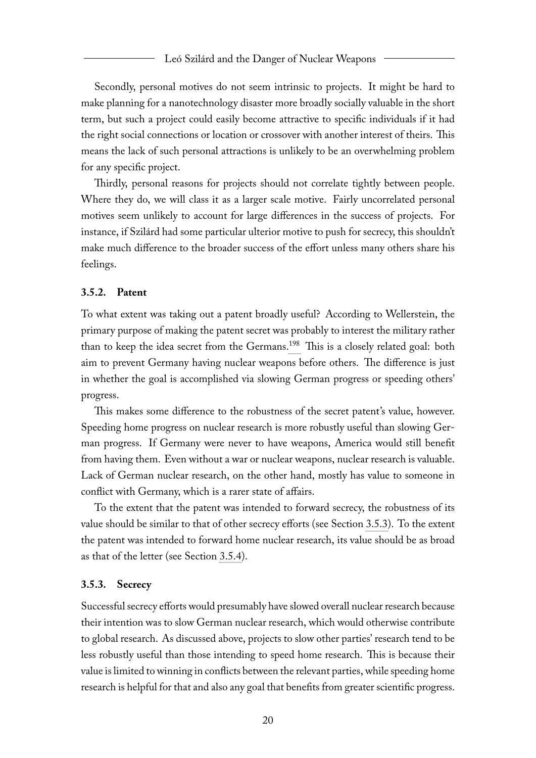Secondly, personal motives do not seem intrinsic to projects. It might be hard to make planning for a nanotechnology disaster more broadly socially valuable in the short term, but such a project could easily become attractive to specific individuals if it had the right social connections or location or crossover with another interest of theirs. This means the lack of such personal attractions is unlikely to be an overwhelming problem for any specific project.

Thirdly, personal reasons for projects should not correlate tightly between people. Where they do, we will class it as a larger scale motive. Fairly uncorrelated personal motives seem unlikely to account for large differences in the success of projects. For instance, if Szilárd had some particular ulterior motive to push for secrecy, this shouldn't make much difference to the broader success of the effort unless many others share his feelings.

### 3.5.2. Patent

To what extent was taking out a patent broadly useful? According to Wellerstein, the primary purpose of making the patent secret was probably to interest the military rather than to keep the idea secret from the Germans.[198] This is a closely related goal: both aim to prevent Germany having nuclear weapons before others. The difference is just in whether the goal is accomplished via slowing German progress or speeding others' progress.

This makes some difference to the robustness of the secret patent's value, however. Speeding home progress on nuclear research is more robustly useful than slowing German progress. If Germany were never to have weapons, America would still benefit from having them. Even without a war or nuclear weapons, nuclear research is valuable. Lack of German nuclear research, on the other hand, mostly has value to someone in conflict with Germany, which is a rarer state of affairs.

To the extent that the patent was intended to forward secrecy, the robustness of its value should be similar to that of other secrecy efforts (see Section 3.5.3). To the extent the patent was intended to forward home nuclear research, its value should be as broad as that of the letter (see Section 3.5.4).

### 3.5.3. Secrecy

Successful secrecy efforts would presumably have slowed overall nuclear research because their intention was to slow German nuclear research, which would otherwise contribute to global research. As discussed above, projects to slow other parties' research tend to be less robustly useful than those intending to speed home research. This is because their value is limited to winning in conflicts between the relevant parties, while speeding home research is helpful for that and also any goal that benefits from greater scientific progress.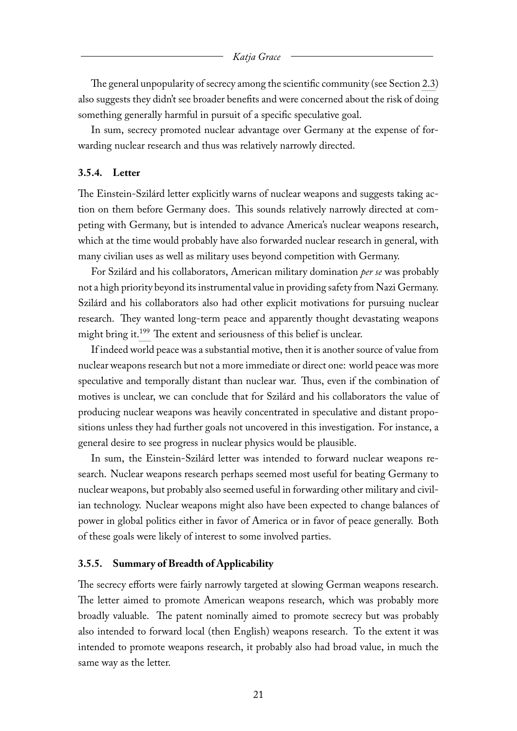The general unpopularity of secrecy among the scientific community (see Section 2.3) also suggests they didn't see broader benefits and were concerned about the risk of doing something generally harmful in pursuit of a specific speculative goal.

In sum, secrecy promoted nuclear advantage over Germany at the expense of forwarding nuclear research and thus was relatively narrowly directed.

### 3.5.4. Letter

The Einstein-Szilárd letter explicitly warns of nuclear weapons and suggests taking action on them before Germany does. This sounds relatively narrowly directed at competing with Germany, but is intended to advance America's nuclear weapons research, which at the time would probably have also forwarded nuclear research in general, with many civilian uses as well as military uses beyond competition with Germany.

For Szilárd and his collaborators, American military domination *per se* was probably not a high priority beyond its instrumental value in providing safety from Nazi Germany. Szilárd and his collaborators also had other explicit motivations for pursuing nuclear research. They wanted long-term peace and apparently thought devastating weapons might bring it.[199] The extent and seriousness of this belief is unclear.

If indeed world peace was a substantial motive, then it is another source of value from nuclear weapons research but not a more immediate or direct one: world peace was more speculative and temporally distant than nuclear war. Thus, even if the combination of motives is unclear, we can conclude that for Szilárd and his collaborators the value of producing nuclear weapons was heavily concentrated in speculative and distant propositions unless they had further goals not uncovered in this investigation. For instance, a general desire to see progress in nuclear physics would be plausible.

In sum, the Einstein-Szilárd letter was intended to forward nuclear weapons research. Nuclear weapons research perhaps seemed most useful for beating Germany to nuclear weapons, but probably also seemed useful in forwarding other military and civilian technology. Nuclear weapons might also have been expected to change balances of power in global politics either in favor of America or in favor of peace generally. Both of these goals were likely of interest to some involved parties.

### 3.5.5. Summary of Breadth of Applicability

The secrecy efforts were fairly narrowly targeted at slowing German weapons research. The letter aimed to promote American weapons research, which was probably more broadly valuable. The patent nominally aimed to promote secrecy but was probably also intended to forward local (then English) weapons research. To the extent it was intended to promote weapons research, it probably also had broad value, in much the same way as the letter.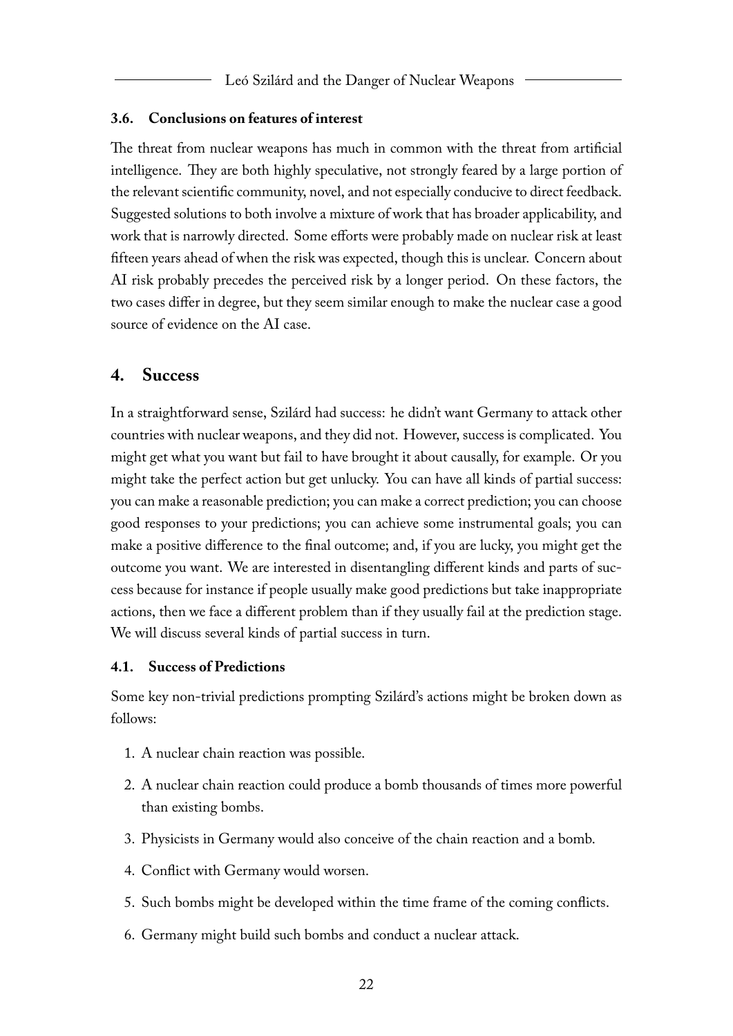### 3.6. Conclusions on features of interest

The threat from nuclear weapons has much in common with the threat from artificial intelligence. They are both highly speculative, not strongly feared by a large portion of the relevant scientific community, novel, and not especially conducive to direct feedback. Suggested solutions to both involve a mixture of work that has broader applicability, and work that is narrowly directed. Some efforts were probably made on nuclear risk at least fifteen years ahead of when the risk was expected, though this is unclear. Concern about AI risk probably precedes the perceived risk by a longer period. On these factors, the two cases differ in degree, but they seem similar enough to make the nuclear case a good source of evidence on the AI case.

## 4. Success

In a straightforward sense, Szilárd had success: he didn't want Germany to attack other countries with nuclear weapons, and they did not. However, success is complicated. You might get what you want but fail to have brought it about causally, for example. Or you might take the perfect action but get unlucky. You can have all kinds of partial success: you can make a reasonable prediction; you can make a correct prediction; you can choose good responses to your predictions; you can achieve some instrumental goals; you can make a positive difference to the final outcome; and, if you are lucky, you might get the outcome you want. We are interested in disentangling different kinds and parts of success because for instance if people usually make good predictions but take inappropriate actions, then we face a different problem than if they usually fail at the prediction stage. We will discuss several kinds of partial success in turn.

### 4.1. Success of Predictions

Some key non-trivial predictions prompting Szilárd's actions might be broken down as follows:

1. A nuclear chain reaction was possible.
2. A nuclear chain reaction could produce a bomb thousands of times more powerful than existing bombs.
3. Physicists in Germany would also conceive of the chain reaction and a bomb.
4. Conflict with Germany would worsen.
5. Such bombs might be developed within the time frame of the coming conflicts.
6. Germany might build such bombs and conduct a nuclear attack.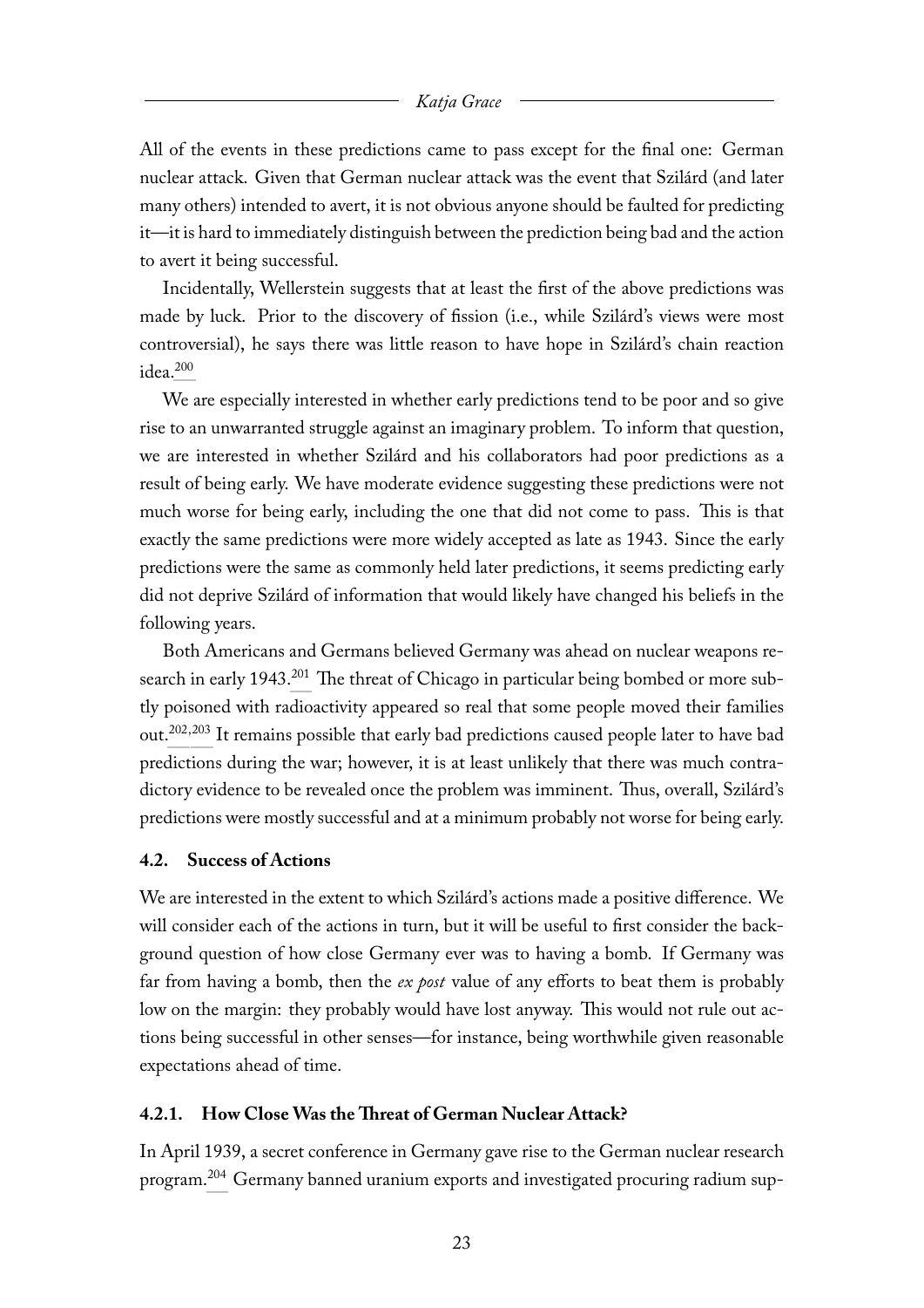All of the events in these predictions came to pass except for the final one: German nuclear attack. Given that German nuclear attack was the event that Szilárd (and later many others) intended to avert, it is not obvious anyone should be faulted for predicting it—it is hard to immediately distinguish between the prediction being bad and the action to avert it being successful.

Incidentally, Wellerstein suggests that at least the first of the above predictions was made by luck. Prior to the discovery of fission (i.e., while Szilárd's views were most controversial), he says there was little reason to have hope in Szilárd's chain reaction idea.[200]

We are especially interested in whether early predictions tend to be poor and so give rise to an unwarranted struggle against an imaginary problem. To inform that question, we are interested in whether Szilárd and his collaborators had poor predictions as a result of being early. We have moderate evidence suggesting these predictions were not much worse for being early, including the one that did not come to pass. This is that exactly the same predictions were more widely accepted as late as 1943. Since the early predictions were the same as commonly held later predictions, it seems predicting early did not deprive Szilárd of information that would likely have changed his beliefs in the following years.

Both Americans and Germans believed Germany was ahead on nuclear weapons research in early 1943.[201] The threat of Chicago in particular being bombed or more subtly poisoned with radioactivity appeared so real that some people moved their families out.[202,203] It remains possible that early bad predictions caused people later to have bad predictions during the war; however, it is at least unlikely that there was much contradictory evidence to be revealed once the problem was imminent. Thus, overall, Szilárd's predictions were mostly successful and at a minimum probably not worse for being early.

### 4.2. Success of Actions

We are interested in the extent to which Szilárd's actions made a positive difference. We will consider each of the actions in turn, but it will be useful to first consider the background question of how close Germany ever was to having a bomb. If Germany was far from having a bomb, then the *ex post* value of any efforts to beat them is probably low on the margin: they probably would have lost anyway. This would not rule out actions being successful in other senses—for instance, being worthwhile given reasonable expectations ahead of time.

#### 4.2.1. How Close Was the Threat of German Nuclear Attack?

In April 1939, a secret conference in Germany gave rise to the German nuclear research program.[204] Germany banned uranium exports and investigated procuring radium sup-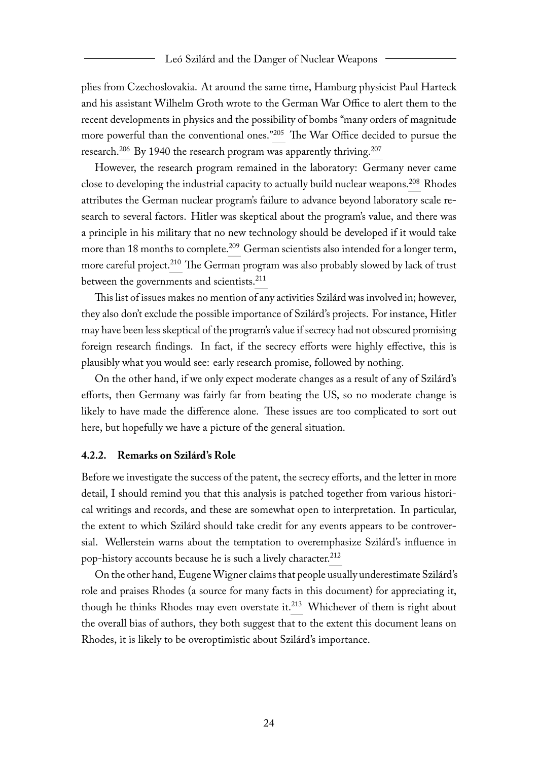plies from Czechoslovakia. At around the same time, Hamburg physicist Paul Harteck and his assistant Wilhelm Groth wrote to the German War Office to alert them to the recent developments in physics and the possibility of bombs "many orders of magnitude more powerful than the conventional ones."[205] The War Office decided to pursue the research.[206] By 1940 the research program was apparently thriving.[207]

However, the research program remained in the laboratory: Germany never came close to developing the industrial capacity to actually build nuclear weapons.[208] Rhodes attributes the German nuclear program's failure to advance beyond laboratory scale research to several factors. Hitler was skeptical about the program's value, and there was a principle in his military that no new technology should be developed if it would take more than 18 months to complete.[209] German scientists also intended for a longer term, more careful project.[210] The German program was also probably slowed by lack of trust between the governments and scientists.[211]

This list of issues makes no mention of any activities Szilárd was involved in; however, they also don't exclude the possible importance of Szilárd's projects. For instance, Hitler may have been less skeptical of the program's value if secrecy had not obscured promising foreign research findings. In fact, if the secrecy efforts were highly effective, this is plausibly what you would see: early research promise, followed by nothing.

On the other hand, if we only expect moderate changes as a result of any of Szilárd's efforts, then Germany was fairly far from beating the US, so no moderate change is likely to have made the difference alone. These issues are too complicated to sort out here, but hopefully we have a picture of the general situation.

#### 4.2.2. Remarks on Szilárd's Role

Before we investigate the success of the patent, the secrecy efforts, and the letter in more detail, I should remind you that this analysis is patched together from various historical writings and records, and these are somewhat open to interpretation. In particular, the extent to which Szilárd should take credit for any events appears to be controversial. Wellerstein warns about the temptation to overemphasize Szilárd's influence in pop-history accounts because he is such a lively character.[212]

On the other hand, Eugene Wigner claims that people usually underestimate Szilárd's role and praises Rhodes (a source for many facts in this document) for appreciating it, though he thinks Rhodes may even overstate it.[213] Whichever of them is right about the overall bias of authors, they both suggest that to the extent this document leans on Rhodes, it is likely to be overoptimistic about Szilárd's importance.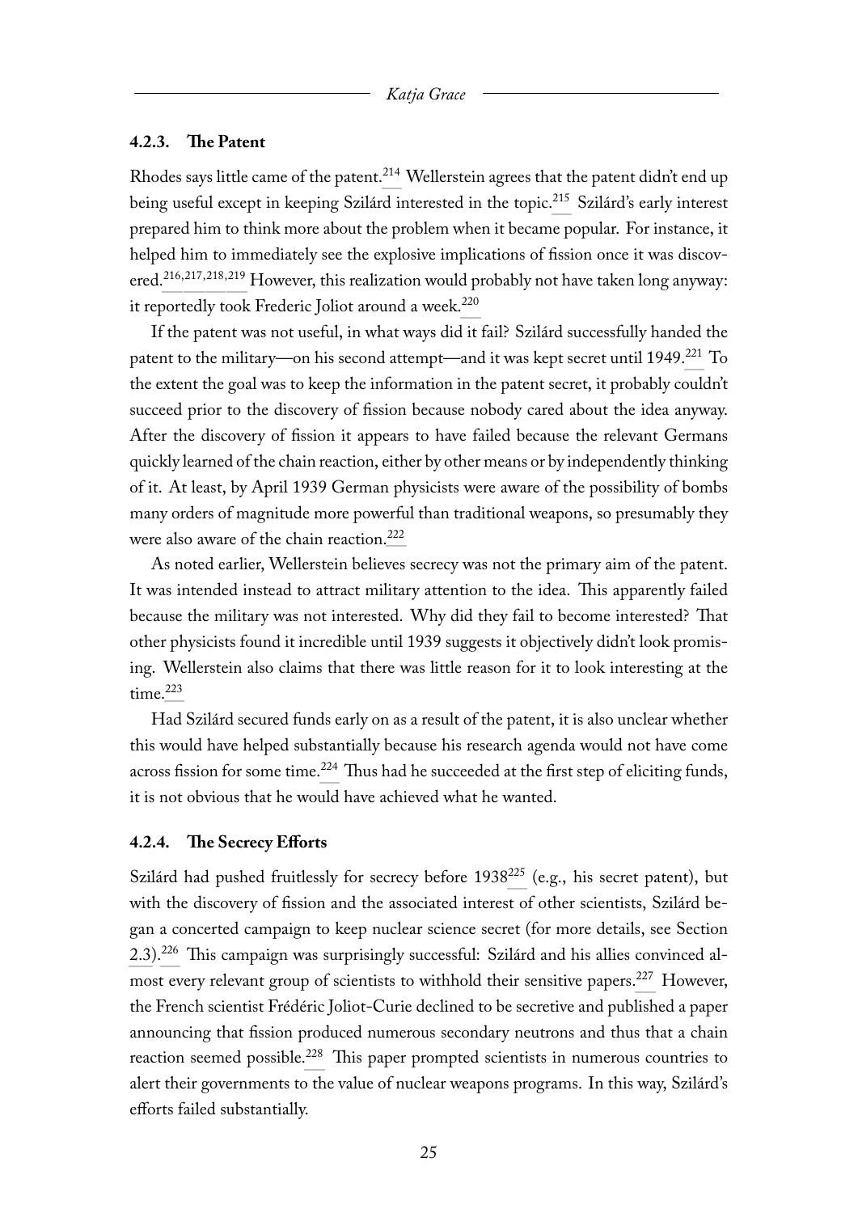#### 4.2.3. The Patent

Rhodes says little came of the patent.[214] Wellerstein agrees that the patent didn't end up being useful except in keeping Szilárd interested in the topic.[215] Szilárd's early interest prepared him to think more about the problem when it became popular. For instance, it helped him to immediately see the explosive implications of fission once it was discovered.[216,217,218,219] However, this realization would probably not have taken long anyway: it reportedly took Frederic Joliot around a week.[220]

If the patent was not useful, in what ways did it fail? Szilárd successfully handed the patent to the military—on his second attempt—and it was kept secret until 1949.[221] To the extent the goal was to keep the information in the patent secret, it probably couldn't succeed prior to the discovery of fission because nobody cared about the idea anyway. After the discovery of fission it appears to have failed because the relevant Germans quickly learned of the chain reaction, either by other means or by independently thinking of it. At least, by April 1939 German physicists were aware of the possibility of bombs many orders of magnitude more powerful than traditional weapons, so presumably they were also aware of the chain reaction.[222]

As noted earlier, Wellerstein believes secrecy was not the primary aim of the patent. It was intended instead to attract military attention to the idea. This apparently failed because the military was not interested. Why did they fail to become interested? That other physicists found it incredible until 1939 suggests it objectively didn't look promising. Wellerstein also claims that there was little reason for it to look interesting at the time.[223]

Had Szilárd secured funds early on as a result of the patent, it is also unclear whether this would have helped substantially because his research agenda would not have come across fission for some time.[224] Thus had he succeeded at the first step of eliciting funds, it is not obvious that he would have achieved what he wanted.

#### 4.2.4. The Secrecy Efforts

Szilárd had pushed fruitlessly for secrecy before 1938[225] (e.g., his secret patent), but with the discovery of fission and the associated interest of other scientists, Szilárd began a concerted campaign to keep nuclear science secret (for more details, see Section 2.3).[226] This campaign was surprisingly successful: Szilárd and his allies convinced almost every relevant group of scientists to withhold their sensitive papers.[227] However, the French scientist Frédéric Joliot-Curie declined to be secretive and published a paper announcing that fission produced numerous secondary neutrons and thus that a chain reaction seemed possible.[228] This paper prompted scientists in numerous countries to alert their governments to the value of nuclear weapons programs. In this way, Szilárd's efforts failed substantially.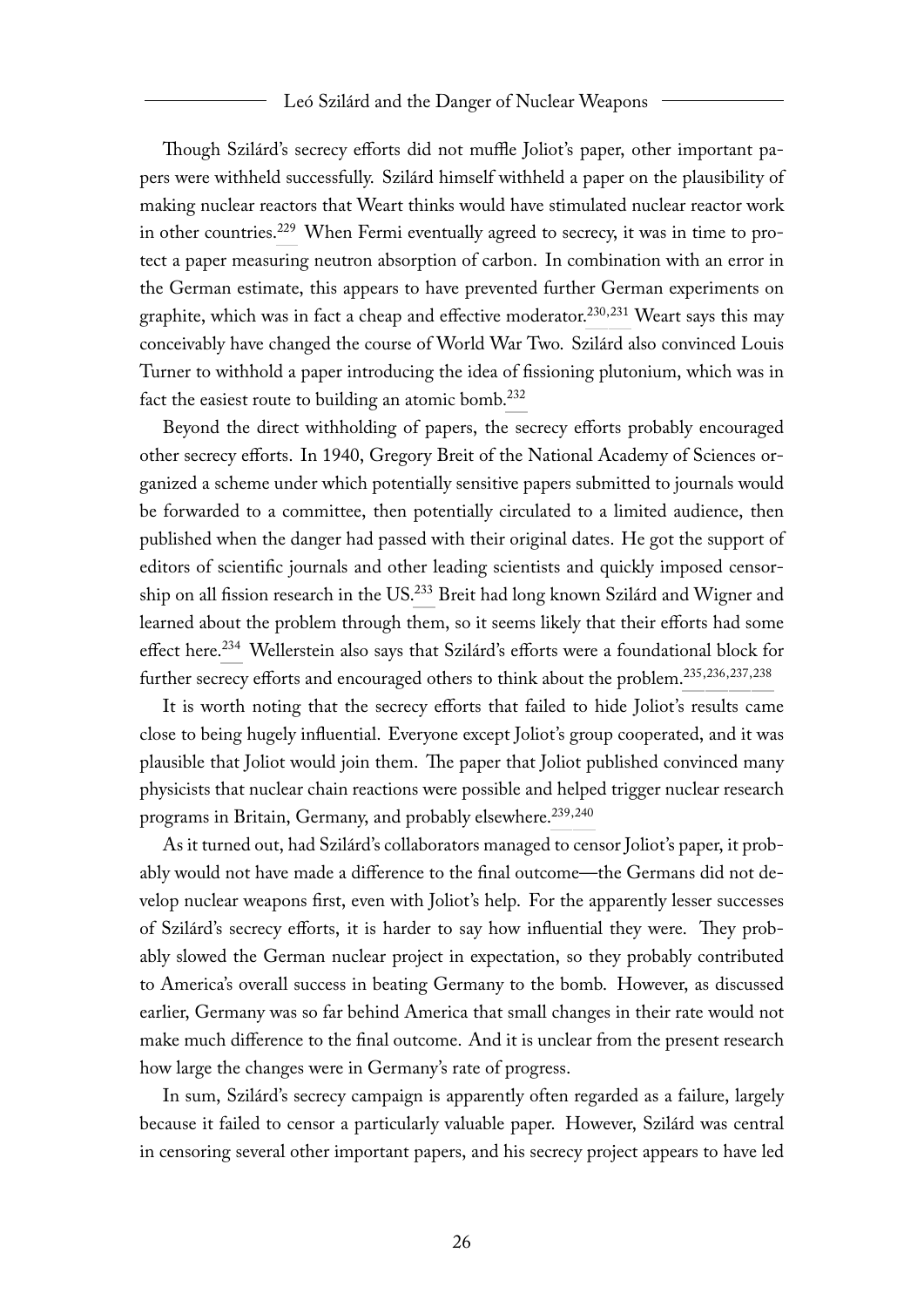Though Szilárd's secrecy efforts did not muffle Joliot's paper, other important papers were withheld successfully. Szilárd himself withheld a paper on the plausibility of making nuclear reactors that Weart thinks would have stimulated nuclear reactor work in other countries.[229] When Fermi eventually agreed to secrecy, it was in time to protect a paper measuring neutron absorption of carbon. In combination with an error in the German estimate, this appears to have prevented further German experiments on graphite, which was in fact a cheap and effective moderator.[230,231] Weart says this may conceivably have changed the course of World War Two. Szilárd also convinced Louis Turner to withhold a paper introducing the idea of fissioning plutonium, which was in fact the easiest route to building an atomic bomb.[232]

Beyond the direct withholding of papers, the secrecy efforts probably encouraged other secrecy efforts. In 1940, Gregory Breit of the National Academy of Sciences organized a scheme under which potentially sensitive papers submitted to journals would be forwarded to a committee, then potentially circulated to a limited audience, then published when the danger had passed with their original dates. He got the support of editors of scientific journals and other leading scientists and quickly imposed censorship on all fission research in the US.[233] Breit had long known Szilárd and Wigner and learned about the problem through them, so it seems likely that their efforts had some effect here.[234] Wellerstein also says that Szilárd's efforts were a foundational block for further secrecy efforts and encouraged others to think about the problem.[235,236,237,238]

It is worth noting that the secrecy efforts that failed to hide Joliot's results came close to being hugely influential. Everyone except Joliot's group cooperated, and it was plausible that Joliot would join them. The paper that Joliot published convinced many physicists that nuclear chain reactions were possible and helped trigger nuclear research programs in Britain, Germany, and probably elsewhere.[239,240]

As it turned out, had Szilárd's collaborators managed to censor Joliot's paper, it probably would not have made a difference to the final outcome—the Germans did not develop nuclear weapons first, even with Joliot's help. For the apparently lesser successes of Szilárd's secrecy efforts, it is harder to say how influential they were. They probably slowed the German nuclear project in expectation, so they probably contributed to America's overall success in beating Germany to the bomb. However, as discussed earlier, Germany was so far behind America that small changes in their rate would not make much difference to the final outcome. And it is unclear from the present research how large the changes were in Germany's rate of progress.

In sum, Szilárd's secrecy campaign is apparently often regarded as a failure, largely because it failed to censor a particularly valuable paper. However, Szilárd was central in censoring several other important papers, and his secrecy project appears to have led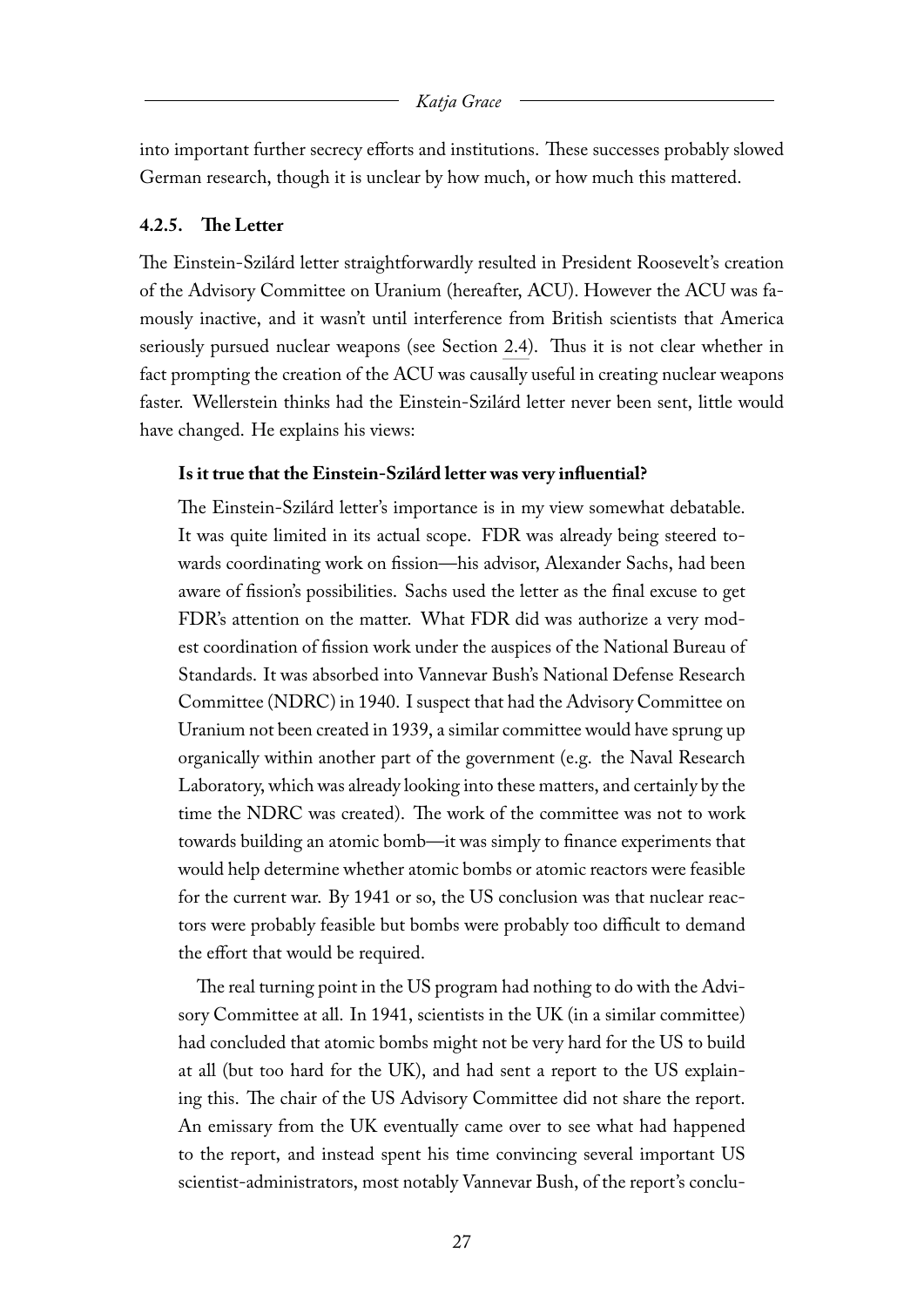into important further secrecy efforts and institutions. These successes probably slowed German research, though it is unclear by how much, or how much this mattered.

#### 4.2.5. The Letter

The Einstein-Szilárd letter straightforwardly resulted in President Roosevelt's creation of the Advisory Committee on Uranium (hereafter, ACU). However the ACU was famously inactive, and it wasn't until interference from British scientists that America seriously pursued nuclear weapons (see Section 2.4). Thus it is not clear whether in fact prompting the creation of the ACU was causally useful in creating nuclear weapons faster. Wellerstein thinks had the Einstein-Szilárd letter never been sent, little would have changed. He explains his views:

> **Is it true that the Einstein-Szilárd letter was very influential?**
>
> The Einstein-Szilárd letter's importance is in my view somewhat debatable. It was quite limited in its actual scope. FDR was already being steered towards coordinating work on fission—his advisor, Alexander Sachs, had been aware of fission's possibilities. Sachs used the letter as the final excuse to get FDR's attention on the matter. What FDR did was authorize a very modest coordination of fission work under the auspices of the National Bureau of Standards. It was absorbed into Vannevar Bush's National Defense Research Committee (NDRC) in 1940. I suspect that had the Advisory Committee on Uranium not been created in 1939, a similar committee would have sprung up organically within another part of the government (e.g. the Naval Research Laboratory, which was already looking into these matters, and certainly by the time the NDRC was created). The work of the committee was not to work towards building an atomic bomb—it was simply to finance experiments that would help determine whether atomic bombs or atomic reactors were feasible for the current war. By 1941 or so, the US conclusion was that nuclear reactors were probably feasible but bombs were probably too difficult to demand the effort that would be required.
>
> The real turning point in the US program had nothing to do with the Advisory Committee at all. In 1941, scientists in the UK (in a similar committee) had concluded that atomic bombs might not be very hard for the US to build at all (but too hard for the UK), and had sent a report to the US explaining this. The chair of the US Advisory Committee did not share the report. An emissary from the UK eventually came over to see what had happened to the report, and instead spent his time convincing several important US scientist-administrators, most notably Vannevar Bush, of the report's conclu-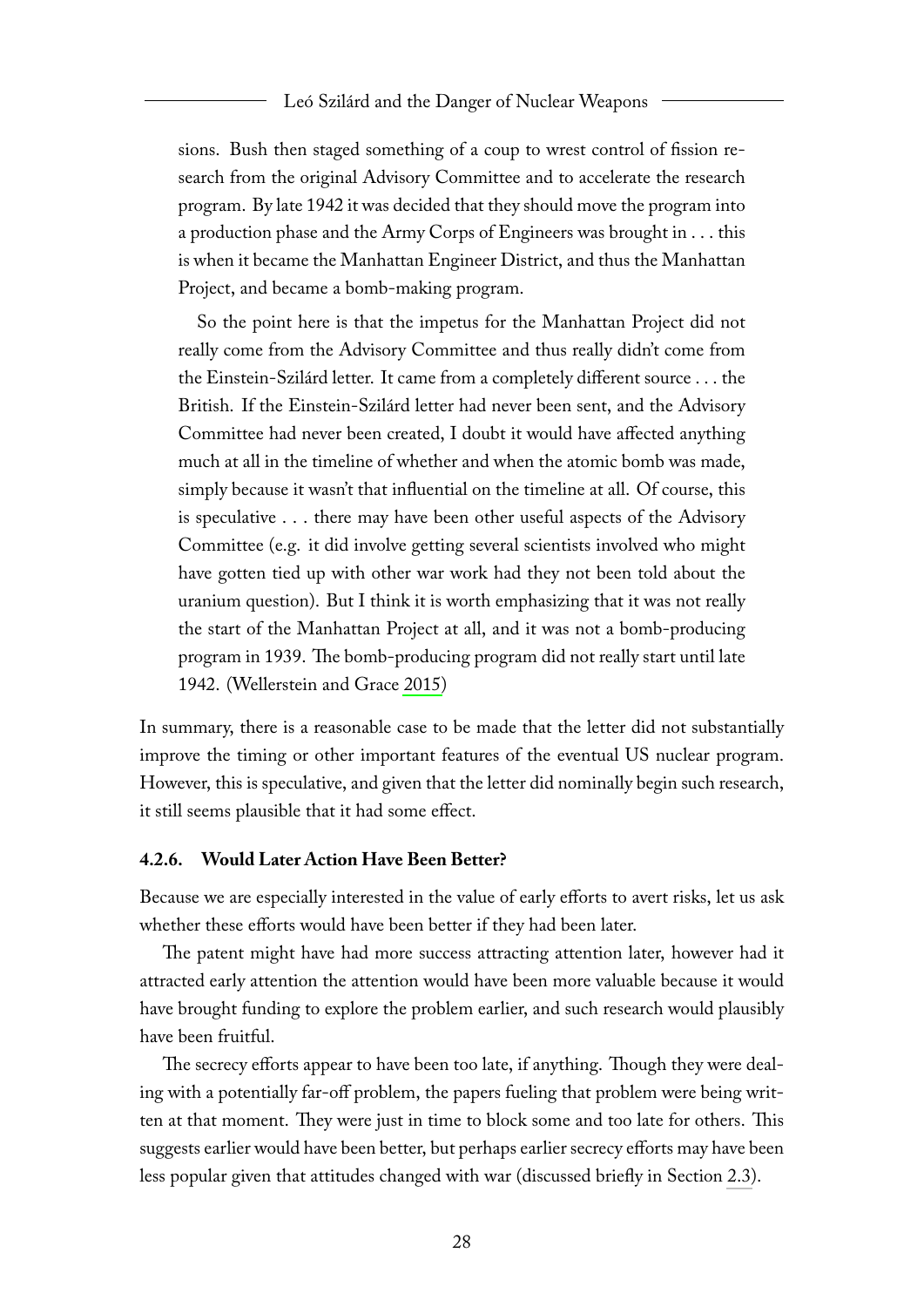> sions. Bush then staged something of a coup to wrest control of fission research from the original Advisory Committee and to accelerate the research program. By late 1942 it was decided that they should move the program into a production phase and the Army Corps of Engineers was brought in . . . this is when it became the Manhattan Engineer District, and thus the Manhattan Project, and became a bomb-making program.
>
> So the point here is that the impetus for the Manhattan Project did not really come from the Advisory Committee and thus really didn't come from the Einstein-Szilárd letter. It came from a completely different source . . . the British. If the Einstein-Szilárd letter had never been sent, and the Advisory Committee had never been created, I doubt it would have affected anything much at all in the timeline of whether and when the atomic bomb was made, simply because it wasn't that influential on the timeline at all. Of course, this is speculative . . . there may have been other useful aspects of the Advisory Committee (e.g. it did involve getting several scientists involved who might have gotten tied up with other war work had they not been told about the uranium question). But I think it is worth emphasizing that it was not really the start of the Manhattan Project at all, and it was not a bomb-producing program in 1939. The bomb-producing program did not really start until late 1942. (Wellerstein and Grace 2015)

In summary, there is a reasonable case to be made that the letter did not substantially improve the timing or other important features of the eventual US nuclear program. However, this is speculative, and given that the letter did nominally begin such research, it still seems plausible that it had some effect.

#### 4.2.6. Would Later Action Have Been Better?

Because we are especially interested in the value of early efforts to avert risks, let us ask whether these efforts would have been better if they had been later.

The patent might have had more success attracting attention later, however had it attracted early attention the attention would have been more valuable because it would have brought funding to explore the problem earlier, and such research would plausibly have been fruitful.

The secrecy efforts appear to have been too late, if anything. Though they were dealing with a potentially far-off problem, the papers fueling that problem were being written at that moment. They were just in time to block some and too late for others. This suggests earlier would have been better, but perhaps earlier secrecy efforts may have been less popular given that attitudes changed with war (discussed briefly in Section 2.3).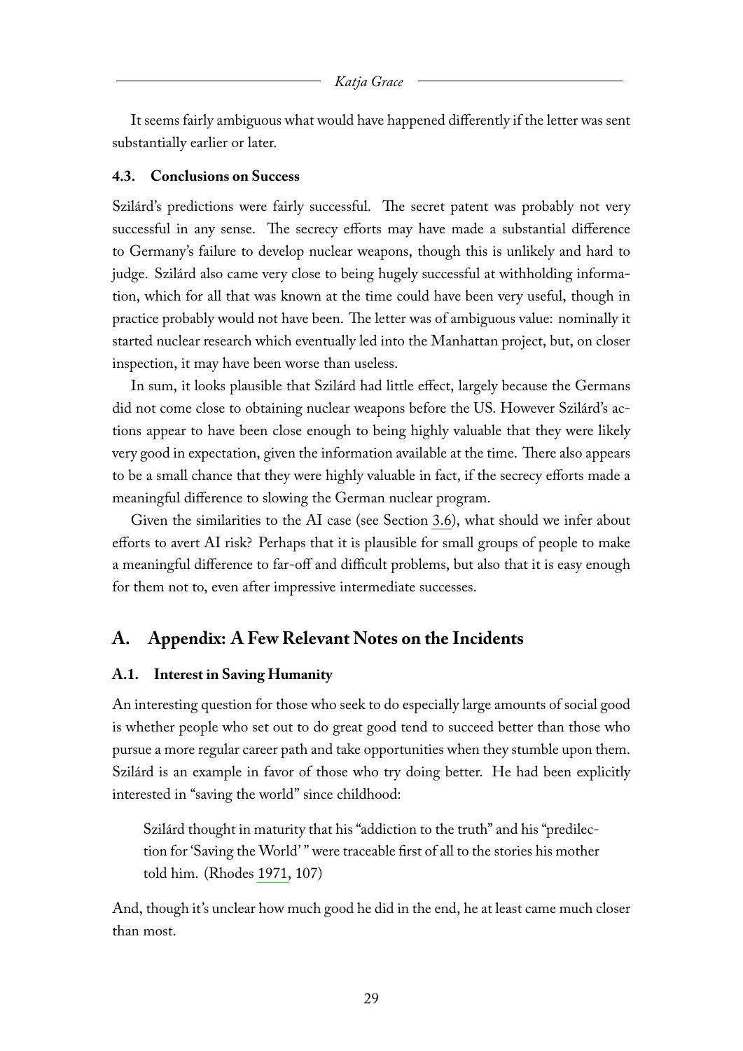It seems fairly ambiguous what would have happened differently if the letter was sent substantially earlier or later.

### 4.3. Conclusions on Success

Szilárd's predictions were fairly successful. The secret patent was probably not very successful in any sense. The secrecy efforts may have made a substantial difference to Germany's failure to develop nuclear weapons, though this is unlikely and hard to judge. Szilárd also came very close to being hugely successful at withholding information, which for all that was known at the time could have been very useful, though in practice probably would not have been. The letter was of ambiguous value: nominally it started nuclear research which eventually led into the Manhattan project, but, on closer inspection, it may have been worse than useless.

In sum, it looks plausible that Szilárd had little effect, largely because the Germans did not come close to obtaining nuclear weapons before the US. However Szilárd's actions appear to have been close enough to being highly valuable that they were likely very good in expectation, given the information available at the time. There also appears to be a small chance that they were highly valuable in fact, if the secrecy efforts made a meaningful difference to slowing the German nuclear program.

Given the similarities to the AI case (see Section 3.6), what should we infer about efforts to avert AI risk? Perhaps that it is plausible for small groups of people to make a meaningful difference to far-off and difficult problems, but also that it is easy enough for them not to, even after impressive intermediate successes.

## A. Appendix: A Few Relevant Notes on the Incidents

### A.1. Interest in Saving Humanity

An interesting question for those who seek to do especially large amounts of social good is whether people who set out to do great good tend to succeed better than those who pursue a more regular career path and take opportunities when they stumble upon them. Szilárd is an example in favor of those who try doing better. He had been explicitly interested in "saving the world" since childhood:

> Szilárd thought in maturity that his "addiction to the truth" and his "predilection for 'Saving the World' " were traceable first of all to the stories his mother told him. (Rhodes 1971, 107)

And, though it's unclear how much good he did in the end, he at least came much closer than most.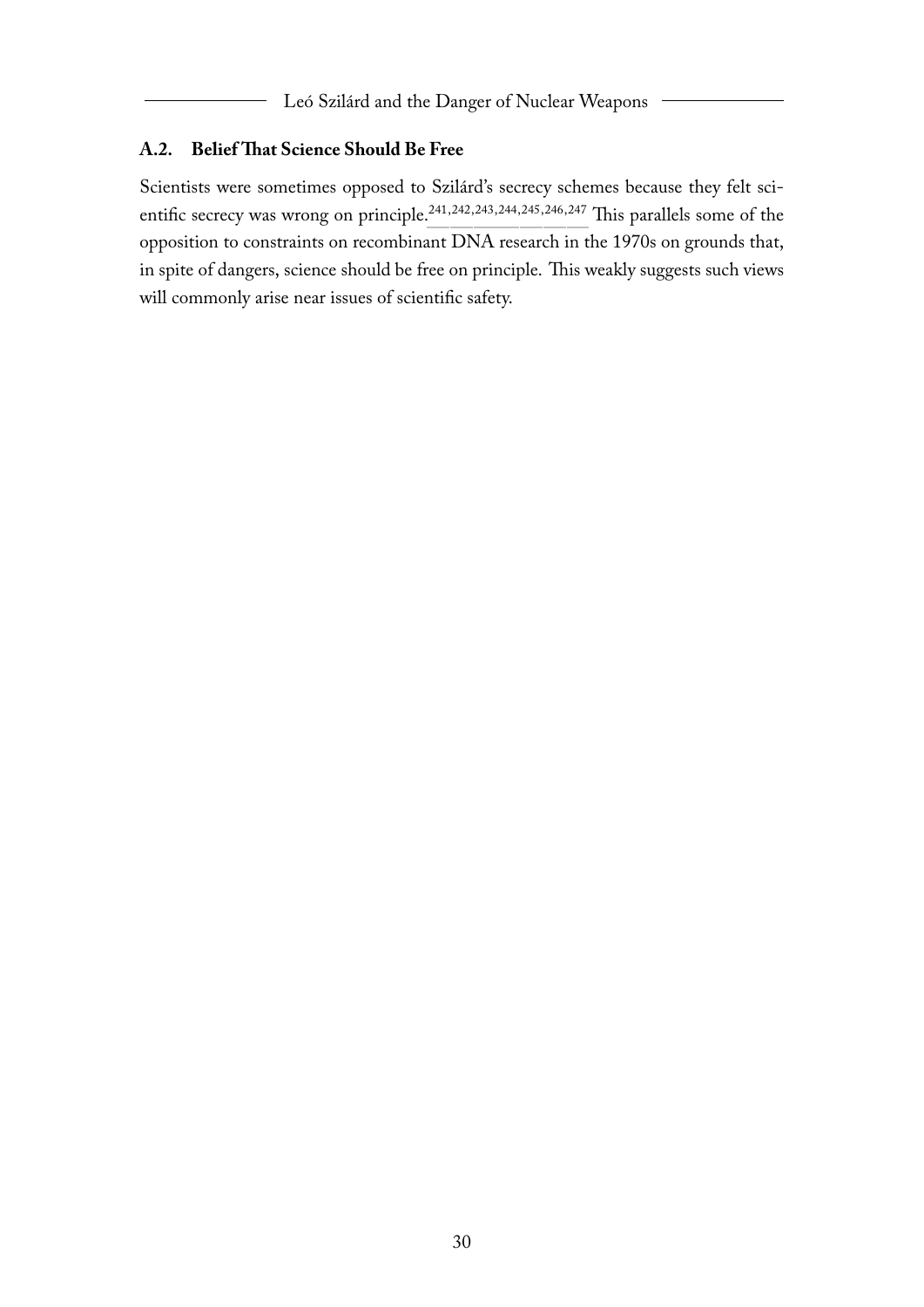### A.2. Belief That Science Should Be Free

Scientists were sometimes opposed to Szilárd's secrecy schemes because they felt scientific secrecy was wrong on principle.[241,242,243,244,245,246,247] This parallels some of the opposition to constraints on recombinant DNA research in the 1970s on grounds that, in spite of dangers, science should be free on principle. This weakly suggests such views will commonly arise near issues of scientific safety.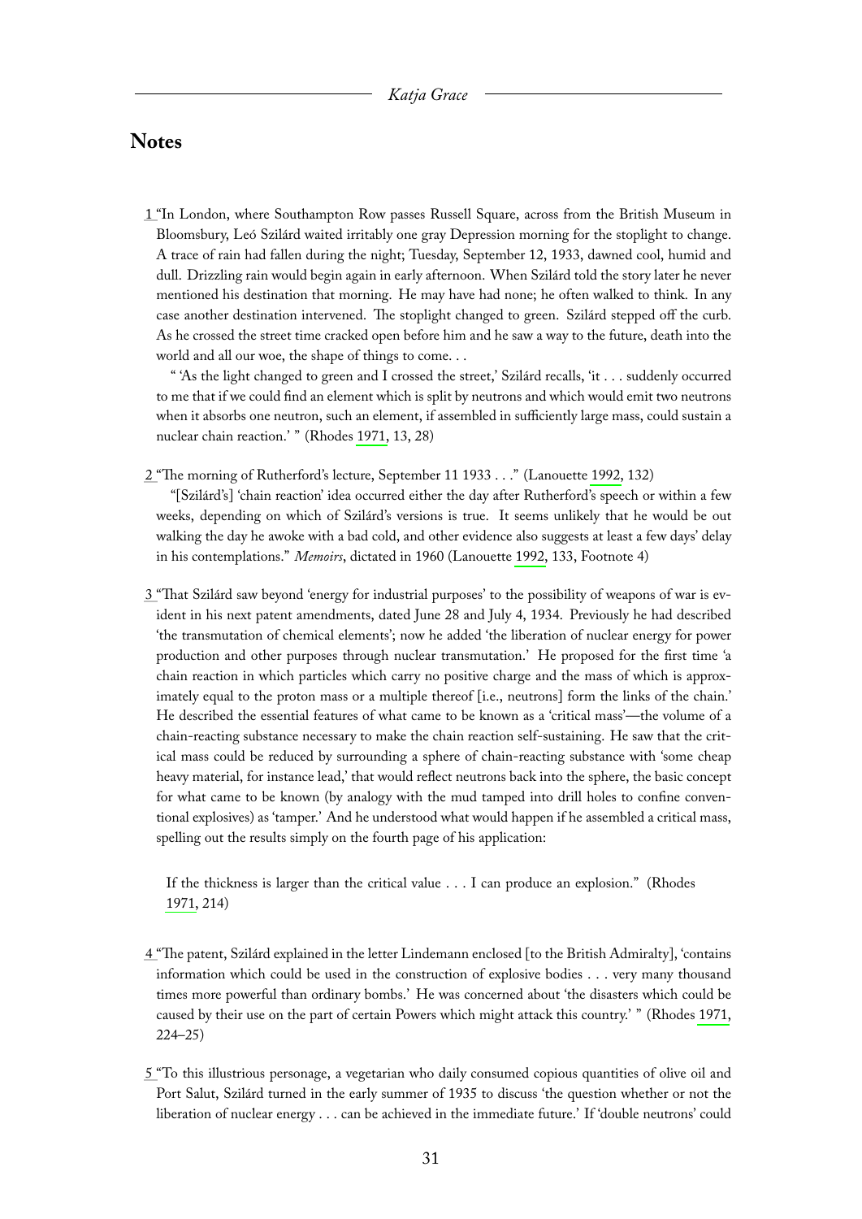## Notes

1 "In London, where Southampton Row passes Russell Square, across from the British Museum in Bloomsbury, Leó Szilárd waited irritably one gray Depression morning for the stoplight to change. A trace of rain had fallen during the night; Tuesday, September 12, 1933, dawned cool, humid and dull. Drizzling rain would begin again in early afternoon. When Szilárd told the story later he never mentioned his destination that morning. He may have had none; he often walked to think. In any case another destination intervened. The stoplight changed to green. Szilárd stepped off the curb. As he crossed the street time cracked open before him and he saw a way to the future, death into the world and all our woe, the shape of things to come. . .

" 'As the light changed to green and I crossed the street,' Szilárd recalls, 'it . . . suddenly occurred to me that if we could find an element which is split by neutrons and which would emit two neutrons when it absorbs one neutron, such an element, if assembled in sufficiently large mass, could sustain a nuclear chain reaction.' " (Rhodes 1971, 13, 28)

2 "The morning of Rutherford's lecture, September 11 1933 . . ." (Lanouette 1992, 132)

"[Szilárd's] 'chain reaction' idea occurred either the day after Rutherford's speech or within a few weeks, depending on which of Szilárd's versions is true. It seems unlikely that he would be out walking the day he awoke with a bad cold, and other evidence also suggests at least a few days' delay in his contemplations." *Memoirs*, dictated in 1960 (Lanouette 1992, 133, Footnote 4)

3 "That Szilárd saw beyond 'energy for industrial purposes' to the possibility of weapons of war is evident in his next patent amendments, dated June 28 and July 4, 1934. Previously he had described 'the transmutation of chemical elements'; now he added 'the liberation of nuclear energy for power production and other purposes through nuclear transmutation.' He proposed for the first time 'a chain reaction in which particles which carry no positive charge and the mass of which is approximately equal to the proton mass or a multiple thereof [i.e., neutrons] form the links of the chain.' He described the essential features of what came to be known as a 'critical mass'—the volume of a chain-reacting substance necessary to make the chain reaction self-sustaining. He saw that the critical mass could be reduced by surrounding a sphere of chain-reacting substance with 'some cheap heavy material, for instance lead,' that would reflect neutrons back into the sphere, the basic concept for what came to be known (by analogy with the mud tamped into drill holes to confine conventional explosives) as 'tamper.' And he understood what would happen if he assembled a critical mass, spelling out the results simply on the fourth page of his application:

> If the thickness is larger than the critical value . . . I can produce an explosion." (Rhodes 1971, 214)

4 "The patent, Szilárd explained in the letter Lindemann enclosed [to the British Admiralty], 'contains information which could be used in the construction of explosive bodies . . . very many thousand times more powerful than ordinary bombs.' He was concerned about 'the disasters which could be caused by their use on the part of certain Powers which might attack this country.' " (Rhodes 1971, 224–25)

5 "To this illustrious personage, a vegetarian who daily consumed copious quantities of olive oil and Port Salut, Szilárd turned in the early summer of 1935 to discuss 'the question whether or not the liberation of nuclear energy . . . can be achieved in the immediate future.' If 'double neutrons' could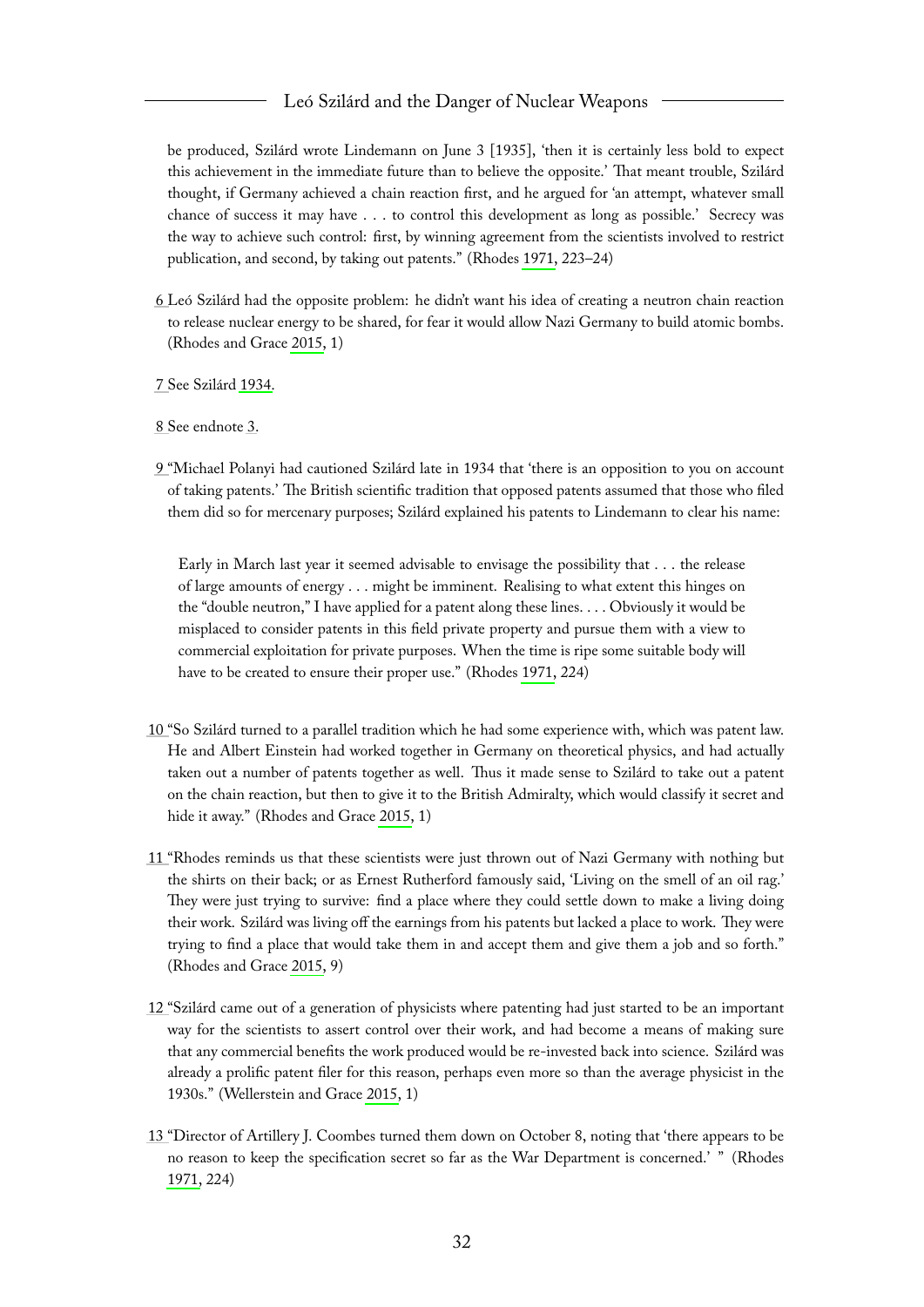be produced, Szilárd wrote Lindemann on June 3 [1935], 'then it is certainly less bold to expect this achievement in the immediate future than to believe the opposite.' That meant trouble, Szilárd thought, if Germany achieved a chain reaction first, and he argued for 'an attempt, whatever small chance of success it may have . . . to control this development as long as possible.' Secrecy was the way to achieve such control: first, by winning agreement from the scientists involved to restrict publication, and second, by taking out patents." (Rhodes 1971, 223–24)

6 Leó Szilárd had the opposite problem: he didn't want his idea of creating a neutron chain reaction to release nuclear energy to be shared, for fear it would allow Nazi Germany to build atomic bombs. (Rhodes and Grace 2015, 1)

7 See Szilárd 1934.

8 See endnote 3.

9 "Michael Polanyi had cautioned Szilárd late in 1934 that 'there is an opposition to you on account of taking patents.' The British scientific tradition that opposed patents assumed that those who filed them did so for mercenary purposes; Szilárd explained his patents to Lindemann to clear his name:

> Early in March last year it seemed advisable to envisage the possibility that . . . the release of large amounts of energy . . . might be imminent. Realising to what extent this hinges on the "double neutron," I have applied for a patent along these lines. . . . Obviously it would be misplaced to consider patents in this field private property and pursue them with a view to commercial exploitation for private purposes. When the time is ripe some suitable body will have to be created to ensure their proper use." (Rhodes 1971, 224)

10 "So Szilárd turned to a parallel tradition which he had some experience with, which was patent law. He and Albert Einstein had worked together in Germany on theoretical physics, and had actually taken out a number of patents together as well. Thus it made sense to Szilárd to take out a patent on the chain reaction, but then to give it to the British Admiralty, which would classify it secret and hide it away." (Rhodes and Grace 2015, 1)

11 "Rhodes reminds us that these scientists were just thrown out of Nazi Germany with nothing but the shirts on their back; or as Ernest Rutherford famously said, 'Living on the smell of an oil rag.' They were just trying to survive: find a place where they could settle down to make a living doing their work. Szilárd was living off the earnings from his patents but lacked a place to work. They were trying to find a place that would take them in and accept them and give them a job and so forth." (Rhodes and Grace 2015, 9)

12 "Szilárd came out of a generation of physicists where patenting had just started to be an important way for the scientists to assert control over their work, and had become a means of making sure that any commercial benefits the work produced would be re-invested back into science. Szilárd was already a prolific patent filer for this reason, perhaps even more so than the average physicist in the 1930s." (Wellerstein and Grace 2015, 1)

13 "Director of Artillery J. Coombes turned them down on October 8, noting that 'there appears to be no reason to keep the specification secret so far as the War Department is concerned.' " (Rhodes 1971, 224)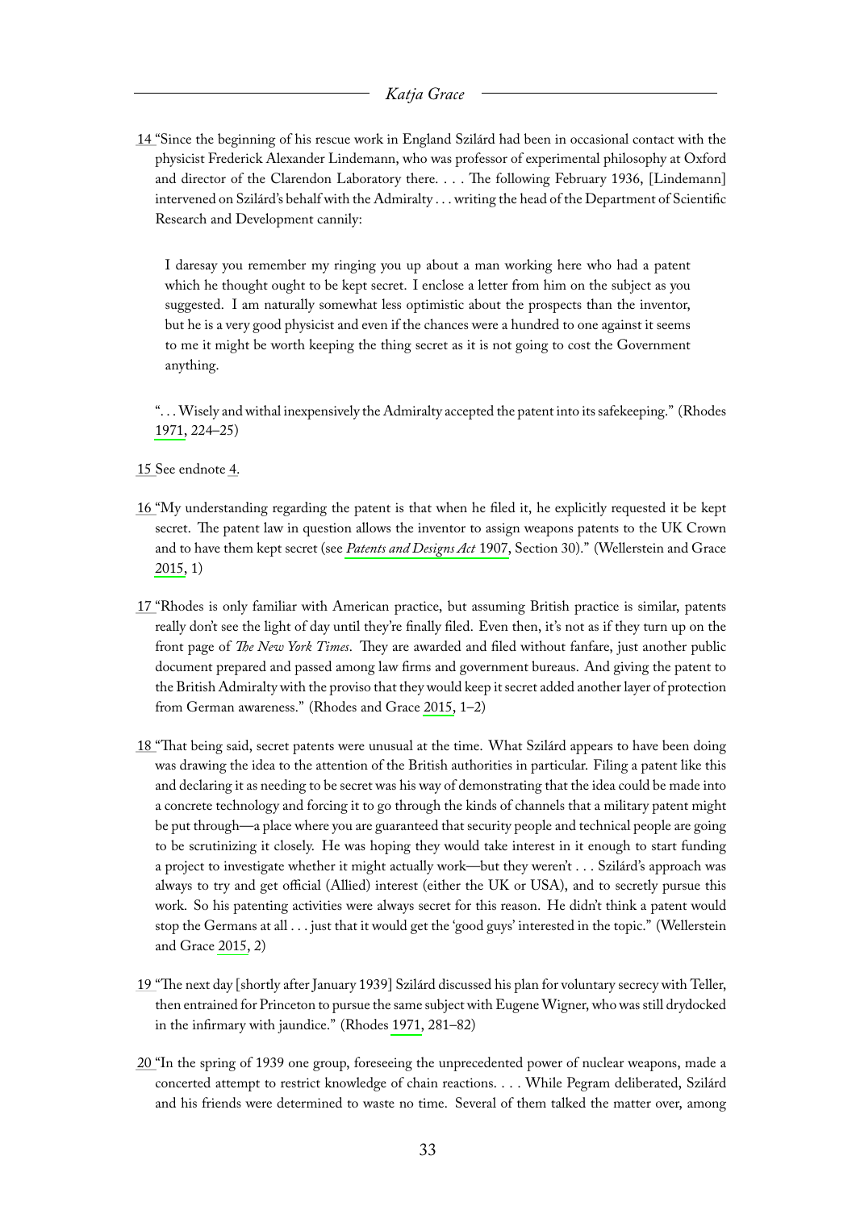14 "Since the beginning of his rescue work in England Szilárd had been in occasional contact with the physicist Frederick Alexander Lindemann, who was professor of experimental philosophy at Oxford and director of the Clarendon Laboratory there. . . . The following February 1936, [Lindemann] intervened on Szilárd's behalf with the Admiralty . . . writing the head of the Department of Scientific Research and Development cannily:

> I daresay you remember my ringing you up about a man working here who had a patent which he thought ought to be kept secret. I enclose a letter from him on the subject as you suggested. I am naturally somewhat less optimistic about the prospects than the inventor, but he is a very good physicist and even if the chances were a hundred to one against it seems to me it might be worth keeping the thing secret as it is not going to cost the Government anything.

". . . Wisely and withal inexpensively the Admiralty accepted the patent into its safekeeping." (Rhodes 1971, 224–25)

15 See endnote 4.

16 "My understanding regarding the patent is that when he filed it, he explicitly requested it be kept secret. The patent law in question allows the inventor to assign weapons patents to the UK Crown and to have them kept secret (see *Patents and Designs Act* 1907, Section 30)." (Wellerstein and Grace 2015, 1)

17 "Rhodes is only familiar with American practice, but assuming British practice is similar, patents really don't see the light of day until they're finally filed. Even then, it's not as if they turn up on the front page of *The New York Times*. They are awarded and filed without fanfare, just another public document prepared and passed among law firms and government bureaus. And giving the patent to the British Admiralty with the proviso that they would keep it secret added another layer of protection from German awareness." (Rhodes and Grace 2015, 1–2)

18 "That being said, secret patents were unusual at the time. What Szilárd appears to have been doing was drawing the idea to the attention of the British authorities in particular. Filing a patent like this and declaring it as needing to be secret was his way of demonstrating that the idea could be made into a concrete technology and forcing it to go through the kinds of channels that a military patent might be put through—a place where you are guaranteed that security people and technical people are going to be scrutinizing it closely. He was hoping they would take interest in it enough to start funding a project to investigate whether it might actually work—but they weren't . . . Szilárd's approach was always to try and get official (Allied) interest (either the UK or USA), and to secretly pursue this work. So his patenting activities were always secret for this reason. He didn't think a patent would stop the Germans at all . . . just that it would get the 'good guys' interested in the topic." (Wellerstein and Grace 2015, 2)

19 "The next day [shortly after January 1939] Szilárd discussed his plan for voluntary secrecy with Teller, then entrained for Princeton to pursue the same subject with Eugene Wigner, who was still drydocked in the infirmary with jaundice." (Rhodes 1971, 281–82)

20 "In the spring of 1939 one group, foreseeing the unprecedented power of nuclear weapons, made a concerted attempt to restrict knowledge of chain reactions. . . . While Pegram deliberated, Szilárd and his friends were determined to waste no time. Several of them talked the matter over, among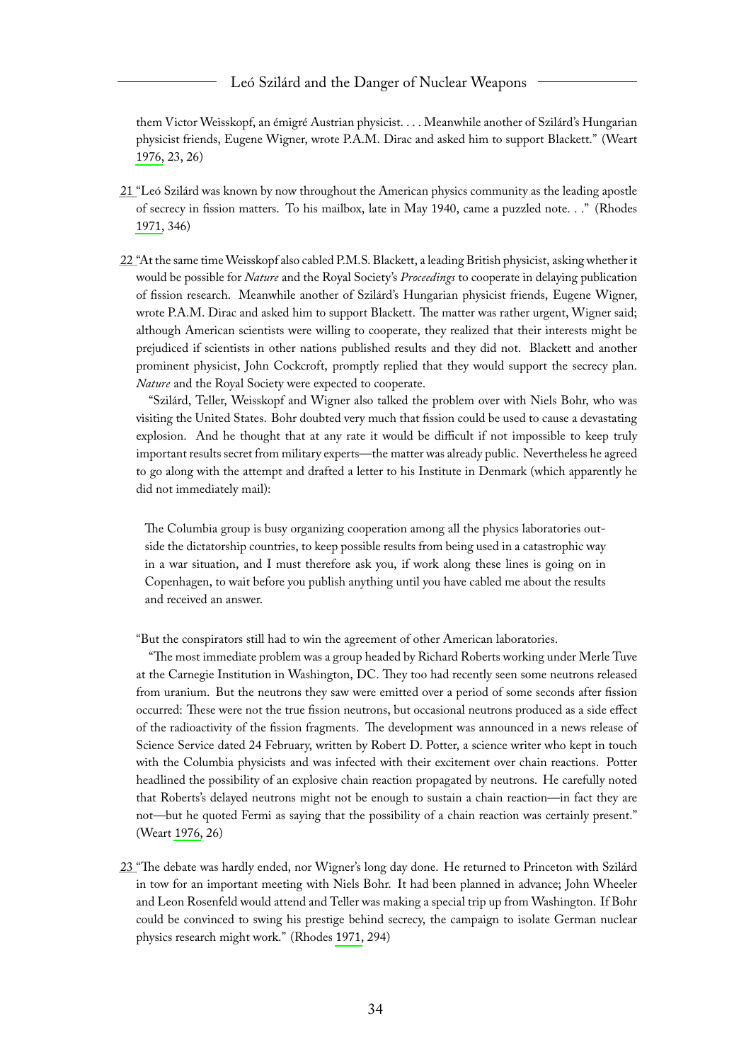them Victor Weisskopf, an émigré Austrian physicist. . . . Meanwhile another of Szilárd's Hungarian physicist friends, Eugene Wigner, wrote P.A.M. Dirac and asked him to support Blackett." (Weart 1976, 23, 26)

21 "Leó Szilárd was known by now throughout the American physics community as the leading apostle of secrecy in fission matters. To his mailbox, late in May 1940, came a puzzled note. . ." (Rhodes 1971, 346)

22 "At the same time Weisskopf also cabled P.M.S. Blackett, a leading British physicist, asking whether it would be possible for *Nature* and the Royal Society's *Proceedings* to cooperate in delaying publication of fission research. Meanwhile another of Szilárd's Hungarian physicist friends, Eugene Wigner, wrote P.A.M. Dirac and asked him to support Blackett. The matter was rather urgent, Wigner said; although American scientists were willing to cooperate, they realized that their interests might be prejudiced if scientists in other nations published results and they did not. Blackett and another prominent physicist, John Cockcroft, promptly replied that they would support the secrecy plan. *Nature* and the Royal Society were expected to cooperate.

"Szilárd, Teller, Weisskopf and Wigner also talked the problem over with Niels Bohr, who was visiting the United States. Bohr doubted very much that fission could be used to cause a devastating explosion. And he thought that at any rate it would be difficult if not impossible to keep truly important results secret from military experts—the matter was already public. Nevertheless he agreed to go along with the attempt and drafted a letter to his Institute in Denmark (which apparently he did not immediately mail):

> The Columbia group is busy organizing cooperation among all the physics laboratories outside the dictatorship countries, to keep possible results from being used in a catastrophic way in a war situation, and I must therefore ask you, if work along these lines is going on in Copenhagen, to wait before you publish anything until you have cabled me about the results and received an answer.

"But the conspirators still had to win the agreement of other American laboratories.

"The most immediate problem was a group headed by Richard Roberts working under Merle Tuve at the Carnegie Institution in Washington, DC. They too had recently seen some neutrons released from uranium. But the neutrons they saw were emitted over a period of some seconds after fission occurred: These were not the true fission neutrons, but occasional neutrons produced as a side effect of the radioactivity of the fission fragments. The development was announced in a news release of Science Service dated 24 February, written by Robert D. Potter, a science writer who kept in touch with the Columbia physicists and was infected with their excitement over chain reactions. Potter headlined the possibility of an explosive chain reaction propagated by neutrons. He carefully noted that Roberts's delayed neutrons might not be enough to sustain a chain reaction—in fact they are not—but he quoted Fermi as saying that the possibility of a chain reaction was certainly present." (Weart 1976, 26)

23 "The debate was hardly ended, nor Wigner's long day done. He returned to Princeton with Szilárd in tow for an important meeting with Niels Bohr. It had been planned in advance; John Wheeler and Leon Rosenfeld would attend and Teller was making a special trip up from Washington. If Bohr could be convinced to swing his prestige behind secrecy, the campaign to isolate German nuclear physics research might work." (Rhodes 1971, 294)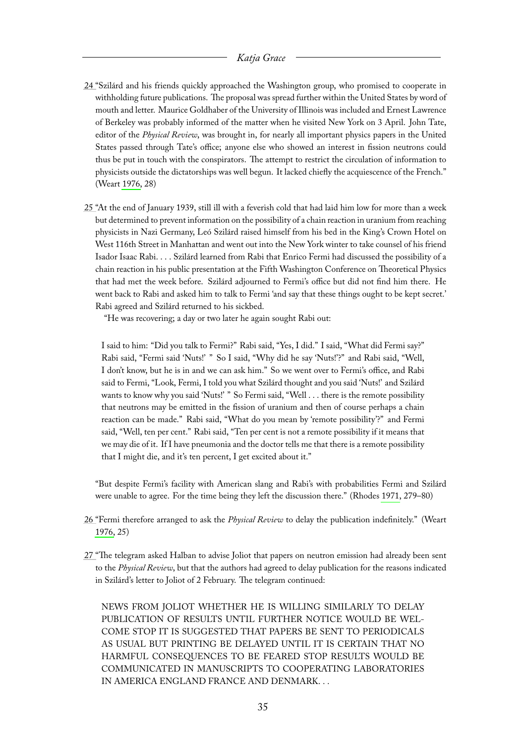24 "Szilárd and his friends quickly approached the Washington group, who promised to cooperate in withholding future publications. The proposal was spread further within the United States by word of mouth and letter. Maurice Goldhaber of the University of Illinois was included and Ernest Lawrence of Berkeley was probably informed of the matter when he visited New York on 3 April. John Tate, editor of the *Physical Review*, was brought in, for nearly all important physics papers in the United States passed through Tate's office; anyone else who showed an interest in fission neutrons could thus be put in touch with the conspirators. The attempt to restrict the circulation of information to physicists outside the dictatorships was well begun. It lacked chiefly the acquiescence of the French." (Weart 1976, 28)

25 "At the end of January 1939, still ill with a feverish cold that had laid him low for more than a week but determined to prevent information on the possibility of a chain reaction in uranium from reaching physicists in Nazi Germany, Leó Szilárd raised himself from his bed in the King's Crown Hotel on West 116th Street in Manhattan and went out into the New York winter to take counsel of his friend Isador Isaac Rabi. . . . Szilárd learned from Rabi that Enrico Fermi had discussed the possibility of a chain reaction in his public presentation at the Fifth Washington Conference on Theoretical Physics that had met the week before. Szilárd adjourned to Fermi's office but did not find him there. He went back to Rabi and asked him to talk to Fermi 'and say that these things ought to be kept secret.' Rabi agreed and Szilárd returned to his sickbed.

"He was recovering; a day or two later he again sought Rabi out:

> I said to him: "Did you talk to Fermi?" Rabi said, "Yes, I did." I said, "What did Fermi say?" Rabi said, "Fermi said 'Nuts!' " So I said, "Why did he say 'Nuts!'?" and Rabi said, "Well, I don't know, but he is in and we can ask him." So we went over to Fermi's office, and Rabi said to Fermi, "Look, Fermi, I told you what Szilárd thought and you said 'Nuts!' and Szilárd wants to know why you said 'Nuts!' " So Fermi said, "Well . . . there is the remote possibility that neutrons may be emitted in the fission of uranium and then of course perhaps a chain reaction can be made." Rabi said, "What do you mean by 'remote possibility'?" and Fermi said, "Well, ten per cent." Rabi said, "Ten per cent is not a remote possibility if it means that we may die of it. If I have pneumonia and the doctor tells me that there is a remote possibility that I might die, and it's ten percent, I get excited about it."

"But despite Fermi's facility with American slang and Rabi's with probabilities Fermi and Szilárd were unable to agree. For the time being they left the discussion there." (Rhodes 1971, 279–80)

26 "Fermi therefore arranged to ask the *Physical Review* to delay the publication indefinitely." (Weart 1976, 25)

27 "The telegram asked Halban to advise Joliot that papers on neutron emission had already been sent to the *Physical Review*, but that the authors had agreed to delay publication for the reasons indicated in Szilárd's letter to Joliot of 2 February. The telegram continued:

> NEWS FROM JOLIOT WHETHER HE IS WILLING SIMILARLY TO DELAY PUBLICATION OF RESULTS UNTIL FURTHER NOTICE WOULD BE WELCOME STOP IT IS SUGGESTED THAT PAPERS BE SENT TO PERIODICALS AS USUAL BUT PRINTING BE DELAYED UNTIL IT IS CERTAIN THAT NO HARMFUL CONSEQUENCES TO BE FEARED STOP RESULTS WOULD BE COMMUNICATED IN MANUSCRIPTS TO COOPERATING LABORATORIES IN AMERICA ENGLAND FRANCE AND DENMARK. . .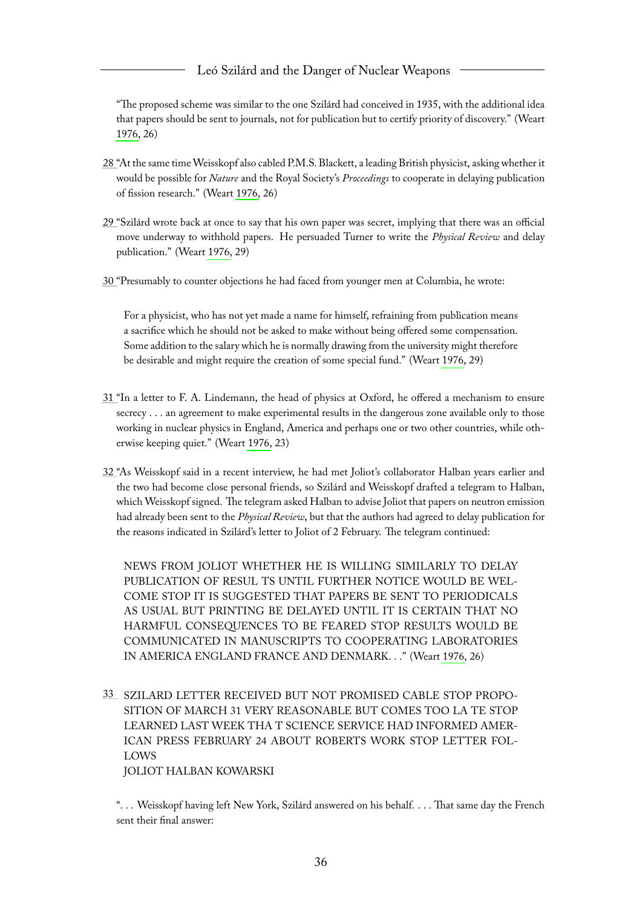"The proposed scheme was similar to the one Szilárd had conceived in 1935, with the additional idea that papers should be sent to journals, not for publication but to certify priority of discovery." (Weart 1976, 26)

28 "At the same time Weisskopf also cabled P.M.S. Blackett, a leading British physicist, asking whether it would be possible for *Nature* and the Royal Society's *Proceedings* to cooperate in delaying publication of fission research." (Weart 1976, 26)

29 "Szilárd wrote back at once to say that his own paper was secret, implying that there was an official move underway to withhold papers. He persuaded Turner to write the *Physical Review* and delay publication." (Weart 1976, 29)

30 "Presumably to counter objections he had faced from younger men at Columbia, he wrote:

> For a physicist, who has not yet made a name for himself, refraining from publication means a sacrifice which he should not be asked to make without being offered some compensation. Some addition to the salary which he is normally drawing from the university might therefore be desirable and might require the creation of some special fund." (Weart 1976, 29)

31 "In a letter to F. A. Lindemann, the head of physics at Oxford, he offered a mechanism to ensure secrecy . . . an agreement to make experimental results in the dangerous zone available only to those working in nuclear physics in England, America and perhaps one or two other countries, while otherwise keeping quiet." (Weart 1976, 23)

32 "As Weisskopf said in a recent interview, he had met Joliot's collaborator Halban years earlier and the two had become close personal friends, so Szilárd and Weisskopf drafted a telegram to Halban, which Weisskopf signed. The telegram asked Halban to advise Joliot that papers on neutron emission had already been sent to the *Physical Review*, but that the authors had agreed to delay publication for the reasons indicated in Szilárd's letter to Joliot of 2 February. The telegram continued:

> NEWS FROM JOLIOT WHETHER HE IS WILLING SIMILARLY TO DELAY PUBLICATION OF RESUL TS UNTIL FURTHER NOTICE WOULD BE WELCOME STOP IT IS SUGGESTED THAT PAPERS BE SENT TO PERIODICALS AS USUAL BUT PRINTING BE DELAYED UNTIL IT IS CERTAIN THAT NO HARMFUL CONSEQUENCES TO BE FEARED STOP RESULTS WOULD BE COMMUNICATED IN MANUSCRIPTS TO COOPERATING LABORATORIES IN AMERICA ENGLAND FRANCE AND DENMARK. . ." (Weart 1976, 26)

33 SZILARD LETTER RECEIVED BUT NOT PROMISED CABLE STOP PROPOSITION OF MARCH 31 VERY REASONABLE BUT COMES TOO LA TE STOP LEARNED LAST WEEK THA T SCIENCE SERVICE HAD INFORMED AMERICAN PRESS FEBRUARY 24 ABOUT ROBERTS WORK STOP LETTER FOLLOWS
JOLIOT HALBAN KOWARSKI

". . . Weisskopf having left New York, Szilárd answered on his behalf. . . . That same day the French sent their final answer: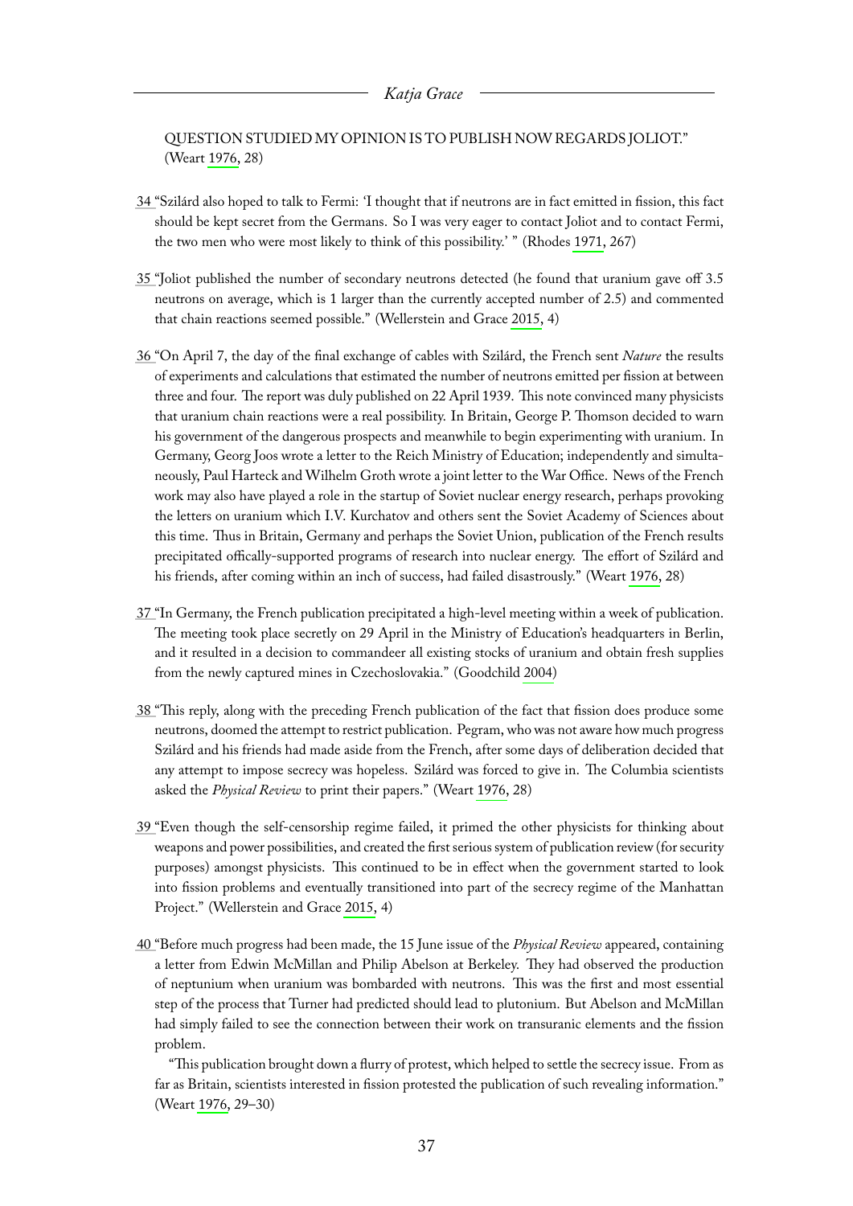QUESTION STUDIED MY OPINION IS TO PUBLISH NOW REGARDS JOLIOT." (Weart 1976, 28)

34 "Szilárd also hoped to talk to Fermi: 'I thought that if neutrons are in fact emitted in fission, this fact should be kept secret from the Germans. So I was very eager to contact Joliot and to contact Fermi, the two men who were most likely to think of this possibility.' " (Rhodes 1971, 267)

35 "Joliot published the number of secondary neutrons detected (he found that uranium gave off 3.5 neutrons on average, which is 1 larger than the currently accepted number of 2.5) and commented that chain reactions seemed possible." (Wellerstein and Grace 2015, 4)

36 "On April 7, the day of the final exchange of cables with Szilárd, the French sent *Nature* the results of experiments and calculations that estimated the number of neutrons emitted per fission at between three and four. The report was duly published on 22 April 1939. This note convinced many physicists that uranium chain reactions were a real possibility. In Britain, George P. Thomson decided to warn his government of the dangerous prospects and meanwhile to begin experimenting with uranium. In Germany, Georg Joos wrote a letter to the Reich Ministry of Education; independently and simultaneously, Paul Harteck and Wilhelm Groth wrote a joint letter to the War Office. News of the French work may also have played a role in the startup of Soviet nuclear energy research, perhaps provoking the letters on uranium which I.V. Kurchatov and others sent the Soviet Academy of Sciences about this time. Thus in Britain, Germany and perhaps the Soviet Union, publication of the French results precipitated offically-supported programs of research into nuclear energy. The effort of Szilárd and his friends, after coming within an inch of success, had failed disastrously." (Weart 1976, 28)

37 "In Germany, the French publication precipitated a high-level meeting within a week of publication. The meeting took place secretly on 29 April in the Ministry of Education's headquarters in Berlin, and it resulted in a decision to commandeer all existing stocks of uranium and obtain fresh supplies from the newly captured mines in Czechoslovakia." (Goodchild 2004)

38 "This reply, along with the preceding French publication of the fact that fission does produce some neutrons, doomed the attempt to restrict publication. Pegram, who was not aware how much progress Szilárd and his friends had made aside from the French, after some days of deliberation decided that any attempt to impose secrecy was hopeless. Szilárd was forced to give in. The Columbia scientists asked the *Physical Review* to print their papers." (Weart 1976, 28)

39 "Even though the self-censorship regime failed, it primed the other physicists for thinking about weapons and power possibilities, and created the first serious system of publication review (for security purposes) amongst physicists. This continued to be in effect when the government started to look into fission problems and eventually transitioned into part of the secrecy regime of the Manhattan Project." (Wellerstein and Grace 2015, 4)

40 "Before much progress had been made, the 15 June issue of the *Physical Review* appeared, containing a letter from Edwin McMillan and Philip Abelson at Berkeley. They had observed the production of neptunium when uranium was bombarded with neutrons. This was the first and most essential step of the process that Turner had predicted should lead to plutonium. But Abelson and McMillan had simply failed to see the connection between their work on transuranic elements and the fission problem.

"This publication brought down a flurry of protest, which helped to settle the secrecy issue. From as far as Britain, scientists interested in fission protested the publication of such revealing information." (Weart 1976, 29–30)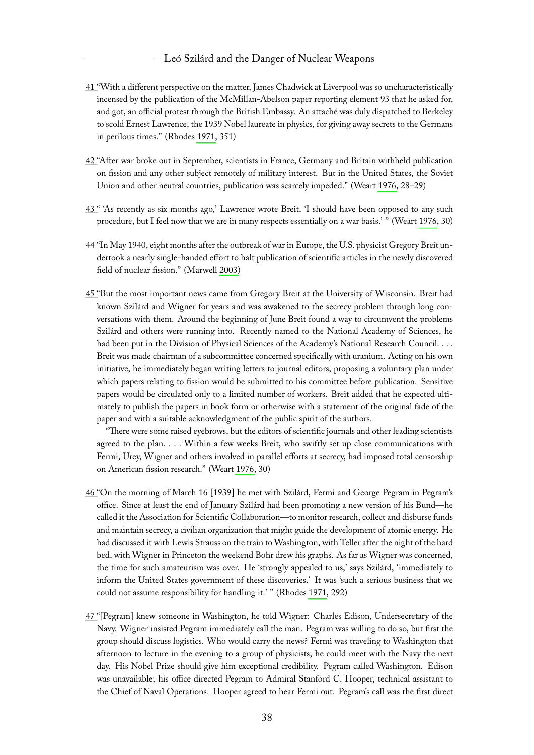41 "With a different perspective on the matter, James Chadwick at Liverpool was so uncharacteristically incensed by the publication of the McMillan-Abelson paper reporting element 93 that he asked for, and got, an official protest through the British Embassy. An attaché was duly dispatched to Berkeley to scold Ernest Lawrence, the 1939 Nobel laureate in physics, for giving away secrets to the Germans in perilous times." (Rhodes 1971, 351)

42 "After war broke out in September, scientists in France, Germany and Britain withheld publication on fission and any other subject remotely of military interest. But in the United States, the Soviet Union and other neutral countries, publication was scarcely impeded." (Weart 1976, 28–29)

43 " 'As recently as six months ago,' Lawrence wrote Breit, 'I should have been opposed to any such procedure, but I feel now that we are in many respects essentially on a war basis.' " (Weart 1976, 30)

44 "In May 1940, eight months after the outbreak of war in Europe, the U.S. physicist Gregory Breit undertook a nearly single-handed effort to halt publication of scientific articles in the newly discovered field of nuclear fission." (Marwell 2003)

45 "But the most important news came from Gregory Breit at the University of Wisconsin. Breit had known Szilárd and Wigner for years and was awakened to the secrecy problem through long conversations with them. Around the beginning of June Breit found a way to circumvent the problems Szilárd and others were running into. Recently named to the National Academy of Sciences, he had been put in the Division of Physical Sciences of the Academy's National Research Council. . . . Breit was made chairman of a subcommittee concerned specifically with uranium. Acting on his own initiative, he immediately began writing letters to journal editors, proposing a voluntary plan under which papers relating to fission would be submitted to his committee before publication. Sensitive papers would be circulated only to a limited number of workers. Breit added that he expected ultimately to publish the papers in book form or otherwise with a statement of the original fade of the paper and with a suitable acknowledgment of the public spirit of the authors.

"There were some raised eyebrows, but the editors of scientific journals and other leading scientists agreed to the plan. . . . Within a few weeks Breit, who swiftly set up close communications with Fermi, Urey, Wigner and others involved in parallel efforts at secrecy, had imposed total censorship on American fission research." (Weart 1976, 30)

46 "On the morning of March 16 [1939] he met with Szilárd, Fermi and George Pegram in Pegram's office. Since at least the end of January Szilárd had been promoting a new version of his Bund—he called it the Association for Scientific Collaboration—to monitor research, collect and disburse funds and maintain secrecy, a civilian organization that might guide the development of atomic energy. He had discussed it with Lewis Strauss on the train to Washington, with Teller after the night of the hard bed, with Wigner in Princeton the weekend Bohr drew his graphs. As far as Wigner was concerned, the time for such amateurism was over. He 'strongly appealed to us,' says Szilárd, 'immediately to inform the United States government of these discoveries.' It was 'such a serious business that we could not assume responsibility for handling it.' " (Rhodes 1971, 292)

47 "[Pegram] knew someone in Washington, he told Wigner: Charles Edison, Undersecretary of the Navy. Wigner insisted Pegram immediately call the man. Pegram was willing to do so, but first the group should discuss logistics. Who would carry the news? Fermi was traveling to Washington that afternoon to lecture in the evening to a group of physicists; he could meet with the Navy the next day. His Nobel Prize should give him exceptional credibility. Pegram called Washington. Edison was unavailable; his office directed Pegram to Admiral Stanford C. Hooper, technical assistant to the Chief of Naval Operations. Hooper agreed to hear Fermi out. Pegram's call was the first direct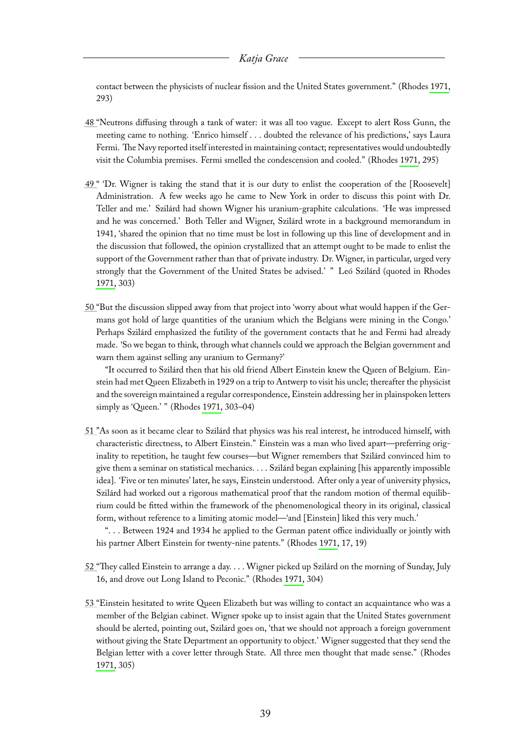contact between the physicists of nuclear fission and the United States government." (Rhodes 1971, 293)

48 "Neutrons diffusing through a tank of water: it was all too vague. Except to alert Ross Gunn, the meeting came to nothing. 'Enrico himself . . . doubted the relevance of his predictions,' says Laura Fermi. The Navy reported itself interested in maintaining contact; representatives would undoubtedly visit the Columbia premises. Fermi smelled the condescension and cooled." (Rhodes 1971, 295)

49 " 'Dr. Wigner is taking the stand that it is our duty to enlist the cooperation of the [Roosevelt] Administration. A few weeks ago he came to New York in order to discuss this point with Dr. Teller and me.' Szilárd had shown Wigner his uranium-graphite calculations. 'He was impressed and he was concerned.' Both Teller and Wigner, Szilárd wrote in a background memorandum in 1941, 'shared the opinion that no time must be lost in following up this line of development and in the discussion that followed, the opinion crystallized that an attempt ought to be made to enlist the support of the Government rather than that of private industry. Dr. Wigner, in particular, urged very strongly that the Government of the United States be advised.' " Leó Szilárd (quoted in Rhodes 1971, 303)

50 "But the discussion slipped away from that project into 'worry about what would happen if the Germans got hold of large quantities of the uranium which the Belgians were mining in the Congo.' Perhaps Szilárd emphasized the futility of the government contacts that he and Fermi had already made. 'So we began to think, through what channels could we approach the Belgian government and warn them against selling any uranium to Germany?'

"It occurred to Szilárd then that his old friend Albert Einstein knew the Queen of Belgium. Einstein had met Queen Elizabeth in 1929 on a trip to Antwerp to visit his uncle; thereafter the physicist and the sovereign maintained a regular correspondence, Einstein addressing her in plainspoken letters simply as 'Queen.' " (Rhodes 1971, 303–04)

51 "As soon as it became clear to Szilárd that physics was his real interest, he introduced himself, with characteristic directness, to Albert Einstein." Einstein was a man who lived apart—preferring originality to repetition, he taught few courses—but Wigner remembers that Szilárd convinced him to give them a seminar on statistical mechanics. . . . Szilárd began explaining [his apparently impossible idea]. 'Five or ten minutes' later, he says, Einstein understood. After only a year of university physics, Szilárd had worked out a rigorous mathematical proof that the random motion of thermal equilibrium could be fitted within the framework of the phenomenological theory in its original, classical form, without reference to a limiting atomic model—'and [Einstein] liked this very much.'

". . . Between 1924 and 1934 he applied to the German patent office individually or jointly with his partner Albert Einstein for twenty-nine patents." (Rhodes 1971, 17, 19)

52 "They called Einstein to arrange a day. . . . Wigner picked up Szilárd on the morning of Sunday, July 16, and drove out Long Island to Peconic." (Rhodes 1971, 304)

53 "Einstein hesitated to write Queen Elizabeth but was willing to contact an acquaintance who was a member of the Belgian cabinet. Wigner spoke up to insist again that the United States government should be alerted, pointing out, Szilárd goes on, 'that we should not approach a foreign government without giving the State Department an opportunity to object.' Wigner suggested that they send the Belgian letter with a cover letter through State. All three men thought that made sense." (Rhodes 1971, 305)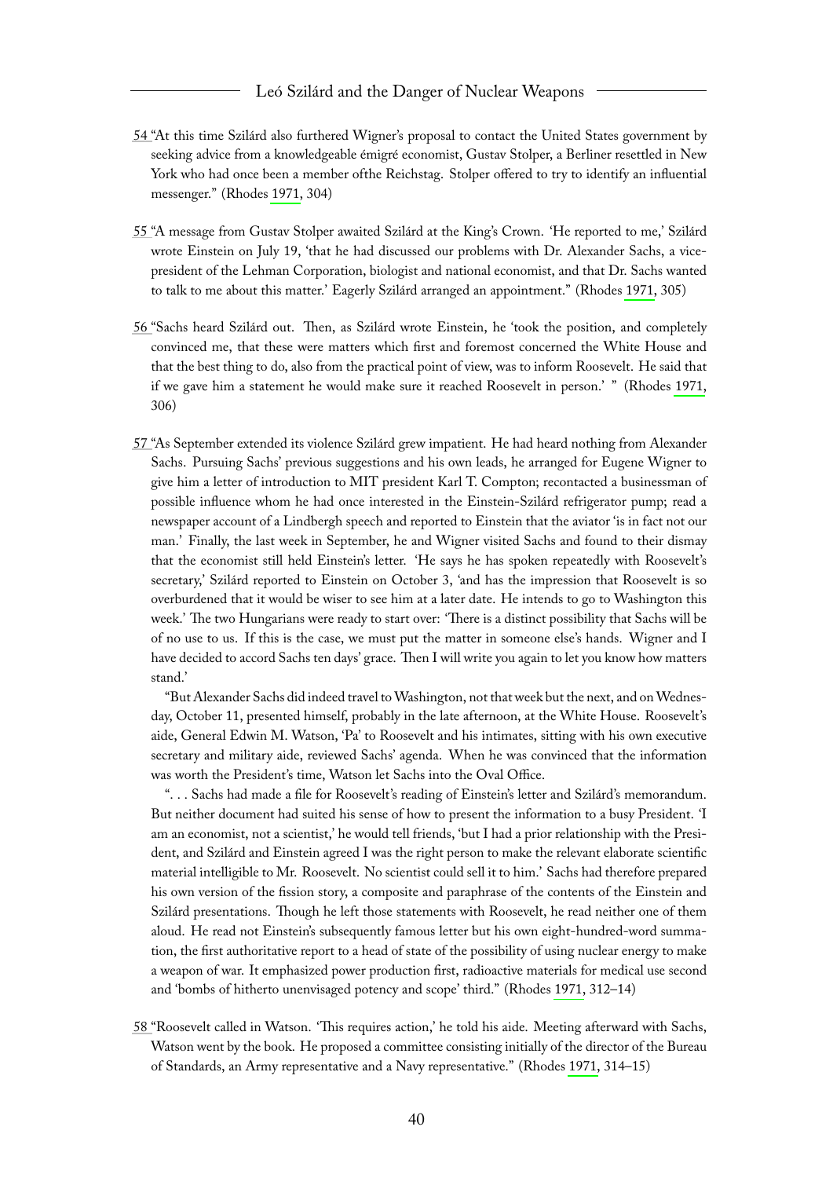54 "At this time Szilárd also furthered Wigner's proposal to contact the United States government by seeking advice from a knowledgeable émigré economist, Gustav Stolper, a Berliner resettled in New York who had once been a member ofthe Reichstag. Stolper offered to try to identify an influential messenger." (Rhodes 1971, 304)

55 "A message from Gustav Stolper awaited Szilárd at the King's Crown. 'He reported to me,' Szilárd wrote Einstein on July 19, 'that he had discussed our problems with Dr. Alexander Sachs, a vice-president of the Lehman Corporation, biologist and national economist, and that Dr. Sachs wanted to talk to me about this matter.' Eagerly Szilárd arranged an appointment." (Rhodes 1971, 305)

56 "Sachs heard Szilárd out. Then, as Szilárd wrote Einstein, he 'took the position, and completely convinced me, that these were matters which first and foremost concerned the White House and that the best thing to do, also from the practical point of view, was to inform Roosevelt. He said that if we gave him a statement he would make sure it reached Roosevelt in person.' " (Rhodes 1971, 306)

57 "As September extended its violence Szilárd grew impatient. He had heard nothing from Alexander Sachs. Pursuing Sachs' previous suggestions and his own leads, he arranged for Eugene Wigner to give him a letter of introduction to MIT president Karl T. Compton; recontacted a businessman of possible influence whom he had once interested in the Einstein-Szilárd refrigerator pump; read a newspaper account of a Lindbergh speech and reported to Einstein that the aviator 'is in fact not our man.' Finally, the last week in September, he and Wigner visited Sachs and found to their dismay that the economist still held Einstein's letter. 'He says he has spoken repeatedly with Roosevelt's secretary,' Szilárd reported to Einstein on October 3, 'and has the impression that Roosevelt is so overburdened that it would be wiser to see him at a later date. He intends to go to Washington this week.' The two Hungarians were ready to start over: 'There is a distinct possibility that Sachs will be of no use to us. If this is the case, we must put the matter in someone else's hands. Wigner and I have decided to accord Sachs ten days' grace. Then I will write you again to let you know how matters stand.'

"But Alexander Sachs did indeed travel to Washington, not that week but the next, and on Wednesday, October 11, presented himself, probably in the late afternoon, at the White House. Roosevelt's aide, General Edwin M. Watson, 'Pa' to Roosevelt and his intimates, sitting with his own executive secretary and military aide, reviewed Sachs' agenda. When he was convinced that the information was worth the President's time, Watson let Sachs into the Oval Office.

". . . Sachs had made a file for Roosevelt's reading of Einstein's letter and Szilárd's memorandum. But neither document had suited his sense of how to present the information to a busy President. 'I am an economist, not a scientist,' he would tell friends, 'but I had a prior relationship with the President, and Szilárd and Einstein agreed I was the right person to make the relevant elaborate scientific material intelligible to Mr. Roosevelt. No scientist could sell it to him.' Sachs had therefore prepared his own version of the fission story, a composite and paraphrase of the contents of the Einstein and Szilárd presentations. Though he left those statements with Roosevelt, he read neither one of them aloud. He read not Einstein's subsequently famous letter but his own eight-hundred-word summation, the first authoritative report to a head of state of the possibility of using nuclear energy to make a weapon of war. It emphasized power production first, radioactive materials for medical use second and 'bombs of hitherto unenvisaged potency and scope' third." (Rhodes 1971, 312–14)

58 "Roosevelt called in Watson. 'This requires action,' he told his aide. Meeting afterward with Sachs, Watson went by the book. He proposed a committee consisting initially of the director of the Bureau of Standards, an Army representative and a Navy representative." (Rhodes 1971, 314–15)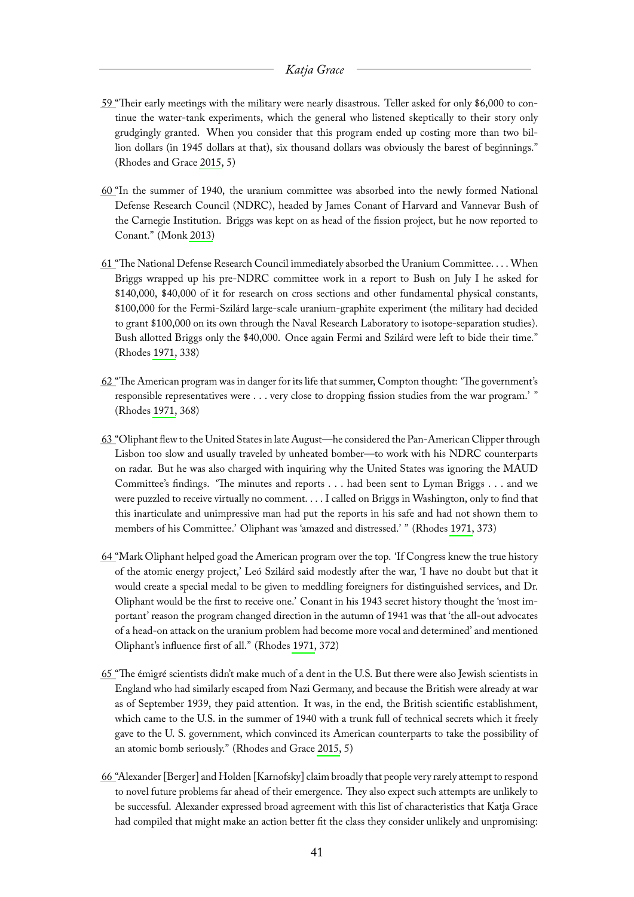59 "Their early meetings with the military were nearly disastrous. Teller asked for only $6,000 to continue the water-tank experiments, which the general who listened skeptically to their story only grudgingly granted. When you consider that this program ended up costing more than two billion dollars (in 1945 dollars at that), six thousand dollars was obviously the barest of beginnings." (Rhodes and Grace 2015, 5)

60 "In the summer of 1940, the uranium committee was absorbed into the newly formed National Defense Research Council (NDRC), headed by James Conant of Harvard and Vannevar Bush of the Carnegie Institution. Briggs was kept on as head of the fission project, but he now reported to Conant." (Monk 2013)

61 "The National Defense Research Council immediately absorbed the Uranium Committee. . . . When Briggs wrapped up his pre-NDRC committee work in a report to Bush on July I he asked for $140,000, $40,000 of it for research on cross sections and other fundamental physical constants, $100,000 for the Fermi-Szilárd large-scale uranium-graphite experiment (the military had decided to grant $100,000 on its own through the Naval Research Laboratory to isotope-separation studies). Bush allotted Briggs only the $40,000. Once again Fermi and Szilárd were left to bide their time." (Rhodes 1971, 338)

62 "The American program was in danger for its life that summer, Compton thought: 'The government's responsible representatives were . . . very close to dropping fission studies from the war program.' " (Rhodes 1971, 368)

63 "Oliphant flew to the United States in late August—he considered the Pan-American Clipper through Lisbon too slow and usually traveled by unheated bomber—to work with his NDRC counterparts on radar. But he was also charged with inquiring why the United States was ignoring the MAUD Committee's findings. 'The minutes and reports . . . had been sent to Lyman Briggs . . . and we were puzzled to receive virtually no comment. . . . I called on Briggs in Washington, only to find that this inarticulate and unimpressive man had put the reports in his safe and had not shown them to members of his Committee.' Oliphant was 'amazed and distressed.' " (Rhodes 1971, 373)

64 "Mark Oliphant helped goad the American program over the top. 'If Congress knew the true history of the atomic energy project,' Leó Szilárd said modestly after the war, 'I have no doubt but that it would create a special medal to be given to meddling foreigners for distinguished services, and Dr. Oliphant would be the first to receive one.' Conant in his 1943 secret history thought the 'most important' reason the program changed direction in the autumn of 1941 was that 'the all-out advocates of a head-on attack on the uranium problem had become more vocal and determined' and mentioned Oliphant's influence first of all." (Rhodes 1971, 372)

65 "The émigré scientists didn't make much of a dent in the U.S. But there were also Jewish scientists in England who had similarly escaped from Nazi Germany, and because the British were already at war as of September 1939, they paid attention. It was, in the end, the British scientific establishment, which came to the U.S. in the summer of 1940 with a trunk full of technical secrets which it freely gave to the U. S. government, which convinced its American counterparts to take the possibility of an atomic bomb seriously." (Rhodes and Grace 2015, 5)

66 "Alexander [Berger] and Holden [Karnofsky] claim broadly that people very rarely attempt to respond to novel future problems far ahead of their emergence. They also expect such attempts are unlikely to be successful. Alexander expressed broad agreement with this list of characteristics that Katja Grace had compiled that might make an action better fit the class they consider unlikely and unpromising: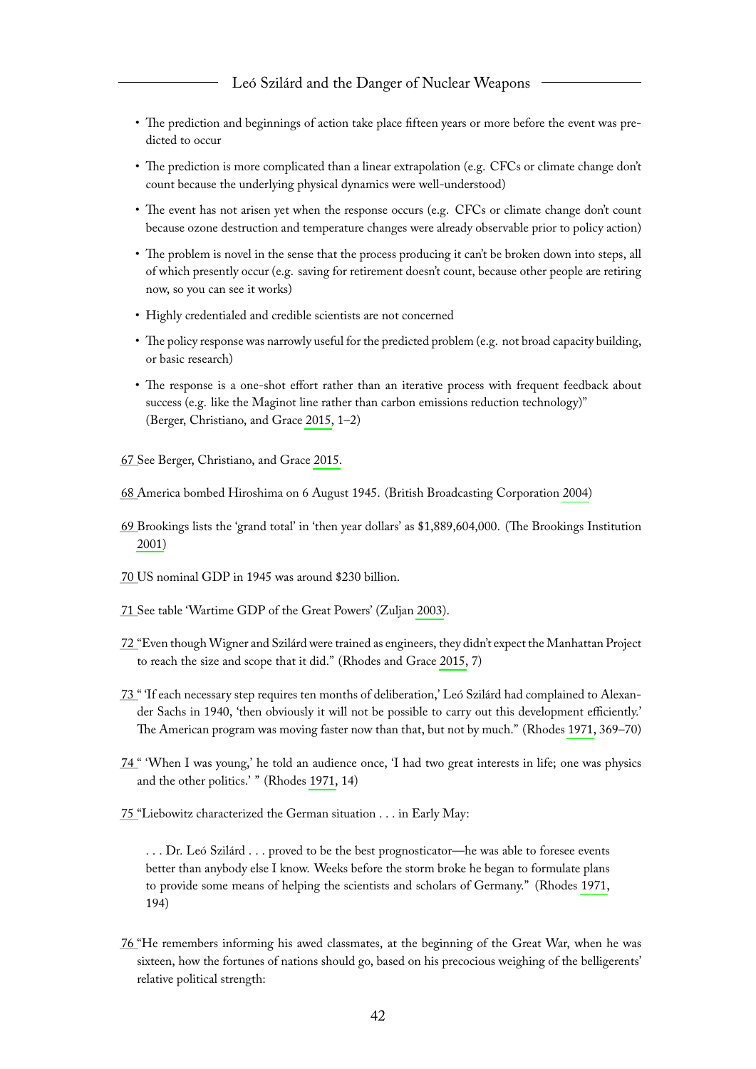- The prediction and beginnings of action take place fifteen years or more before the event was predicted to occur
- The prediction is more complicated than a linear extrapolation (e.g. CFCs or climate change don't count because the underlying physical dynamics were well-understood)
- The event has not arisen yet when the response occurs (e.g. CFCs or climate change don't count because ozone destruction and temperature changes were already observable prior to policy action)
- The problem is novel in the sense that the process producing it can't be broken down into steps, all of which presently occur (e.g. saving for retirement doesn't count, because other people are retiring now, so you can see it works)
- Highly credentialed and credible scientists are not concerned
- The policy response was narrowly useful for the predicted problem (e.g. not broad capacity building, or basic research)
- The response is a one-shot effort rather than an iterative process with frequent feedback about success (e.g. like the Maginot line rather than carbon emissions reduction technology)" (Berger, Christiano, and Grace 2015, 1–2)

67 See Berger, Christiano, and Grace 2015.

68 America bombed Hiroshima on 6 August 1945. (British Broadcasting Corporation 2004)

69 Brookings lists the 'grand total' in 'then year dollars' as $1,889,604,000. (The Brookings Institution 2001)

70 US nominal GDP in 1945 was around $230 billion.

71 See table 'Wartime GDP of the Great Powers' (Zuljan 2003).

72 "Even though Wigner and Szilárd were trained as engineers, they didn't expect the Manhattan Project to reach the size and scope that it did." (Rhodes and Grace 2015, 7)

73 " 'If each necessary step requires ten months of deliberation,' Leó Szilárd had complained to Alexander Sachs in 1940, 'then obviously it will not be possible to carry out this development efficiently.' The American program was moving faster now than that, but not by much." (Rhodes 1971, 369–70)

74 " 'When I was young,' he told an audience once, 'I had two great interests in life; one was physics and the other politics.' " (Rhodes 1971, 14)

75 "Liebowitz characterized the German situation . . . in Early May:

> . . . Dr. Leó Szilárd . . . proved to be the best prognosticator—he was able to foresee events better than anybody else I know. Weeks before the storm broke he began to formulate plans to provide some means of helping the scientists and scholars of Germany." (Rhodes 1971, 194)

76 "He remembers informing his awed classmates, at the beginning of the Great War, when he was sixteen, how the fortunes of nations should go, based on his precocious weighing of the belligerents' relative political strength: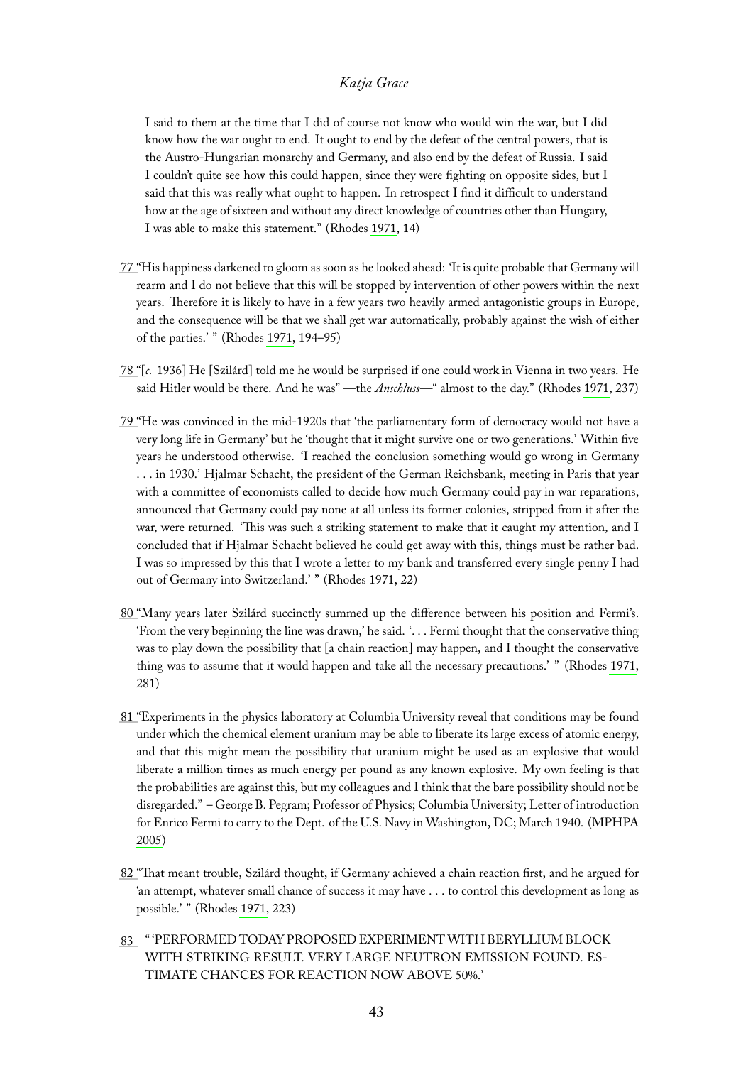I said to them at the time that I did of course not know who would win the war, but I did know how the war ought to end. It ought to end by the defeat of the central powers, that is the Austro-Hungarian monarchy and Germany, and also end by the defeat of Russia. I said I couldn't quite see how this could happen, since they were fighting on opposite sides, but I said that this was really what ought to happen. In retrospect I find it difficult to understand how at the age of sixteen and without any direct knowledge of countries other than Hungary, I was able to make this statement." (Rhodes 1971, 14)

77 "His happiness darkened to gloom as soon as he looked ahead: 'It is quite probable that Germany will rearm and I do not believe that this will be stopped by intervention of other powers within the next years. Therefore it is likely to have in a few years two heavily armed antagonistic groups in Europe, and the consequence will be that we shall get war automatically, probably against the wish of either of the parties.' " (Rhodes 1971, 194–95)

78 "[*c.* 1936] He [Szilárd] told me he would be surprised if one could work in Vienna in two years. He said Hitler would be there. And he was" —the *Anschluss*—" almost to the day." (Rhodes 1971, 237)

79 "He was convinced in the mid-1920s that 'the parliamentary form of democracy would not have a very long life in Germany' but he 'thought that it might survive one or two generations.' Within five years he understood otherwise. 'I reached the conclusion something would go wrong in Germany . . . in 1930.' Hjalmar Schacht, the president of the German Reichsbank, meeting in Paris that year with a committee of economists called to decide how much Germany could pay in war reparations, announced that Germany could pay none at all unless its former colonies, stripped from it after the war, were returned. 'This was such a striking statement to make that it caught my attention, and I concluded that if Hjalmar Schacht believed he could get away with this, things must be rather bad. I was so impressed by this that I wrote a letter to my bank and transferred every single penny I had out of Germany into Switzerland.' " (Rhodes 1971, 22)

80 "Many years later Szilárd succinctly summed up the difference between his position and Fermi's. 'From the very beginning the line was drawn,' he said. '. . . Fermi thought that the conservative thing was to play down the possibility that [a chain reaction] may happen, and I thought the conservative thing was to assume that it would happen and take all the necessary precautions.' " (Rhodes 1971, 281)

81 "Experiments in the physics laboratory at Columbia University reveal that conditions may be found under which the chemical element uranium may be able to liberate its large excess of atomic energy, and that this might mean the possibility that uranium might be used as an explosive that would liberate a million times as much energy per pound as any known explosive. My own feeling is that the probabilities are against this, but my colleagues and I think that the bare possibility should not be disregarded." – George B. Pegram; Professor of Physics; Columbia University; Letter of introduction for Enrico Fermi to carry to the Dept. of the U.S. Navy in Washington, DC; March 1940. (MPHPA 2005)

82 "That meant trouble, Szilárd thought, if Germany achieved a chain reaction first, and he argued for 'an attempt, whatever small chance of success it may have . . . to control this development as long as possible.' " (Rhodes 1971, 223)

83 " 'PERFORMED TODAY PROPOSED EXPERIMENT WITH BERYLLIUM BLOCK WITH STRIKING RESULT. VERY LARGE NEUTRON EMISSION FOUND. ESTIMATE CHANCES FOR REACTION NOW ABOVE 50%.'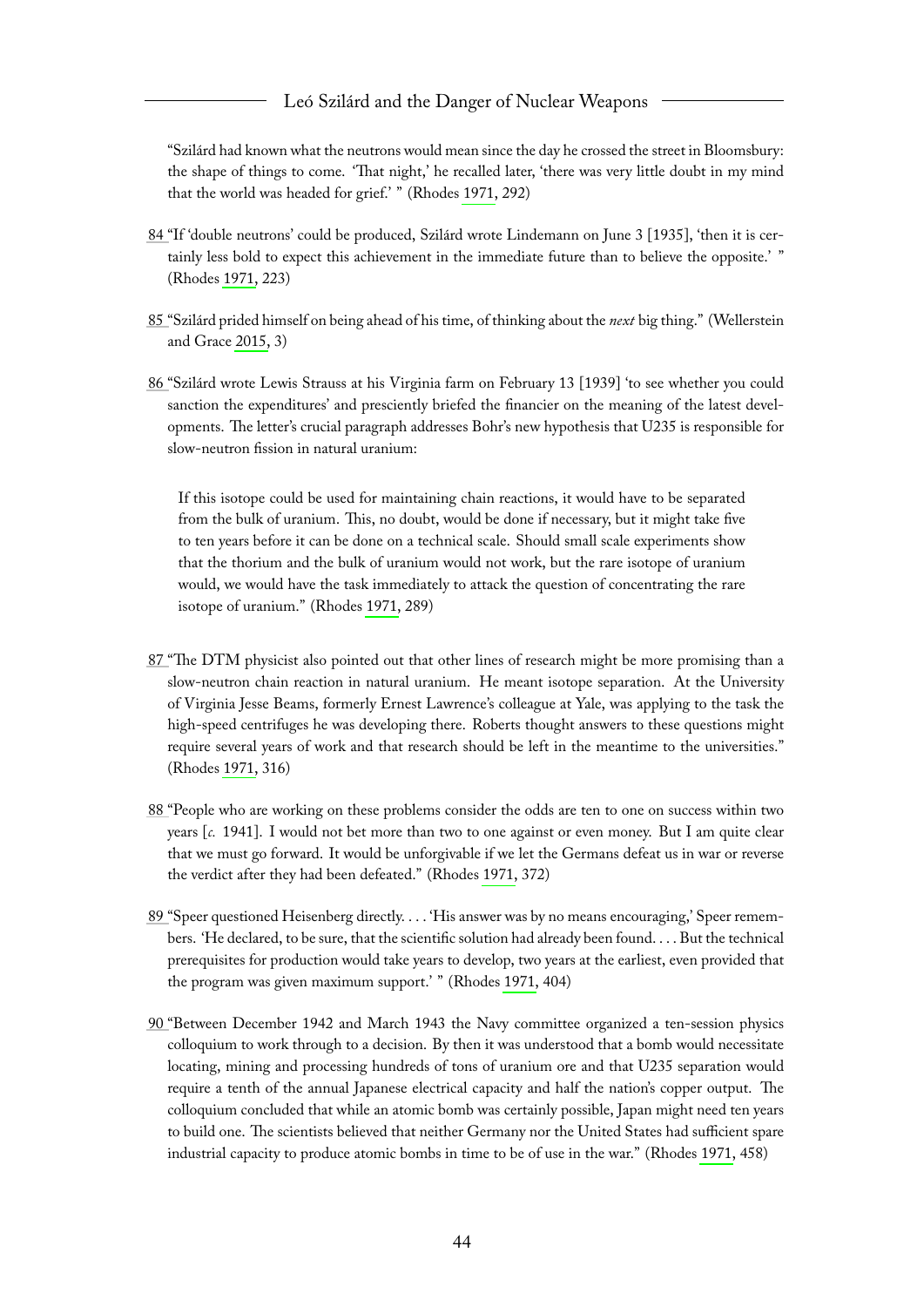"Szilárd had known what the neutrons would mean since the day he crossed the street in Bloomsbury: the shape of things to come. 'That night,' he recalled later, 'there was very little doubt in my mind that the world was headed for grief.' " (Rhodes 1971, 292)

84 "If 'double neutrons' could be produced, Szilárd wrote Lindemann on June 3 [1935], 'then it is certainly less bold to expect this achievement in the immediate future than to believe the opposite.' " (Rhodes 1971, 223)

85 "Szilárd prided himself on being ahead of his time, of thinking about the *next* big thing." (Wellerstein and Grace 2015, 3)

86 "Szilárd wrote Lewis Strauss at his Virginia farm on February 13 [1939] 'to see whether you could sanction the expenditures' and presciently briefed the financier on the meaning of the latest developments. The letter's crucial paragraph addresses Bohr's new hypothesis that U235 is responsible for slow-neutron fission in natural uranium:

> If this isotope could be used for maintaining chain reactions, it would have to be separated from the bulk of uranium. This, no doubt, would be done if necessary, but it might take five to ten years before it can be done on a technical scale. Should small scale experiments show that the thorium and the bulk of uranium would not work, but the rare isotope of uranium would, we would have the task immediately to attack the question of concentrating the rare isotope of uranium." (Rhodes 1971, 289)

87 "The DTM physicist also pointed out that other lines of research might be more promising than a slow-neutron chain reaction in natural uranium. He meant isotope separation. At the University of Virginia Jesse Beams, formerly Ernest Lawrence's colleague at Yale, was applying to the task the high-speed centrifuges he was developing there. Roberts thought answers to these questions might require several years of work and that research should be left in the meantime to the universities." (Rhodes 1971, 316)

88 "People who are working on these problems consider the odds are ten to one on success within two years [*c.* 1941]. I would not bet more than two to one against or even money. But I am quite clear that we must go forward. It would be unforgivable if we let the Germans defeat us in war or reverse the verdict after they had been defeated." (Rhodes 1971, 372)

89 "Speer questioned Heisenberg directly. . . . 'His answer was by no means encouraging,' Speer remembers. 'He declared, to be sure, that the scientific solution had already been found. . . . But the technical prerequisites for production would take years to develop, two years at the earliest, even provided that the program was given maximum support.' " (Rhodes 1971, 404)

90 "Between December 1942 and March 1943 the Navy committee organized a ten-session physics colloquium to work through to a decision. By then it was understood that a bomb would necessitate locating, mining and processing hundreds of tons of uranium ore and that U235 separation would require a tenth of the annual Japanese electrical capacity and half the nation's copper output. The colloquium concluded that while an atomic bomb was certainly possible, Japan might need ten years to build one. The scientists believed that neither Germany nor the United States had sufficient spare industrial capacity to produce atomic bombs in time to be of use in the war." (Rhodes 1971, 458)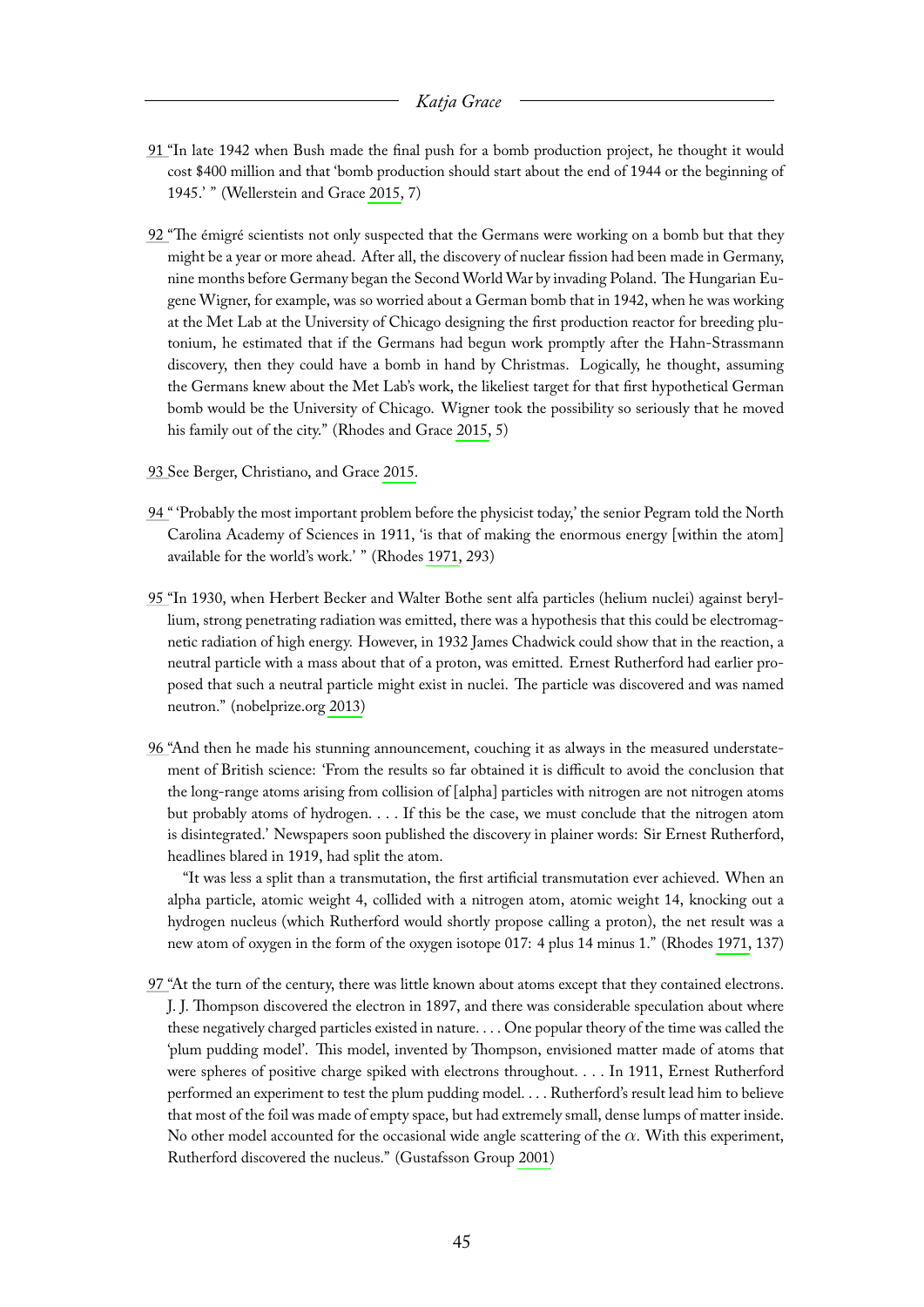91 "In late 1942 when Bush made the final push for a bomb production project, he thought it would cost $400 million and that 'bomb production should start about the end of 1944 or the beginning of 1945.' " (Wellerstein and Grace 2015, 7)

92 "The émigré scientists not only suspected that the Germans were working on a bomb but that they might be a year or more ahead. After all, the discovery of nuclear fission had been made in Germany, nine months before Germany began the Second World War by invading Poland. The Hungarian Eugene Wigner, for example, was so worried about a German bomb that in 1942, when he was working at the Met Lab at the University of Chicago designing the first production reactor for breeding plutonium, he estimated that if the Germans had begun work promptly after the Hahn-Strassmann discovery, then they could have a bomb in hand by Christmas. Logically, he thought, assuming the Germans knew about the Met Lab's work, the likeliest target for that first hypothetical German bomb would be the University of Chicago. Wigner took the possibility so seriously that he moved his family out of the city." (Rhodes and Grace 2015, 5)

93 See Berger, Christiano, and Grace 2015.

94 " 'Probably the most important problem before the physicist today,' the senior Pegram told the North Carolina Academy of Sciences in 1911, 'is that of making the enormous energy [within the atom] available for the world's work.' " (Rhodes 1971, 293)

95 "In 1930, when Herbert Becker and Walter Bothe sent alfa particles (helium nuclei) against beryllium, strong penetrating radiation was emitted, there was a hypothesis that this could be electromagnetic radiation of high energy. However, in 1932 James Chadwick could show that in the reaction, a neutral particle with a mass about that of a proton, was emitted. Ernest Rutherford had earlier proposed that such a neutral particle might exist in nuclei. The particle was discovered and was named neutron." (nobelprize.org 2013)

96 "And then he made his stunning announcement, couching it as always in the measured understatement of British science: 'From the results so far obtained it is difficult to avoid the conclusion that the long-range atoms arising from collision of [alpha] particles with nitrogen are not nitrogen atoms but probably atoms of hydrogen. . . . If this be the case, we must conclude that the nitrogen atom is disintegrated.' Newspapers soon published the discovery in plainer words: Sir Ernest Rutherford, headlines blared in 1919, had split the atom.

"It was less a split than a transmutation, the first artificial transmutation ever achieved. When an alpha particle, atomic weight 4, collided with a nitrogen atom, atomic weight 14, knocking out a hydrogen nucleus (which Rutherford would shortly propose calling a proton), the net result was a new atom of oxygen in the form of the oxygen isotope 017: 4 plus 14 minus 1." (Rhodes 1971, 137)

97 "At the turn of the century, there was little known about atoms except that they contained electrons. J. J. Thompson discovered the electron in 1897, and there was considerable speculation about where these negatively charged particles existed in nature. . . . One popular theory of the time was called the 'plum pudding model'. This model, invented by Thompson, envisioned matter made of atoms that were spheres of positive charge spiked with electrons throughout. . . . In 1911, Ernest Rutherford performed an experiment to test the plum pudding model. . . . Rutherford's result lead him to believe that most of the foil was made of empty space, but had extremely small, dense lumps of matter inside. No other model accounted for the occasional wide angle scattering of the $\alpha$. With this experiment, Rutherford discovered the nucleus." (Gustafsson Group 2001)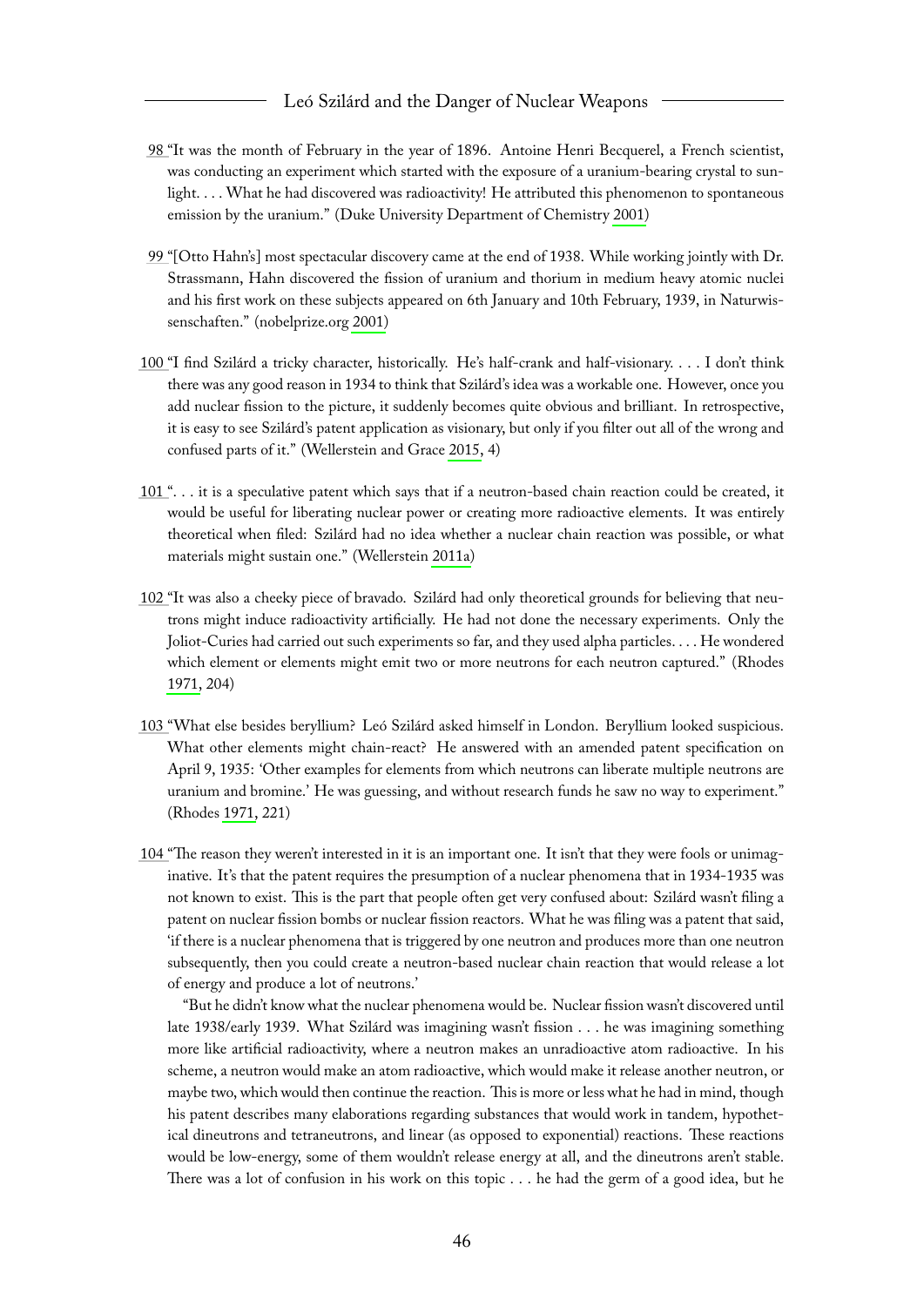98 "It was the month of February in the year of 1896. Antoine Henri Becquerel, a French scientist, was conducting an experiment which started with the exposure of a uranium-bearing crystal to sunlight. . . . What he had discovered was radioactivity! He attributed this phenomenon to spontaneous emission by the uranium." (Duke University Department of Chemistry 2001)

99 "[Otto Hahn's] most spectacular discovery came at the end of 1938. While working jointly with Dr. Strassmann, Hahn discovered the fission of uranium and thorium in medium heavy atomic nuclei and his first work on these subjects appeared on 6th January and 10th February, 1939, in Naturwissenschaften." (nobelprize.org 2001)

100 "I find Szilárd a tricky character, historically. He's half-crank and half-visionary. . . . I don't think there was any good reason in 1934 to think that Szilárd's idea was a workable one. However, once you add nuclear fission to the picture, it suddenly becomes quite obvious and brilliant. In retrospective, it is easy to see Szilárd's patent application as visionary, but only if you filter out all of the wrong and confused parts of it." (Wellerstein and Grace 2015, 4)

101 ". . . it is a speculative patent which says that if a neutron-based chain reaction could be created, it would be useful for liberating nuclear power or creating more radioactive elements. It was entirely theoretical when filed: Szilárd had no idea whether a nuclear chain reaction was possible, or what materials might sustain one." (Wellerstein 2011a)

102 "It was also a cheeky piece of bravado. Szilárd had only theoretical grounds for believing that neutrons might induce radioactivity artificially. He had not done the necessary experiments. Only the Joliot-Curies had carried out such experiments so far, and they used alpha particles. . . . He wondered which element or elements might emit two or more neutrons for each neutron captured." (Rhodes 1971, 204)

103 "What else besides beryllium? Leó Szilárd asked himself in London. Beryllium looked suspicious. What other elements might chain-react? He answered with an amended patent specification on April 9, 1935: 'Other examples for elements from which neutrons can liberate multiple neutrons are uranium and bromine.' He was guessing, and without research funds he saw no way to experiment." (Rhodes 1971, 221)

104 "The reason they weren't interested in it is an important one. It isn't that they were fools or unimaginative. It's that the patent requires the presumption of a nuclear phenomena that in 1934-1935 was not known to exist. This is the part that people often get very confused about: Szilárd wasn't filing a patent on nuclear fission bombs or nuclear fission reactors. What he was filing was a patent that said, 'if there is a nuclear phenomena that is triggered by one neutron and produces more than one neutron subsequently, then you could create a neutron-based nuclear chain reaction that would release a lot of energy and produce a lot of neutrons.'

"But he didn't know what the nuclear phenomena would be. Nuclear fission wasn't discovered until late 1938/early 1939. What Szilárd was imagining wasn't fission . . . he was imagining something more like artificial radioactivity, where a neutron makes an unradioactive atom radioactive. In his scheme, a neutron would make an atom radioactive, which would make it release another neutron, or maybe two, which would then continue the reaction. This is more or less what he had in mind, though his patent describes many elaborations regarding substances that would work in tandem, hypothetical dineutrons and tetraneutrons, and linear (as opposed to exponential) reactions. These reactions would be low-energy, some of them wouldn't release energy at all, and the dineutrons aren't stable. There was a lot of confusion in his work on this topic . . . he had the germ of a good idea, but he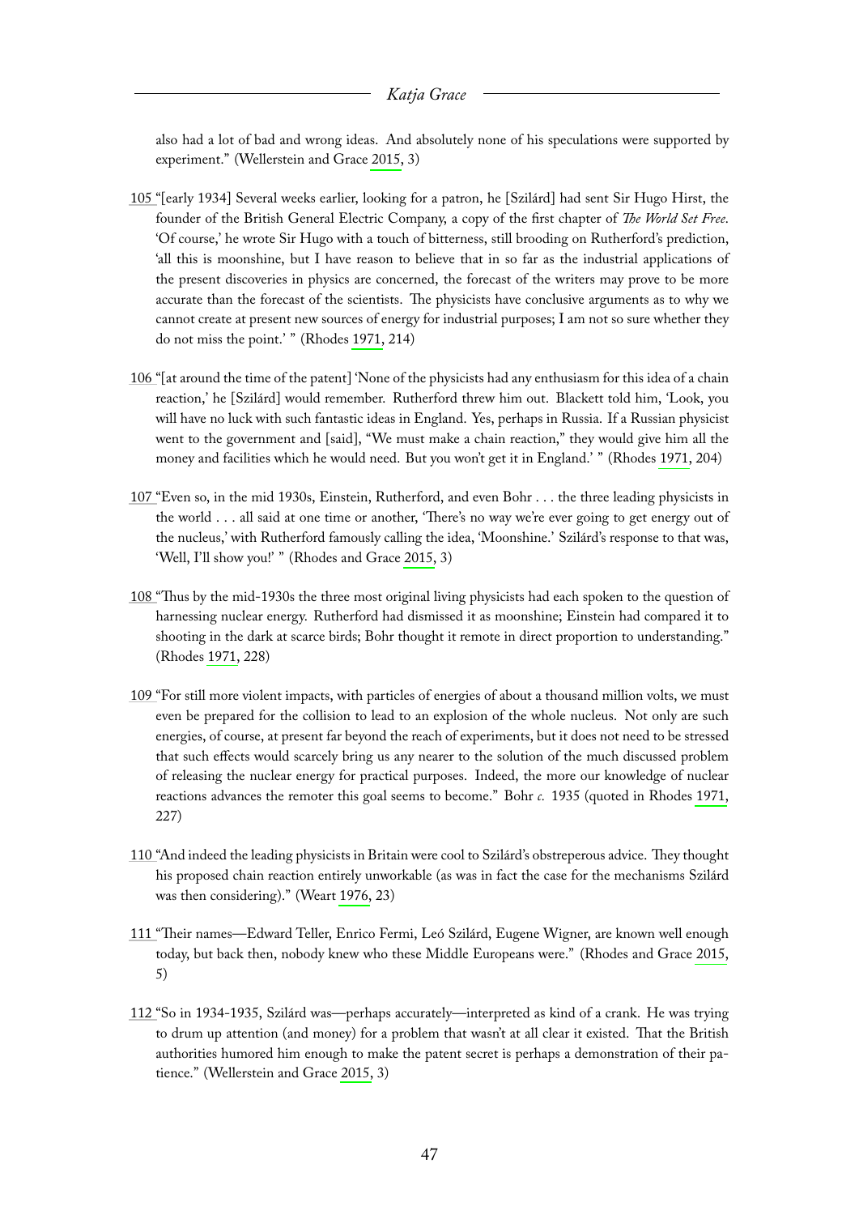also had a lot of bad and wrong ideas. And absolutely none of his speculations were supported by experiment." (Wellerstein and Grace 2015, 3)

105 "[early 1934] Several weeks earlier, looking for a patron, he [Szilárd] had sent Sir Hugo Hirst, the founder of the British General Electric Company, a copy of the first chapter of *The World Set Free*. 'Of course,' he wrote Sir Hugo with a touch of bitterness, still brooding on Rutherford's prediction, 'all this is moonshine, but I have reason to believe that in so far as the industrial applications of the present discoveries in physics are concerned, the forecast of the writers may prove to be more accurate than the forecast of the scientists. The physicists have conclusive arguments as to why we cannot create at present new sources of energy for industrial purposes; I am not so sure whether they do not miss the point.' " (Rhodes 1971, 214)

106 "[at around the time of the patent] 'None of the physicists had any enthusiasm for this idea of a chain reaction,' he [Szilárd] would remember. Rutherford threw him out. Blackett told him, 'Look, you will have no luck with such fantastic ideas in England. Yes, perhaps in Russia. If a Russian physicist went to the government and [said], "We must make a chain reaction," they would give him all the money and facilities which he would need. But you won't get it in England.' " (Rhodes 1971, 204)

107 "Even so, in the mid 1930s, Einstein, Rutherford, and even Bohr . . . the three leading physicists in the world . . . all said at one time or another, 'There's no way we're ever going to get energy out of the nucleus,' with Rutherford famously calling the idea, 'Moonshine.' Szilárd's response to that was, 'Well, I'll show you!' " (Rhodes and Grace 2015, 3)

108 "Thus by the mid-1930s the three most original living physicists had each spoken to the question of harnessing nuclear energy. Rutherford had dismissed it as moonshine; Einstein had compared it to shooting in the dark at scarce birds; Bohr thought it remote in direct proportion to understanding." (Rhodes 1971, 228)

109 "For still more violent impacts, with particles of energies of about a thousand million volts, we must even be prepared for the collision to lead to an explosion of the whole nucleus. Not only are such energies, of course, at present far beyond the reach of experiments, but it does not need to be stressed that such effects would scarcely bring us any nearer to the solution of the much discussed problem of releasing the nuclear energy for practical purposes. Indeed, the more our knowledge of nuclear reactions advances the remoter this goal seems to become." Bohr *c.* 1935 (quoted in Rhodes 1971, 227)

110 "And indeed the leading physicists in Britain were cool to Szilárd's obstreperous advice. They thought his proposed chain reaction entirely unworkable (as was in fact the case for the mechanisms Szilárd was then considering)." (Weart 1976, 23)

111 "Their names—Edward Teller, Enrico Fermi, Leó Szilárd, Eugene Wigner, are known well enough today, but back then, nobody knew who these Middle Europeans were." (Rhodes and Grace 2015, 5)

112 "So in 1934-1935, Szilárd was—perhaps accurately—interpreted as kind of a crank. He was trying to drum up attention (and money) for a problem that wasn't at all clear it existed. That the British authorities humored him enough to make the patent secret is perhaps a demonstration of their patience." (Wellerstein and Grace 2015, 3)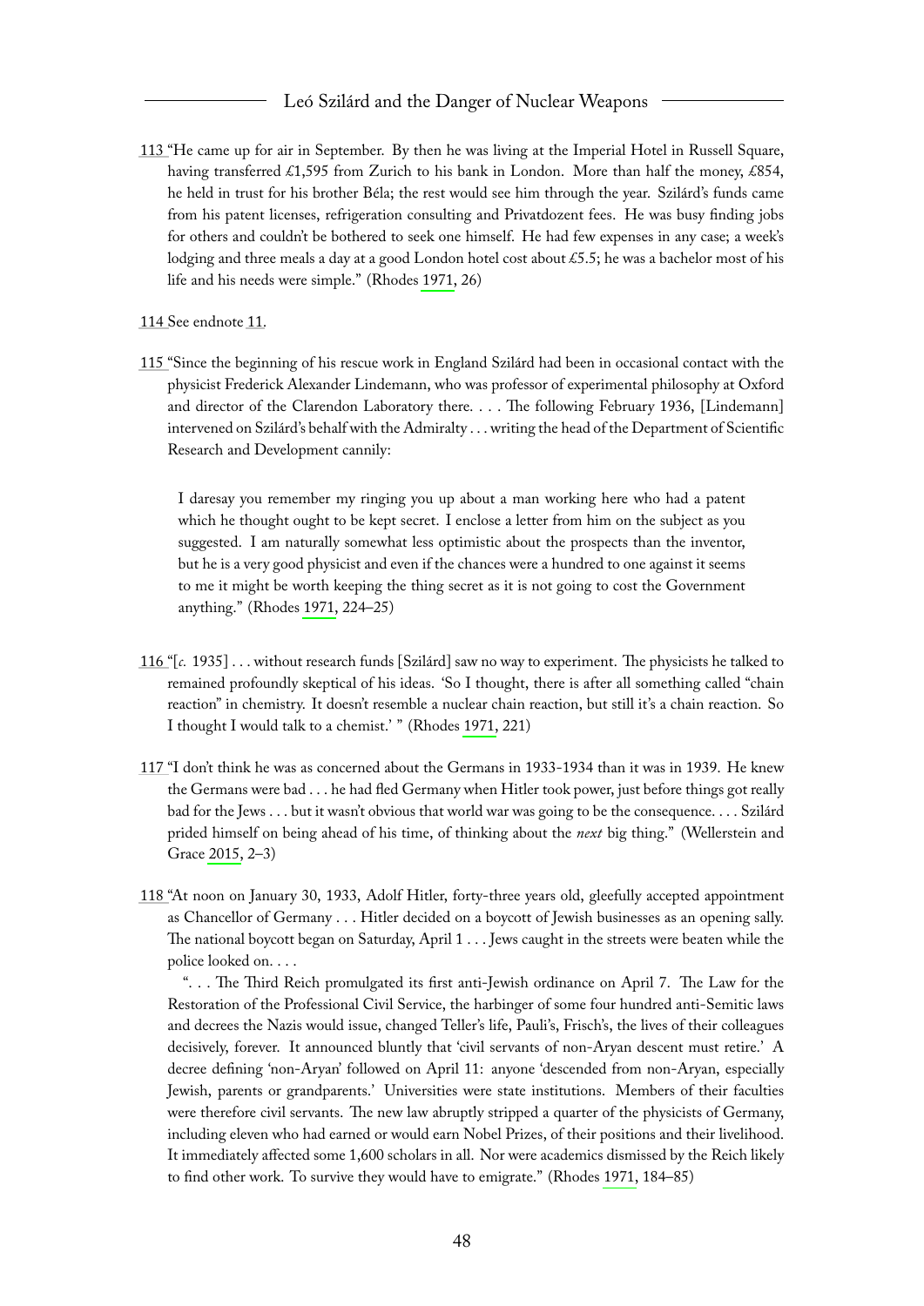113 "He came up for air in September. By then he was living at the Imperial Hotel in Russell Square, having transferred £1,595 from Zurich to his bank in London. More than half the money, £854, he held in trust for his brother Béla; the rest would see him through the year. Szilárd's funds came from his patent licenses, refrigeration consulting and Privatdozent fees. He was busy finding jobs for others and couldn't be bothered to seek one himself. He had few expenses in any case; a week's lodging and three meals a day at a good London hotel cost about £5.5; he was a bachelor most of his life and his needs were simple." (Rhodes 1971, 26)

114 See endnote 11.

115 "Since the beginning of his rescue work in England Szilárd had been in occasional contact with the physicist Frederick Alexander Lindemann, who was professor of experimental philosophy at Oxford and director of the Clarendon Laboratory there. . . . The following February 1936, [Lindemann] intervened on Szilárd's behalf with the Admiralty . . . writing the head of the Department of Scientific Research and Development cannily:

> I daresay you remember my ringing you up about a man working here who had a patent which he thought ought to be kept secret. I enclose a letter from him on the subject as you suggested. I am naturally somewhat less optimistic about the prospects than the inventor, but he is a very good physicist and even if the chances were a hundred to one against it seems to me it might be worth keeping the thing secret as it is not going to cost the Government anything." (Rhodes 1971, 224–25)

116 "[*c.* 1935] . . . without research funds [Szilárd] saw no way to experiment. The physicists he talked to remained profoundly skeptical of his ideas. 'So I thought, there is after all something called "chain reaction" in chemistry. It doesn't resemble a nuclear chain reaction, but still it's a chain reaction. So I thought I would talk to a chemist.' " (Rhodes 1971, 221)

117 "I don't think he was as concerned about the Germans in 1933-1934 than it was in 1939. He knew the Germans were bad . . . he had fled Germany when Hitler took power, just before things got really bad for the Jews . . . but it wasn't obvious that world war was going to be the consequence. . . . Szilárd prided himself on being ahead of his time, of thinking about the *next* big thing." (Wellerstein and Grace 2015, 2–3)

118 "At noon on January 30, 1933, Adolf Hitler, forty-three years old, gleefully accepted appointment as Chancellor of Germany . . . Hitler decided on a boycott of Jewish businesses as an opening sally. The national boycott began on Saturday, April 1 . . . Jews caught in the streets were beaten while the police looked on. . . .

". . . The Third Reich promulgated its first anti-Jewish ordinance on April 7. The Law for the Restoration of the Professional Civil Service, the harbinger of some four hundred anti-Semitic laws and decrees the Nazis would issue, changed Teller's life, Pauli's, Frisch's, the lives of their colleagues decisively, forever. It announced bluntly that 'civil servants of non-Aryan descent must retire.' A decree defining 'non-Aryan' followed on April 11: anyone 'descended from non-Aryan, especially Jewish, parents or grandparents.' Universities were state institutions. Members of their faculties were therefore civil servants. The new law abruptly stripped a quarter of the physicists of Germany, including eleven who had earned or would earn Nobel Prizes, of their positions and their livelihood. It immediately affected some 1,600 scholars in all. Nor were academics dismissed by the Reich likely to find other work. To survive they would have to emigrate." (Rhodes 1971, 184–85)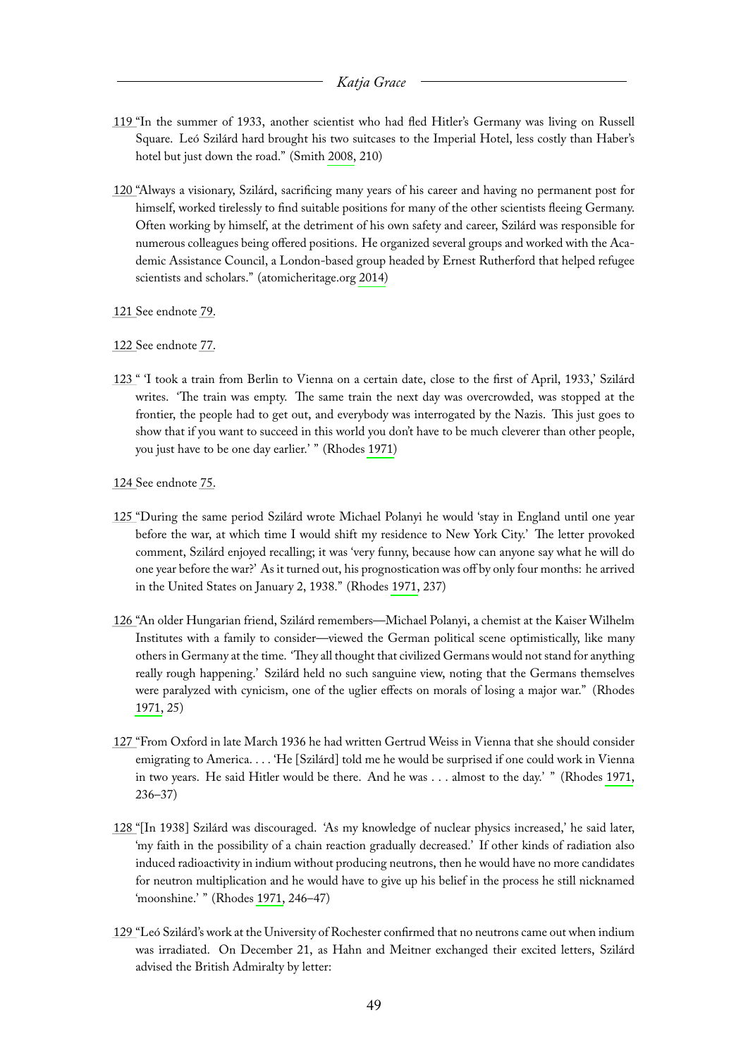119 "In the summer of 1933, another scientist who had fled Hitler's Germany was living on Russell Square. Leó Szilárd hard brought his two suitcases to the Imperial Hotel, less costly than Haber's hotel but just down the road." (Smith 2008, 210)

120 "Always a visionary, Szilárd, sacrificing many years of his career and having no permanent post for himself, worked tirelessly to find suitable positions for many of the other scientists fleeing Germany. Often working by himself, at the detriment of his own safety and career, Szilárd was responsible for numerous colleagues being offered positions. He organized several groups and worked with the Academic Assistance Council, a London-based group headed by Ernest Rutherford that helped refugee scientists and scholars." (atomicheritage.org 2014)

121 See endnote 79.

122 See endnote 77.

123 " 'I took a train from Berlin to Vienna on a certain date, close to the first of April, 1933,' Szilárd writes. 'The train was empty. The same train the next day was overcrowded, was stopped at the frontier, the people had to get out, and everybody was interrogated by the Nazis. This just goes to show that if you want to succeed in this world you don't have to be much cleverer than other people, you just have to be one day earlier.' " (Rhodes 1971)

124 See endnote 75.

125 "During the same period Szilárd wrote Michael Polanyi he would 'stay in England until one year before the war, at which time I would shift my residence to New York City.' The letter provoked comment, Szilárd enjoyed recalling; it was 'very funny, because how can anyone say what he will do one year before the war?' As it turned out, his prognostication was off by only four months: he arrived in the United States on January 2, 1938." (Rhodes 1971, 237)

126 "An older Hungarian friend, Szilárd remembers—Michael Polanyi, a chemist at the Kaiser Wilhelm Institutes with a family to consider—viewed the German political scene optimistically, like many others in Germany at the time. 'They all thought that civilized Germans would not stand for anything really rough happening.' Szilárd held no such sanguine view, noting that the Germans themselves were paralyzed with cynicism, one of the uglier effects on morals of losing a major war." (Rhodes 1971, 25)

127 "From Oxford in late March 1936 he had written Gertrud Weiss in Vienna that she should consider emigrating to America. . . . 'He [Szilárd] told me he would be surprised if one could work in Vienna in two years. He said Hitler would be there. And he was . . . almost to the day.' " (Rhodes 1971, 236–37)

128 "[In 1938] Szilárd was discouraged. 'As my knowledge of nuclear physics increased,' he said later, 'my faith in the possibility of a chain reaction gradually decreased.' If other kinds of radiation also induced radioactivity in indium without producing neutrons, then he would have no more candidates for neutron multiplication and he would have to give up his belief in the process he still nicknamed 'moonshine.' " (Rhodes 1971, 246–47)

129 "Leó Szilárd's work at the University of Rochester confirmed that no neutrons came out when indium was irradiated. On December 21, as Hahn and Meitner exchanged their excited letters, Szilárd advised the British Admiralty by letter: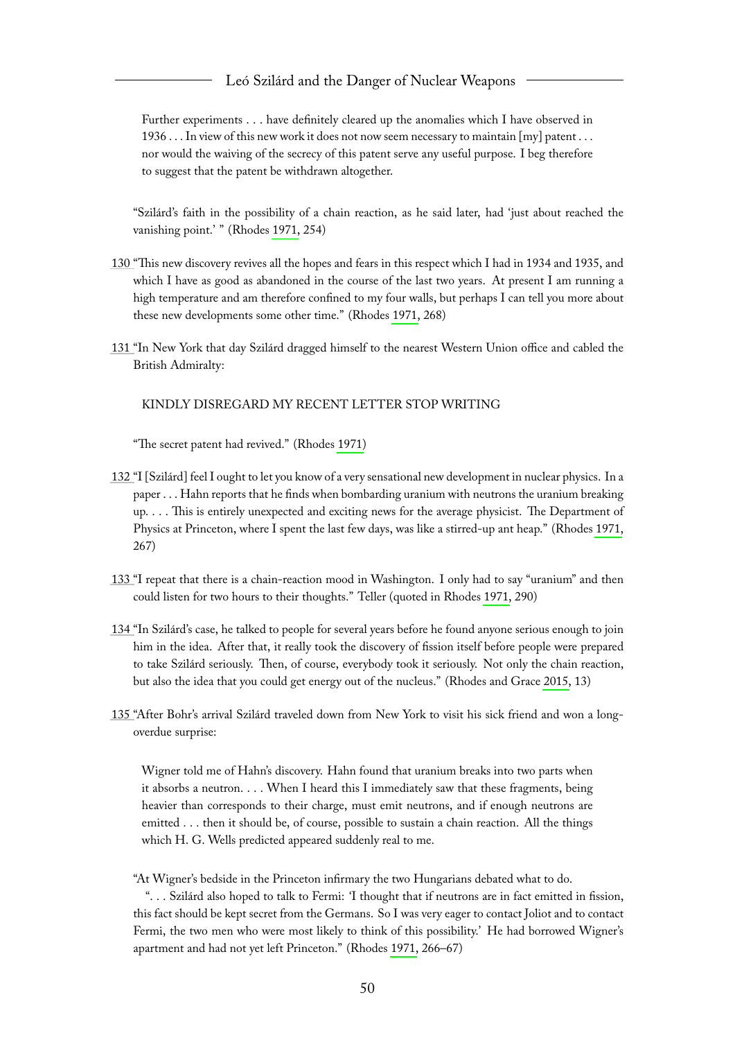> Further experiments . . . have definitely cleared up the anomalies which I have observed in 1936 . . . In view of this new work it does not now seem necessary to maintain [my] patent . . . nor would the waiving of the secrecy of this patent serve any useful purpose. I beg therefore to suggest that the patent be withdrawn altogether.

"Szilárd's faith in the possibility of a chain reaction, as he said later, had 'just about reached the vanishing point.' " (Rhodes 1971, 254)

130 "This new discovery revives all the hopes and fears in this respect which I had in 1934 and 1935, and which I have as good as abandoned in the course of the last two years. At present I am running a high temperature and am therefore confined to my four walls, but perhaps I can tell you more about these new developments some other time." (Rhodes 1971, 268)

131 "In New York that day Szilárd dragged himself to the nearest Western Union office and cabled the British Admiralty:

> KINDLY DISREGARD MY RECENT LETTER STOP WRITING

"The secret patent had revived." (Rhodes 1971)

132 "I [Szilárd] feel I ought to let you know of a very sensational new development in nuclear physics. In a paper . . . Hahn reports that he finds when bombarding uranium with neutrons the uranium breaking up. . . . This is entirely unexpected and exciting news for the average physicist. The Department of Physics at Princeton, where I spent the last few days, was like a stirred-up ant heap." (Rhodes 1971, 267)

133 "I repeat that there is a chain-reaction mood in Washington. I only had to say "uranium" and then could listen for two hours to their thoughts." Teller (quoted in Rhodes 1971, 290)

134 "In Szilárd's case, he talked to people for several years before he found anyone serious enough to join him in the idea. After that, it really took the discovery of fission itself before people were prepared to take Szilárd seriously. Then, of course, everybody took it seriously. Not only the chain reaction, but also the idea that you could get energy out of the nucleus." (Rhodes and Grace 2015, 13)

135 "After Bohr's arrival Szilárd traveled down from New York to visit his sick friend and won a long-overdue surprise:

> Wigner told me of Hahn's discovery. Hahn found that uranium breaks into two parts when it absorbs a neutron. . . . When I heard this I immediately saw that these fragments, being heavier than corresponds to their charge, must emit neutrons, and if enough neutrons are emitted . . . then it should be, of course, possible to sustain a chain reaction. All the things which H. G. Wells predicted appeared suddenly real to me.

"At Wigner's bedside in the Princeton infirmary the two Hungarians debated what to do.

". . . Szilárd also hoped to talk to Fermi: 'I thought that if neutrons are in fact emitted in fission, this fact should be kept secret from the Germans. So I was very eager to contact Joliot and to contact Fermi, the two men who were most likely to think of this possibility.' He had borrowed Wigner's apartment and had not yet left Princeton." (Rhodes 1971, 266–67)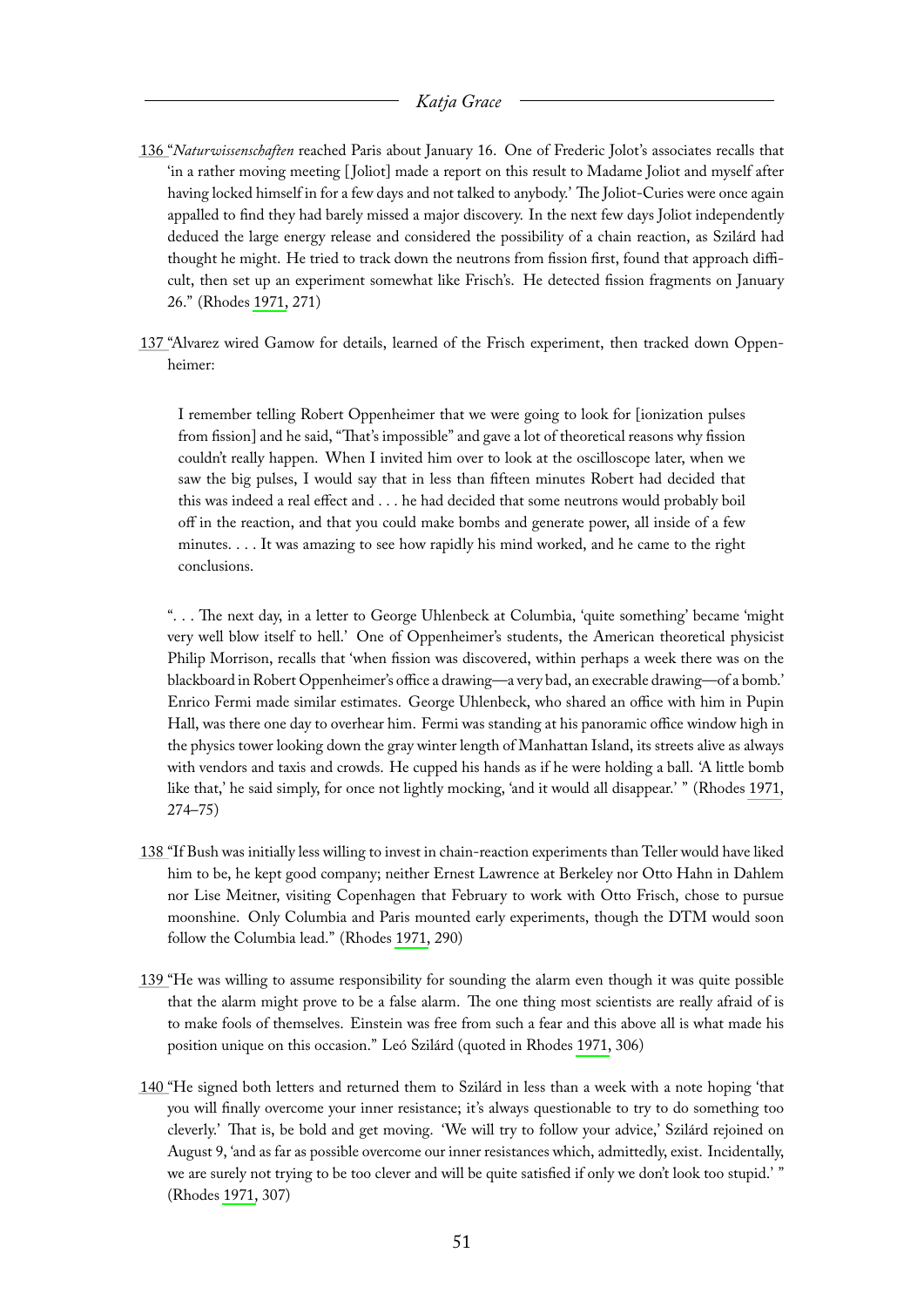136 "*Naturwissenschaften* reached Paris about January 16. One of Frederic Jolot's associates recalls that 'in a rather moving meeting [Joliot] made a report on this result to Madame Joliot and myself after having locked himself in for a few days and not talked to anybody.' The Joliot-Curies were once again appalled to find they had barely missed a major discovery. In the next few days Joliot independently deduced the large energy release and considered the possibility of a chain reaction, as Szilárd had thought he might. He tried to track down the neutrons from fission first, found that approach difficult, then set up an experiment somewhat like Frisch's. He detected fission fragments on January 26." (Rhodes 1971, 271)

137 "Alvarez wired Gamow for details, learned of the Frisch experiment, then tracked down Oppenheimer:

> I remember telling Robert Oppenheimer that we were going to look for [ionization pulses from fission] and he said, "That's impossible" and gave a lot of theoretical reasons why fission couldn't really happen. When I invited him over to look at the oscilloscope later, when we saw the big pulses, I would say that in less than fifteen minutes Robert had decided that this was indeed a real effect and . . . he had decided that some neutrons would probably boil off in the reaction, and that you could make bombs and generate power, all inside of a few minutes. . . . It was amazing to see how rapidly his mind worked, and he came to the right conclusions.

". . . The next day, in a letter to George Uhlenbeck at Columbia, 'quite something' became 'might very well blow itself to hell.' One of Oppenheimer's students, the American theoretical physicist Philip Morrison, recalls that 'when fission was discovered, within perhaps a week there was on the blackboard in Robert Oppenheimer's office a drawing—a very bad, an execrable drawing—of a bomb.' Enrico Fermi made similar estimates. George Uhlenbeck, who shared an office with him in Pupin Hall, was there one day to overhear him. Fermi was standing at his panoramic office window high in the physics tower looking down the gray winter length of Manhattan Island, its streets alive as always with vendors and taxis and crowds. He cupped his hands as if he were holding a ball. 'A little bomb like that,' he said simply, for once not lightly mocking, 'and it would all disappear.' " (Rhodes 1971, 274–75)

138 "If Bush was initially less willing to invest in chain-reaction experiments than Teller would have liked him to be, he kept good company; neither Ernest Lawrence at Berkeley nor Otto Hahn in Dahlem nor Lise Meitner, visiting Copenhagen that February to work with Otto Frisch, chose to pursue moonshine. Only Columbia and Paris mounted early experiments, though the DTM would soon follow the Columbia lead." (Rhodes 1971, 290)

139 "He was willing to assume responsibility for sounding the alarm even though it was quite possible that the alarm might prove to be a false alarm. The one thing most scientists are really afraid of is to make fools of themselves. Einstein was free from such a fear and this above all is what made his position unique on this occasion." Leó Szilárd (quoted in Rhodes 1971, 306)

140 "He signed both letters and returned them to Szilárd in less than a week with a note hoping 'that you will finally overcome your inner resistance; it's always questionable to try to do something too cleverly.' That is, be bold and get moving. 'We will try to follow your advice,' Szilárd rejoined on August 9, 'and as far as possible overcome our inner resistances which, admittedly, exist. Incidentally, we are surely not trying to be too clever and will be quite satisfied if only we don't look too stupid.' " (Rhodes 1971, 307)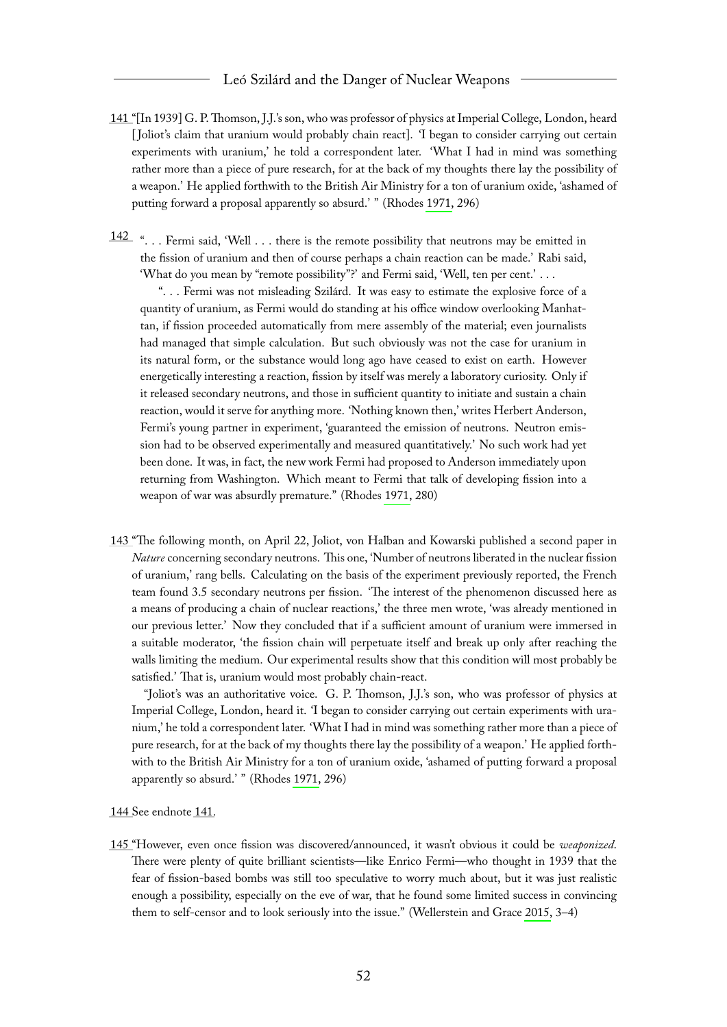141 "[In 1939] G. P. Thomson, J.J.'s son, who was professor of physics at Imperial College, London, heard [Joliot's claim that uranium would probably chain react]. 'I began to consider carrying out certain experiments with uranium,' he told a correspondent later. 'What I had in mind was something rather more than a piece of pure research, for at the back of my thoughts there lay the possibility of a weapon.' He applied forthwith to the British Air Ministry for a ton of uranium oxide, 'ashamed of putting forward a proposal apparently so absurd.' " (Rhodes 1971, 296)

142 ". . . Fermi said, 'Well . . . there is the remote possibility that neutrons may be emitted in the fission of uranium and then of course perhaps a chain reaction can be made.' Rabi said, 'What do you mean by "remote possibility"?' and Fermi said, 'Well, ten per cent.' . . .

". . . Fermi was not misleading Szilárd. It was easy to estimate the explosive force of a quantity of uranium, as Fermi would do standing at his office window overlooking Manhattan, if fission proceeded automatically from mere assembly of the material; even journalists had managed that simple calculation. But such obviously was not the case for uranium in its natural form, or the substance would long ago have ceased to exist on earth. However energetically interesting a reaction, fission by itself was merely a laboratory curiosity. Only if it released secondary neutrons, and those in sufficient quantity to initiate and sustain a chain reaction, would it serve for anything more. 'Nothing known then,' writes Herbert Anderson, Fermi's young partner in experiment, 'guaranteed the emission of neutrons. Neutron emission had to be observed experimentally and measured quantitatively.' No such work had yet been done. It was, in fact, the new work Fermi had proposed to Anderson immediately upon returning from Washington. Which meant to Fermi that talk of developing fission into a weapon of war was absurdly premature." (Rhodes 1971, 280)

143 "The following month, on April 22, Joliot, von Halban and Kowarski published a second paper in *Nature* concerning secondary neutrons. This one, 'Number of neutrons liberated in the nuclear fission of uranium,' rang bells. Calculating on the basis of the experiment previously reported, the French team found 3.5 secondary neutrons per fission. 'The interest of the phenomenon discussed here as a means of producing a chain of nuclear reactions,' the three men wrote, 'was already mentioned in our previous letter.' Now they concluded that if a sufficient amount of uranium were immersed in a suitable moderator, 'the fission chain will perpetuate itself and break up only after reaching the walls limiting the medium. Our experimental results show that this condition will most probably be satisfied.' That is, uranium would most probably chain-react.

"Joliot's was an authoritative voice. G. P. Thomson, J.J.'s son, who was professor of physics at Imperial College, London, heard it. 'I began to consider carrying out certain experiments with uranium,' he told a correspondent later. 'What I had in mind was something rather more than a piece of pure research, for at the back of my thoughts there lay the possibility of a weapon.' He applied forthwith to the British Air Ministry for a ton of uranium oxide, 'ashamed of putting forward a proposal apparently so absurd.' " (Rhodes 1971, 296)

144 See endnote 141.

145 "However, even once fission was discovered/announced, it wasn't obvious it could be *weaponized*. There were plenty of quite brilliant scientists—like Enrico Fermi—who thought in 1939 that the fear of fission-based bombs was still too speculative to worry much about, but it was just realistic enough a possibility, especially on the eve of war, that he found some limited success in convincing them to self-censor and to look seriously into the issue." (Wellerstein and Grace 2015, 3–4)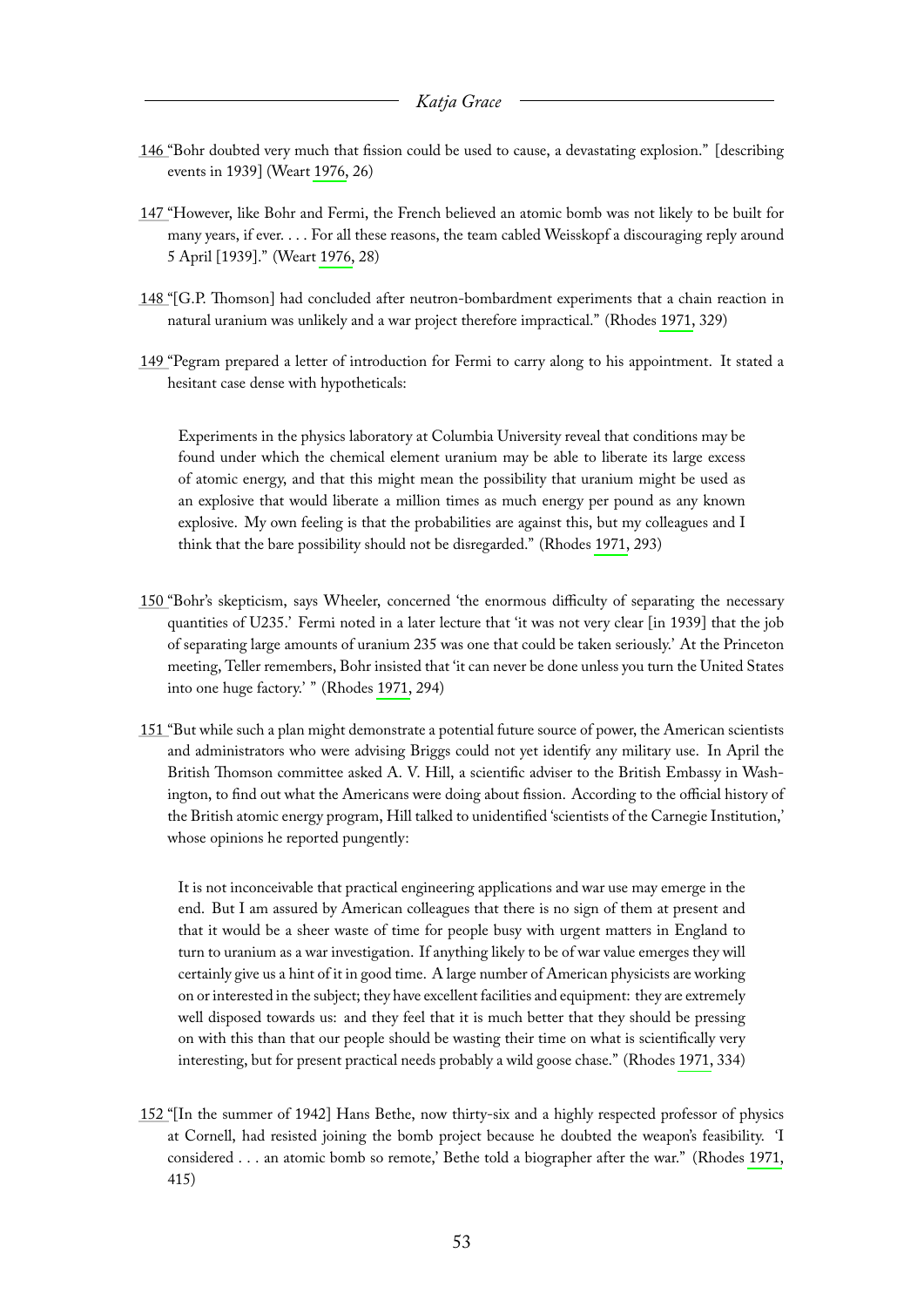146 "Bohr doubted very much that fission could be used to cause, a devastating explosion." [describing events in 1939] (Weart 1976, 26)

147 "However, like Bohr and Fermi, the French believed an atomic bomb was not likely to be built for many years, if ever. . . . For all these reasons, the team cabled Weisskopf a discouraging reply around 5 April [1939]." (Weart 1976, 28)

148 "[G.P. Thomson] had concluded after neutron-bombardment experiments that a chain reaction in natural uranium was unlikely and a war project therefore impractical." (Rhodes 1971, 329)

149 "Pegram prepared a letter of introduction for Fermi to carry along to his appointment. It stated a hesitant case dense with hypotheticals:

> Experiments in the physics laboratory at Columbia University reveal that conditions may be found under which the chemical element uranium may be able to liberate its large excess of atomic energy, and that this might mean the possibility that uranium might be used as an explosive that would liberate a million times as much energy per pound as any known explosive. My own feeling is that the probabilities are against this, but my colleagues and I think that the bare possibility should not be disregarded." (Rhodes 1971, 293)

150 "Bohr's skepticism, says Wheeler, concerned 'the enormous difficulty of separating the necessary quantities of U235.' Fermi noted in a later lecture that 'it was not very clear [in 1939] that the job of separating large amounts of uranium 235 was one that could be taken seriously.' At the Princeton meeting, Teller remembers, Bohr insisted that 'it can never be done unless you turn the United States into one huge factory.' " (Rhodes 1971, 294)

151 "But while such a plan might demonstrate a potential future source of power, the American scientists and administrators who were advising Briggs could not yet identify any military use. In April the British Thomson committee asked A. V. Hill, a scientific adviser to the British Embassy in Washington, to find out what the Americans were doing about fission. According to the official history of the British atomic energy program, Hill talked to unidentified 'scientists of the Carnegie Institution,' whose opinions he reported pungently:

> It is not inconceivable that practical engineering applications and war use may emerge in the end. But I am assured by American colleagues that there is no sign of them at present and that it would be a sheer waste of time for people busy with urgent matters in England to turn to uranium as a war investigation. If anything likely to be of war value emerges they will certainly give us a hint of it in good time. A large number of American physicists are working on or interested in the subject; they have excellent facilities and equipment: they are extremely well disposed towards us: and they feel that it is much better that they should be pressing on with this than that our people should be wasting their time on what is scientifically very interesting, but for present practical needs probably a wild goose chase." (Rhodes 1971, 334)

152 "[In the summer of 1942] Hans Bethe, now thirty-six and a highly respected professor of physics at Cornell, had resisted joining the bomb project because he doubted the weapon's feasibility. 'I considered . . . an atomic bomb so remote,' Bethe told a biographer after the war." (Rhodes 1971, 415)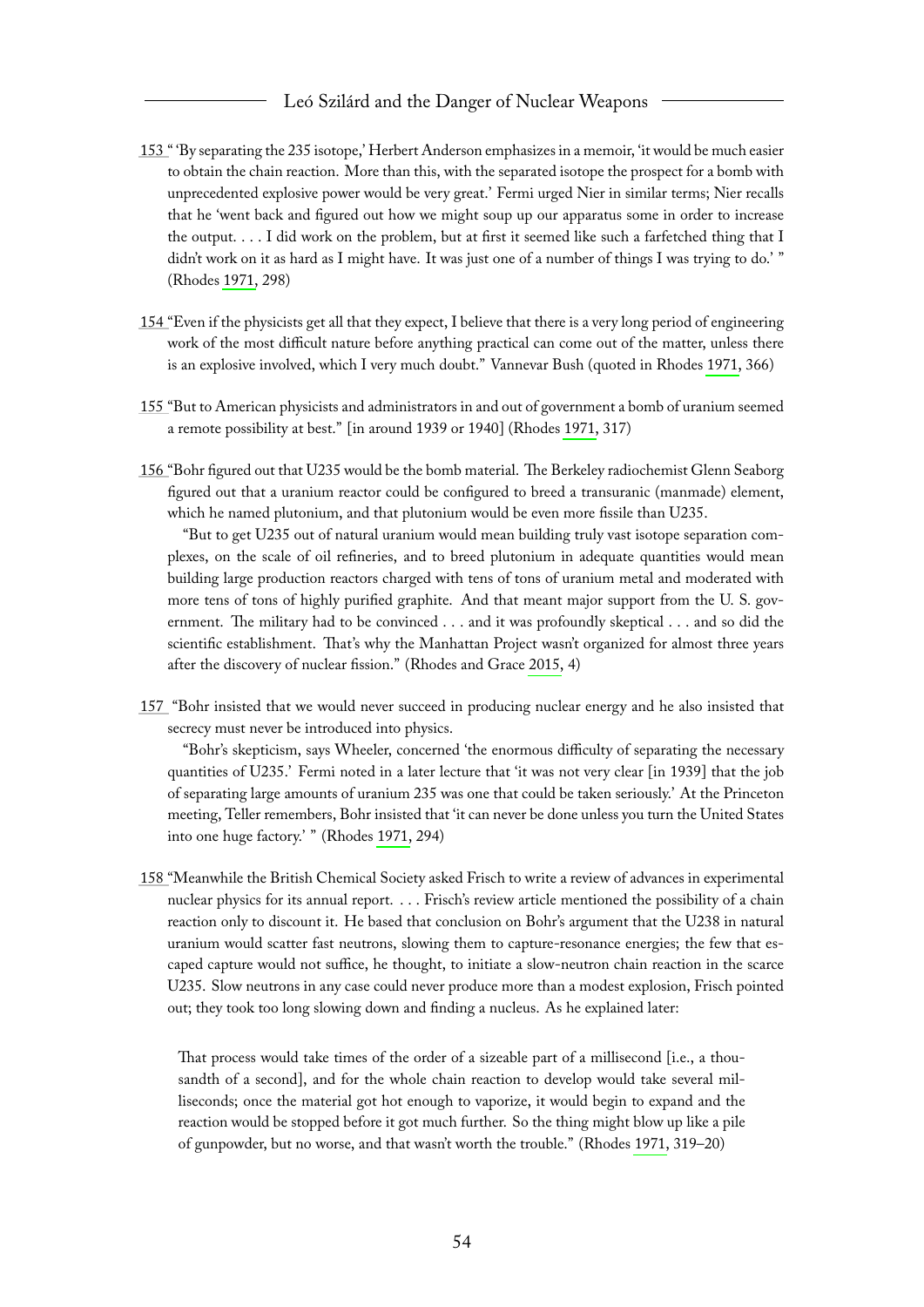153 " 'By separating the 235 isotope,' Herbert Anderson emphasizes in a memoir, 'it would be much easier to obtain the chain reaction. More than this, with the separated isotope the prospect for a bomb with unprecedented explosive power would be very great.' Fermi urged Nier in similar terms; Nier recalls that he 'went back and figured out how we might soup up our apparatus some in order to increase the output. . . . I did work on the problem, but at first it seemed like such a farfetched thing that I didn't work on it as hard as I might have. It was just one of a number of things I was trying to do.' " (Rhodes 1971, 298)

154 "Even if the physicists get all that they expect, I believe that there is a very long period of engineering work of the most difficult nature before anything practical can come out of the matter, unless there is an explosive involved, which I very much doubt." Vannevar Bush (quoted in Rhodes 1971, 366)

155 "But to American physicists and administrators in and out of government a bomb of uranium seemed a remote possibility at best." [in around 1939 or 1940] (Rhodes 1971, 317)

156 "Bohr figured out that U235 would be the bomb material. The Berkeley radiochemist Glenn Seaborg figured out that a uranium reactor could be configured to breed a transuranic (manmade) element, which he named plutonium, and that plutonium would be even more fissile than U235.

"But to get U235 out of natural uranium would mean building truly vast isotope separation complexes, on the scale of oil refineries, and to breed plutonium in adequate quantities would mean building large production reactors charged with tens of tons of uranium metal and moderated with more tens of tons of highly purified graphite. And that meant major support from the U. S. government. The military had to be convinced . . . and it was profoundly skeptical . . . and so did the scientific establishment. That's why the Manhattan Project wasn't organized for almost three years after the discovery of nuclear fission." (Rhodes and Grace 2015, 4)

157 "Bohr insisted that we would never succeed in producing nuclear energy and he also insisted that secrecy must never be introduced into physics.

"Bohr's skepticism, says Wheeler, concerned 'the enormous difficulty of separating the necessary quantities of U235.' Fermi noted in a later lecture that 'it was not very clear [in 1939] that the job of separating large amounts of uranium 235 was one that could be taken seriously.' At the Princeton meeting, Teller remembers, Bohr insisted that 'it can never be done unless you turn the United States into one huge factory.' " (Rhodes 1971, 294)

158 "Meanwhile the British Chemical Society asked Frisch to write a review of advances in experimental nuclear physics for its annual report. . . . Frisch's review article mentioned the possibility of a chain reaction only to discount it. He based that conclusion on Bohr's argument that the U238 in natural uranium would scatter fast neutrons, slowing them to capture-resonance energies; the few that escaped capture would not suffice, he thought, to initiate a slow-neutron chain reaction in the scarce U235. Slow neutrons in any case could never produce more than a modest explosion, Frisch pointed out; they took too long slowing down and finding a nucleus. As he explained later:

> That process would take times of the order of a sizeable part of a millisecond [i.e., a thousandth of a second], and for the whole chain reaction to develop would take several milliseconds; once the material got hot enough to vaporize, it would begin to expand and the reaction would be stopped before it got much further. So the thing might blow up like a pile of gunpowder, but no worse, and that wasn't worth the trouble." (Rhodes 1971, 319–20)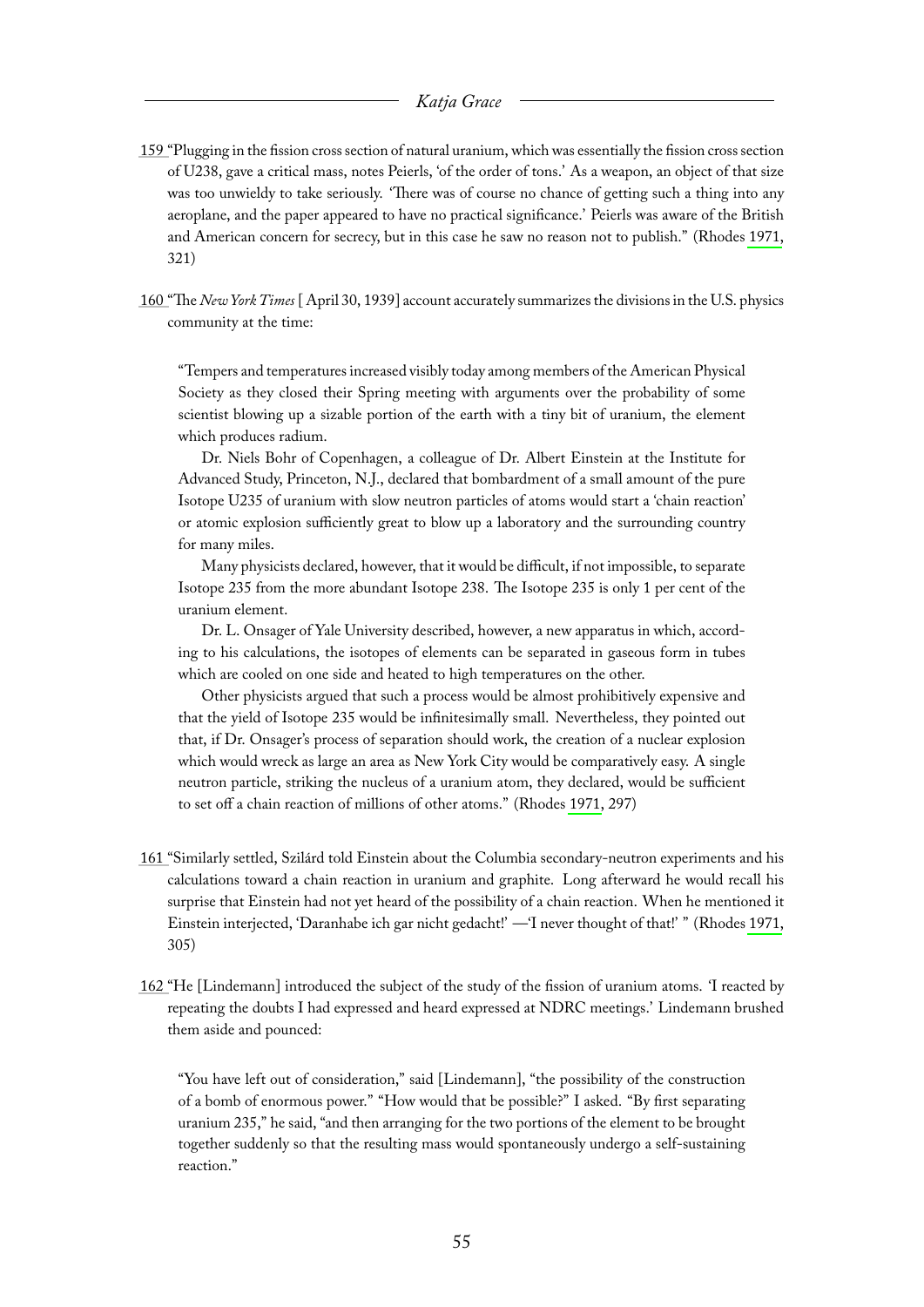159 "Plugging in the fission cross section of natural uranium, which was essentially the fission cross section of U238, gave a critical mass, notes Peierls, 'of the order of tons.' As a weapon, an object of that size was too unwieldy to take seriously. 'There was of course no chance of getting such a thing into any aeroplane, and the paper appeared to have no practical significance.' Peierls was aware of the British and American concern for secrecy, but in this case he saw no reason not to publish." (Rhodes 1971, 321)

160 "The *New York Times* [ April 30, 1939] account accurately summarizes the divisions in the U.S. physics community at the time:

> "Tempers and temperatures increased visibly today among members of the American Physical Society as they closed their Spring meeting with arguments over the probability of some scientist blowing up a sizable portion of the earth with a tiny bit of uranium, the element which produces radium.
>
> Dr. Niels Bohr of Copenhagen, a colleague of Dr. Albert Einstein at the Institute for Advanced Study, Princeton, N.J., declared that bombardment of a small amount of the pure Isotope U235 of uranium with slow neutron particles of atoms would start a 'chain reaction' or atomic explosion sufficiently great to blow up a laboratory and the surrounding country for many miles.
>
> Many physicists declared, however, that it would be difficult, if not impossible, to separate Isotope 235 from the more abundant Isotope 238. The Isotope 235 is only 1 per cent of the uranium element.
>
> Dr. L. Onsager of Yale University described, however, a new apparatus in which, according to his calculations, the isotopes of elements can be separated in gaseous form in tubes which are cooled on one side and heated to high temperatures on the other.
>
> Other physicists argued that such a process would be almost prohibitively expensive and that the yield of Isotope 235 would be infinitesimally small. Nevertheless, they pointed out that, if Dr. Onsager's process of separation should work, the creation of a nuclear explosion which would wreck as large an area as New York City would be comparatively easy. A single neutron particle, striking the nucleus of a uranium atom, they declared, would be sufficient to set off a chain reaction of millions of other atoms." (Rhodes 1971, 297)

161 "Similarly settled, Szilárd told Einstein about the Columbia secondary-neutron experiments and his calculations toward a chain reaction in uranium and graphite. Long afterward he would recall his surprise that Einstein had not yet heard of the possibility of a chain reaction. When he mentioned it Einstein interjected, 'Daranhabe ich gar nicht gedacht!' —'I never thought of that!' " (Rhodes 1971, 305)

162 "He [Lindemann] introduced the subject of the study of the fission of uranium atoms. 'I reacted by repeating the doubts I had expressed and heard expressed at NDRC meetings.' Lindemann brushed them aside and pounced:

> "You have left out of consideration," said [Lindemann], "the possibility of the construction of a bomb of enormous power." "How would that be possible?" I asked. "By first separating uranium 235," he said, "and then arranging for the two portions of the element to be brought together suddenly so that the resulting mass would spontaneously undergo a self-sustaining reaction."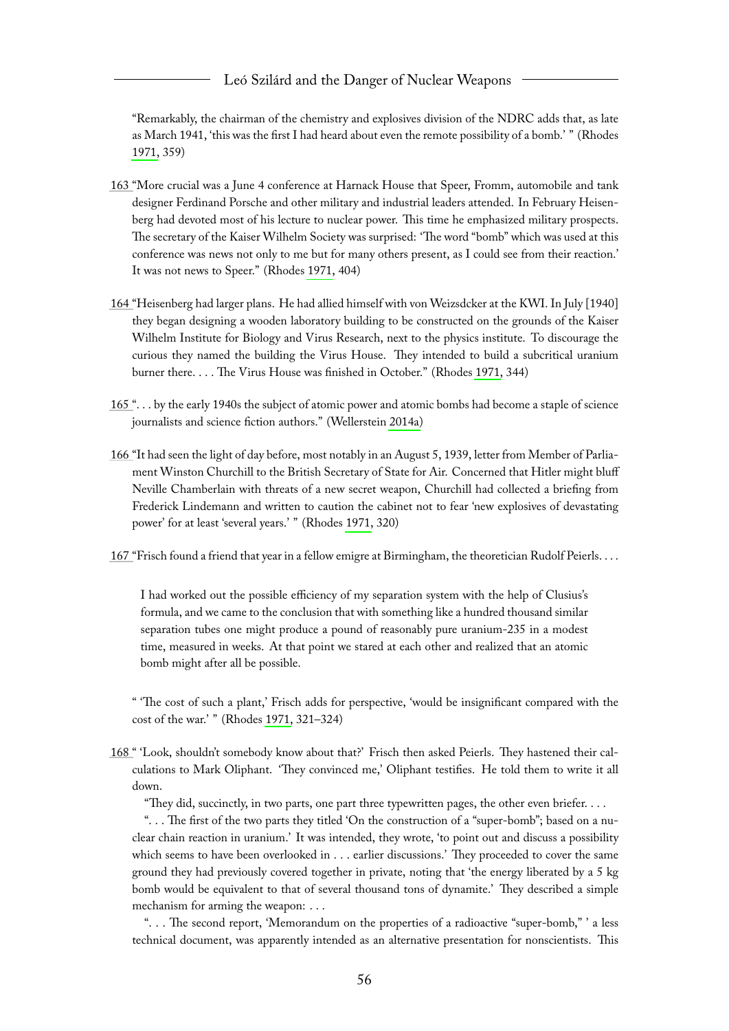"Remarkably, the chairman of the chemistry and explosives division of the NDRC adds that, as late as March 1941, 'this was the first I had heard about even the remote possibility of a bomb.' " (Rhodes 1971, 359)

163 "More crucial was a June 4 conference at Harnack House that Speer, Fromm, automobile and tank designer Ferdinand Porsche and other military and industrial leaders attended. In February Heisenberg had devoted most of his lecture to nuclear power. This time he emphasized military prospects. The secretary of the Kaiser Wilhelm Society was surprised: 'The word "bomb" which was used at this conference was news not only to me but for many others present, as I could see from their reaction.' It was not news to Speer." (Rhodes 1971, 404)

164 "Heisenberg had larger plans. He had allied himself with von Weizsdcker at the KWI. In July [1940] they began designing a wooden laboratory building to be constructed on the grounds of the Kaiser Wilhelm Institute for Biology and Virus Research, next to the physics institute. To discourage the curious they named the building the Virus House. They intended to build a subcritical uranium burner there. . . . The Virus House was finished in October." (Rhodes 1971, 344)

165 ". . . by the early 1940s the subject of atomic power and atomic bombs had become a staple of science journalists and science fiction authors." (Wellerstein 2014a)

166 "It had seen the light of day before, most notably in an August 5, 1939, letter from Member of Parliament Winston Churchill to the British Secretary of State for Air. Concerned that Hitler might bluff Neville Chamberlain with threats of a new secret weapon, Churchill had collected a briefing from Frederick Lindemann and written to caution the cabinet not to fear 'new explosives of devastating power' for at least 'several years.' " (Rhodes 1971, 320)

167 "Frisch found a friend that year in a fellow emigre at Birmingham, the theoretician Rudolf Peierls. . . .

> I had worked out the possible efficiency of my separation system with the help of Clusius's formula, and we came to the conclusion that with something like a hundred thousand similar separation tubes one might produce a pound of reasonably pure uranium-235 in a modest time, measured in weeks. At that point we stared at each other and realized that an atomic bomb might after all be possible.

" 'The cost of such a plant,' Frisch adds for perspective, 'would be insignificant compared with the cost of the war.' " (Rhodes 1971, 321–324)

168 " 'Look, shouldn't somebody know about that?' Frisch then asked Peierls. They hastened their calculations to Mark Oliphant. 'They convinced me,' Oliphant testifies. He told them to write it all down.

"They did, succinctly, in two parts, one part three typewritten pages, the other even briefer. . . .

". . . The first of the two parts they titled 'On the construction of a "super-bomb"; based on a nuclear chain reaction in uranium.' It was intended, they wrote, 'to point out and discuss a possibility which seems to have been overlooked in . . . earlier discussions.' They proceeded to cover the same ground they had previously covered together in private, noting that 'the energy liberated by a 5 kg bomb would be equivalent to that of several thousand tons of dynamite.' They described a simple mechanism for arming the weapon: . . .

". . . The second report, 'Memorandum on the properties of a radioactive "super-bomb," ' a less technical document, was apparently intended as an alternative presentation for nonscientists. This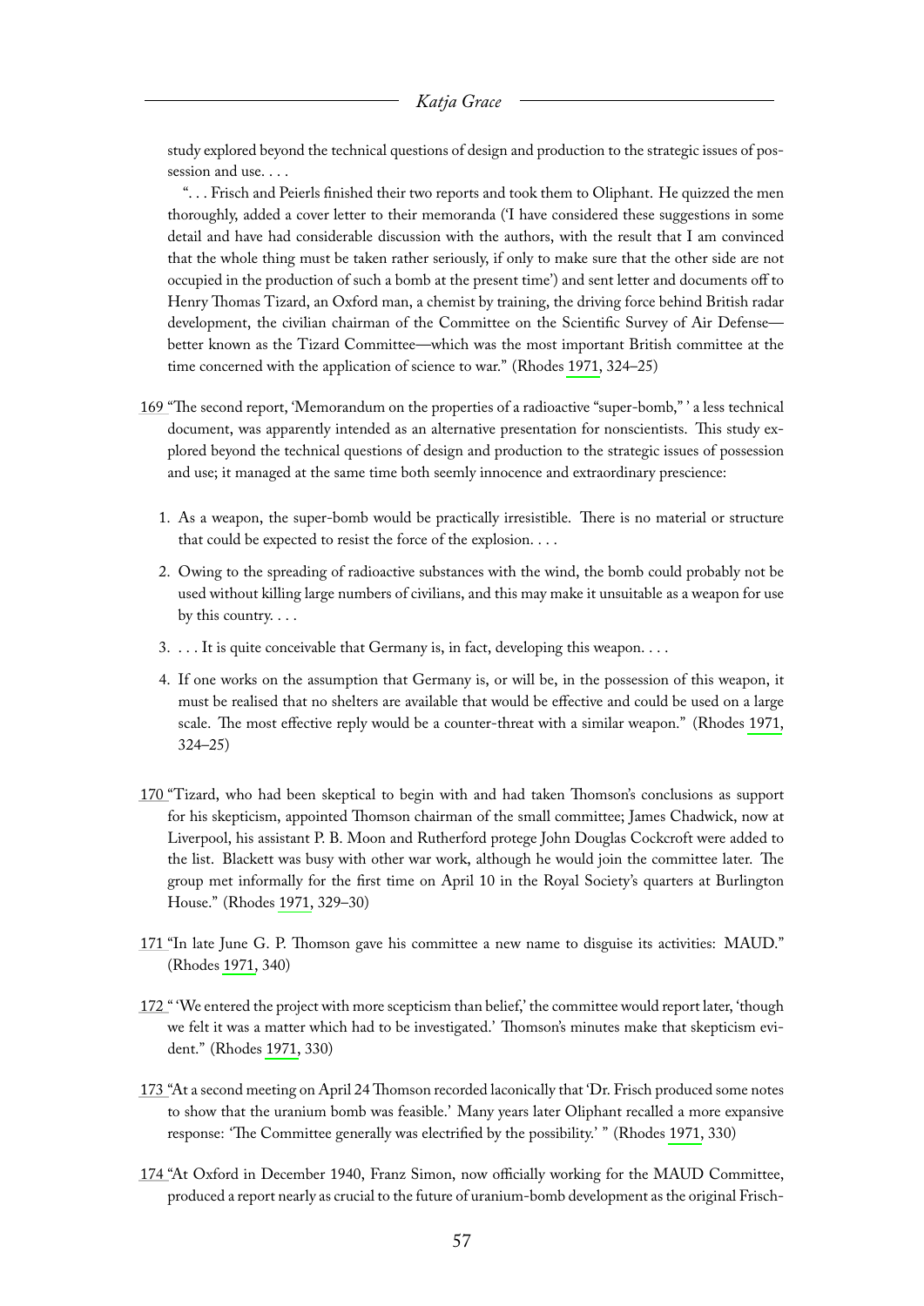study explored beyond the technical questions of design and production to the strategic issues of possession and use. . . .

". . . Frisch and Peierls finished their two reports and took them to Oliphant. He quizzed the men thoroughly, added a cover letter to their memoranda ('I have considered these suggestions in some detail and have had considerable discussion with the authors, with the result that I am convinced that the whole thing must be taken rather seriously, if only to make sure that the other side are not occupied in the production of such a bomb at the present time') and sent letter and documents off to Henry Thomas Tizard, an Oxford man, a chemist by training, the driving force behind British radar development, the civilian chairman of the Committee on the Scientific Survey of Air Defense—better known as the Tizard Committee—which was the most important British committee at the time concerned with the application of science to war." (Rhodes 1971, 324–25)

169 "The second report, 'Memorandum on the properties of a radioactive "super-bomb," ' a less technical document, was apparently intended as an alternative presentation for nonscientists. This study explored beyond the technical questions of design and production to the strategic issues of possession and use; it managed at the same time both seemly innocence and extraordinary prescience:

1. As a weapon, the super-bomb would be practically irresistible. There is no material or structure that could be expected to resist the force of the explosion. . . .
2. Owing to the spreading of radioactive substances with the wind, the bomb could probably not be used without killing large numbers of civilians, and this may make it unsuitable as a weapon for use by this country. . . .
3. . . . It is quite conceivable that Germany is, in fact, developing this weapon. . . .
4. If one works on the assumption that Germany is, or will be, in the possession of this weapon, it must be realised that no shelters are available that would be effective and could be used on a large scale. The most effective reply would be a counter-threat with a similar weapon." (Rhodes 1971, 324–25)

170 "Tizard, who had been skeptical to begin with and had taken Thomson's conclusions as support for his skepticism, appointed Thomson chairman of the small committee; James Chadwick, now at Liverpool, his assistant P. B. Moon and Rutherford protege John Douglas Cockcroft were added to the list. Blackett was busy with other war work, although he would join the committee later. The group met informally for the first time on April 10 in the Royal Society's quarters at Burlington House." (Rhodes 1971, 329–30)

171 "In late June G. P. Thomson gave his committee a new name to disguise its activities: MAUD." (Rhodes 1971, 340)

172 " 'We entered the project with more scepticism than belief,' the committee would report later, 'though we felt it was a matter which had to be investigated.' Thomson's minutes make that skepticism evident." (Rhodes 1971, 330)

173 "At a second meeting on April 24 Thomson recorded laconically that 'Dr. Frisch produced some notes to show that the uranium bomb was feasible.' Many years later Oliphant recalled a more expansive response: 'The Committee generally was electrified by the possibility.' " (Rhodes 1971, 330)

174 "At Oxford in December 1940, Franz Simon, now officially working for the MAUD Committee, produced a report nearly as crucial to the future of uranium-bomb development as the original Frisch-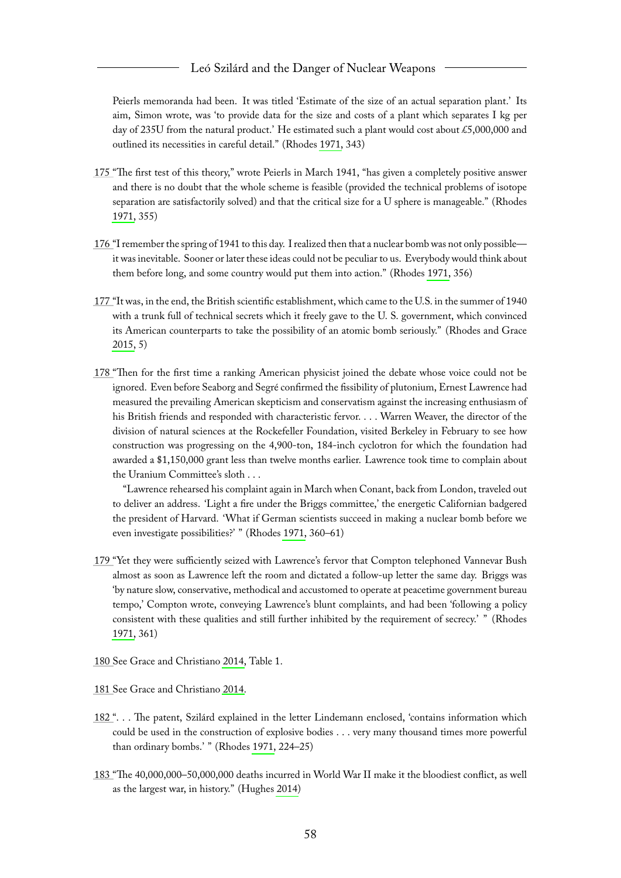Peierls memoranda had been. It was titled 'Estimate of the size of an actual separation plant.' Its aim, Simon wrote, was 'to provide data for the size and costs of a plant which separates I kg per day of 235U from the natural product.' He estimated such a plant would cost about £5,000,000 and outlined its necessities in careful detail." (Rhodes 1971, 343)

175 "The first test of this theory," wrote Peierls in March 1941, "has given a completely positive answer and there is no doubt that the whole scheme is feasible (provided the technical problems of isotope separation are satisfactorily solved) and that the critical size for a U sphere is manageable." (Rhodes 1971, 355)

176 "I remember the spring of 1941 to this day. I realized then that a nuclear bomb was not only possible—it was inevitable. Sooner or later these ideas could not be peculiar to us. Everybody would think about them before long, and some country would put them into action." (Rhodes 1971, 356)

177 "It was, in the end, the British scientific establishment, which came to the U.S. in the summer of 1940 with a trunk full of technical secrets which it freely gave to the U. S. government, which convinced its American counterparts to take the possibility of an atomic bomb seriously." (Rhodes and Grace 2015, 5)

178 "Then for the first time a ranking American physicist joined the debate whose voice could not be ignored. Even before Seaborg and Segré confirmed the fissibility of plutonium, Ernest Lawrence had measured the prevailing American skepticism and conservatism against the increasing enthusiasm of his British friends and responded with characteristic fervor. . . . Warren Weaver, the director of the division of natural sciences at the Rockefeller Foundation, visited Berkeley in February to see how construction was progressing on the 4,900-ton, 184-inch cyclotron for which the foundation had awarded a $1,150,000 grant less than twelve months earlier. Lawrence took time to complain about the Uranium Committee's sloth . . .

"Lawrence rehearsed his complaint again in March when Conant, back from London, traveled out to deliver an address. 'Light a fire under the Briggs committee,' the energetic Californian badgered the president of Harvard. 'What if German scientists succeed in making a nuclear bomb before we even investigate possibilities?' " (Rhodes 1971, 360–61)

179 "Yet they were sufficiently seized with Lawrence's fervor that Compton telephoned Vannevar Bush almost as soon as Lawrence left the room and dictated a follow-up letter the same day. Briggs was 'by nature slow, conservative, methodical and accustomed to operate at peacetime government bureau tempo,' Compton wrote, conveying Lawrence's blunt complaints, and had been 'following a policy consistent with these qualities and still further inhibited by the requirement of secrecy.' " (Rhodes 1971, 361)

180 See Grace and Christiano 2014, Table 1.

181 See Grace and Christiano 2014.

182 ". . . The patent, Szilárd explained in the letter Lindemann enclosed, 'contains information which could be used in the construction of explosive bodies . . . very many thousand times more powerful than ordinary bombs.' " (Rhodes 1971, 224–25)

183 "The 40,000,000–50,000,000 deaths incurred in World War II make it the bloodiest conflict, as well as the largest war, in history." (Hughes 2014)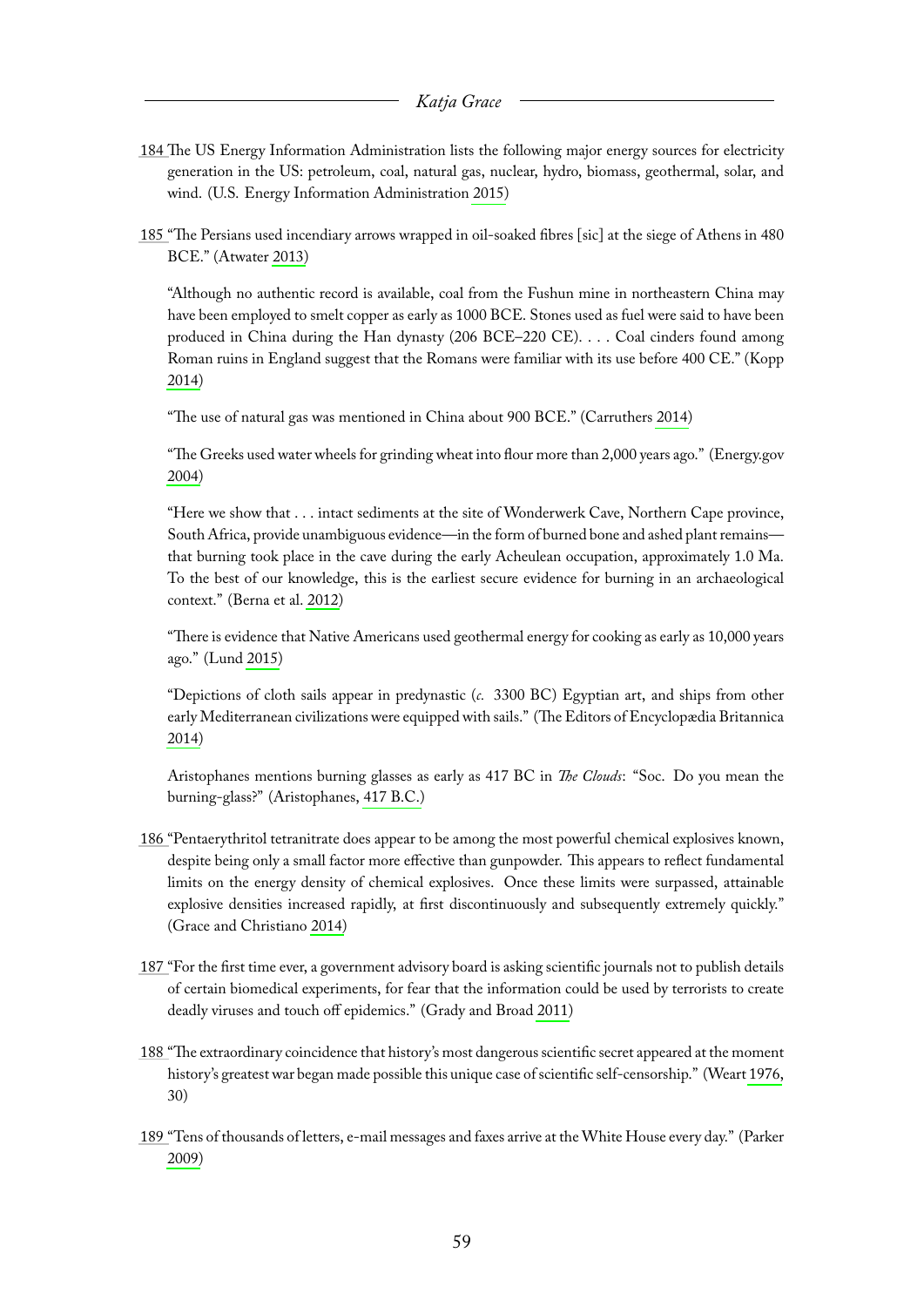184 The US Energy Information Administration lists the following major energy sources for electricity generation in the US: petroleum, coal, natural gas, nuclear, hydro, biomass, geothermal, solar, and wind. (U.S. Energy Information Administration 2015)

185 "The Persians used incendiary arrows wrapped in oil-soaked fibres [sic] at the siege of Athens in 480 BCE." (Atwater 2013)

"Although no authentic record is available, coal from the Fushun mine in northeastern China may have been employed to smelt copper as early as 1000 BCE. Stones used as fuel were said to have been produced in China during the Han dynasty (206 BCE–220 CE). . . . Coal cinders found among Roman ruins in England suggest that the Romans were familiar with its use before 400 CE." (Kopp 2014)

"The use of natural gas was mentioned in China about 900 BCE." (Carruthers 2014)

"The Greeks used water wheels for grinding wheat into flour more than 2,000 years ago." (Energy.gov 2004)

"Here we show that . . . intact sediments at the site of Wonderwerk Cave, Northern Cape province, South Africa, provide unambiguous evidence—in the form of burned bone and ashed plant remains—that burning took place in the cave during the early Acheulean occupation, approximately 1.0 Ma. To the best of our knowledge, this is the earliest secure evidence for burning in an archaeological context." (Berna et al. 2012)

"There is evidence that Native Americans used geothermal energy for cooking as early as 10,000 years ago." (Lund 2015)

"Depictions of cloth sails appear in predynastic (*c.* 3300 BC) Egyptian art, and ships from other early Mediterranean civilizations were equipped with sails." (The Editors of Encyclopædia Britannica 2014)

Aristophanes mentions burning glasses as early as 417 BC in *The Clouds*: "Soc. Do you mean the burning-glass?" (Aristophanes, 417 B.C.)

186 "Pentaerythritol tetranitrate does appear to be among the most powerful chemical explosives known, despite being only a small factor more effective than gunpowder. This appears to reflect fundamental limits on the energy density of chemical explosives. Once these limits were surpassed, attainable explosive densities increased rapidly, at first discontinuously and subsequently extremely quickly." (Grace and Christiano 2014)

187 "For the first time ever, a government advisory board is asking scientific journals not to publish details of certain biomedical experiments, for fear that the information could be used by terrorists to create deadly viruses and touch off epidemics." (Grady and Broad 2011)

188 "The extraordinary coincidence that history's most dangerous scientific secret appeared at the moment history's greatest war began made possible this unique case of scientific self-censorship." (Weart 1976, 30)

189 "Tens of thousands of letters, e-mail messages and faxes arrive at the White House every day." (Parker 2009)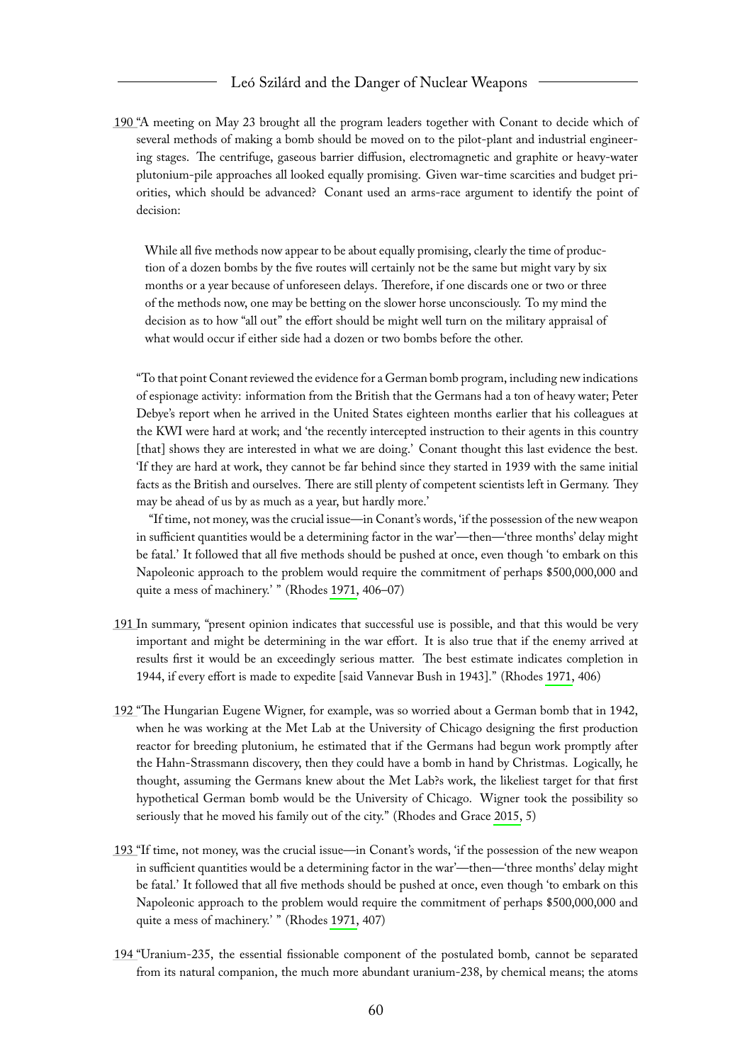190 "A meeting on May 23 brought all the program leaders together with Conant to decide which of several methods of making a bomb should be moved on to the pilot-plant and industrial engineering stages. The centrifuge, gaseous barrier diffusion, electromagnetic and graphite or heavy-water plutonium-pile approaches all looked equally promising. Given war-time scarcities and budget priorities, which should be advanced? Conant used an arms-race argument to identify the point of decision:

> While all five methods now appear to be about equally promising, clearly the time of production of a dozen bombs by the five routes will certainly not be the same but might vary by six months or a year because of unforeseen delays. Therefore, if one discards one or two or three of the methods now, one may be betting on the slower horse unconsciously. To my mind the decision as to how "all out" the effort should be might well turn on the military appraisal of what would occur if either side had a dozen or two bombs before the other.

"To that point Conant reviewed the evidence for a German bomb program, including new indications of espionage activity: information from the British that the Germans had a ton of heavy water; Peter Debye's report when he arrived in the United States eighteen months earlier that his colleagues at the KWI were hard at work; and 'the recently intercepted instruction to their agents in this country [that] shows they are interested in what we are doing.' Conant thought this last evidence the best. 'If they are hard at work, they cannot be far behind since they started in 1939 with the same initial facts as the British and ourselves. There are still plenty of competent scientists left in Germany. They may be ahead of us by as much as a year, but hardly more.'

"If time, not money, was the crucial issue—in Conant's words, 'if the possession of the new weapon in sufficient quantities would be a determining factor in the war'—then—'three months' delay might be fatal.' It followed that all five methods should be pushed at once, even though 'to embark on this Napoleonic approach to the problem would require the commitment of perhaps $500,000,000 and quite a mess of machinery.' " (Rhodes 1971, 406–07)

191 In summary, "present opinion indicates that successful use is possible, and that this would be very important and might be determining in the war effort. It is also true that if the enemy arrived at results first it would be an exceedingly serious matter. The best estimate indicates completion in 1944, if every effort is made to expedite [said Vannevar Bush in 1943]." (Rhodes 1971, 406)

192 "The Hungarian Eugene Wigner, for example, was so worried about a German bomb that in 1942, when he was working at the Met Lab at the University of Chicago designing the first production reactor for breeding plutonium, he estimated that if the Germans had begun work promptly after the Hahn-Strassmann discovery, then they could have a bomb in hand by Christmas. Logically, he thought, assuming the Germans knew about the Met Lab?s work, the likeliest target for that first hypothetical German bomb would be the University of Chicago. Wigner took the possibility so seriously that he moved his family out of the city." (Rhodes and Grace 2015, 5)

193 "If time, not money, was the crucial issue—in Conant's words, 'if the possession of the new weapon in sufficient quantities would be a determining factor in the war'—then—'three months' delay might be fatal.' It followed that all five methods should be pushed at once, even though 'to embark on this Napoleonic approach to the problem would require the commitment of perhaps $500,000,000 and quite a mess of machinery.' " (Rhodes 1971, 407)

194 "Uranium-235, the essential fissionable component of the postulated bomb, cannot be separated from its natural companion, the much more abundant uranium-238, by chemical means; the atoms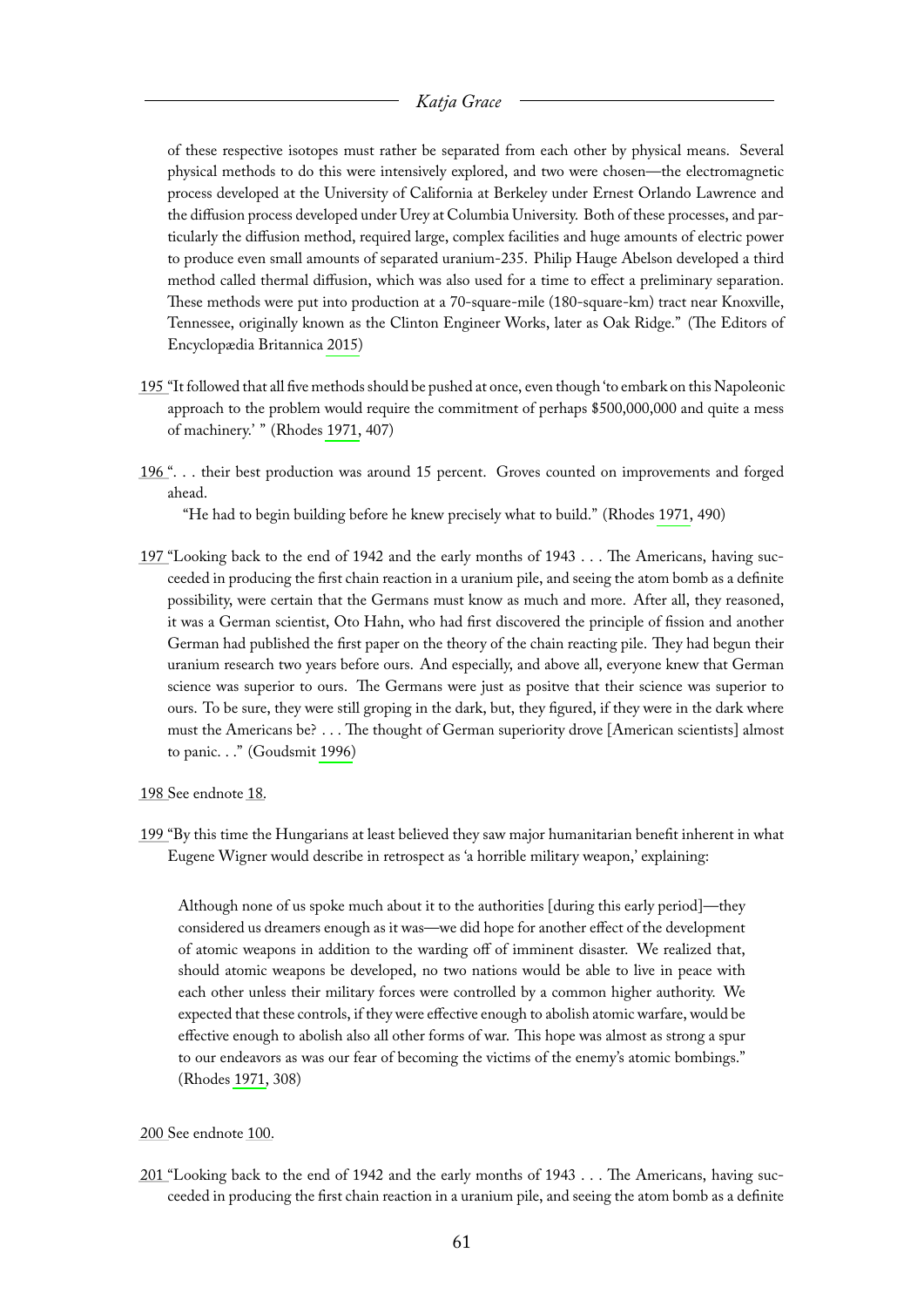of these respective isotopes must rather be separated from each other by physical means. Several physical methods to do this were intensively explored, and two were chosen—the electromagnetic process developed at the University of California at Berkeley under Ernest Orlando Lawrence and the diffusion process developed under Urey at Columbia University. Both of these processes, and particularly the diffusion method, required large, complex facilities and huge amounts of electric power to produce even small amounts of separated uranium-235. Philip Hauge Abelson developed a third method called thermal diffusion, which was also used for a time to effect a preliminary separation. These methods were put into production at a 70-square-mile (180-square-km) tract near Knoxville, Tennessee, originally known as the Clinton Engineer Works, later as Oak Ridge." (The Editors of Encyclopædia Britannica 2015)

195 "It followed that all five methods should be pushed at once, even though 'to embark on this Napoleonic approach to the problem would require the commitment of perhaps $500,000,000 and quite a mess of machinery.' " (Rhodes 1971, 407)

196 ". . . their best production was around 15 percent. Groves counted on improvements and forged ahead.

"He had to begin building before he knew precisely what to build." (Rhodes 1971, 490)

197 "Looking back to the end of 1942 and the early months of 1943 . . . The Americans, having succeeded in producing the first chain reaction in a uranium pile, and seeing the atom bomb as a definite possibility, were certain that the Germans must know as much and more. After all, they reasoned, it was a German scientist, Oto Hahn, who had first discovered the principle of fission and another German had published the first paper on the theory of the chain reacting pile. They had begun their uranium research two years before ours. And especially, and above all, everyone knew that German science was superior to ours. The Germans were just as positve that their science was superior to ours. To be sure, they were still groping in the dark, but, they figured, if they were in the dark where must the Americans be? . . . The thought of German superiority drove [American scientists] almost to panic. . ." (Goudsmit 1996)

198 See endnote 18.

199 "By this time the Hungarians at least believed they saw major humanitarian benefit inherent in what Eugene Wigner would describe in retrospect as 'a horrible military weapon,' explaining:

> Although none of us spoke much about it to the authorities [during this early period]—they considered us dreamers enough as it was—we did hope for another effect of the development of atomic weapons in addition to the warding off of imminent disaster. We realized that, should atomic weapons be developed, no two nations would be able to live in peace with each other unless their military forces were controlled by a common higher authority. We expected that these controls, if they were effective enough to abolish atomic warfare, would be effective enough to abolish also all other forms of war. This hope was almost as strong a spur to our endeavors as was our fear of becoming the victims of the enemy's atomic bombings."
> (Rhodes 1971, 308)

200 See endnote 100.

201 "Looking back to the end of 1942 and the early months of 1943 . . . The Americans, having succeeded in producing the first chain reaction in a uranium pile, and seeing the atom bomb as a definite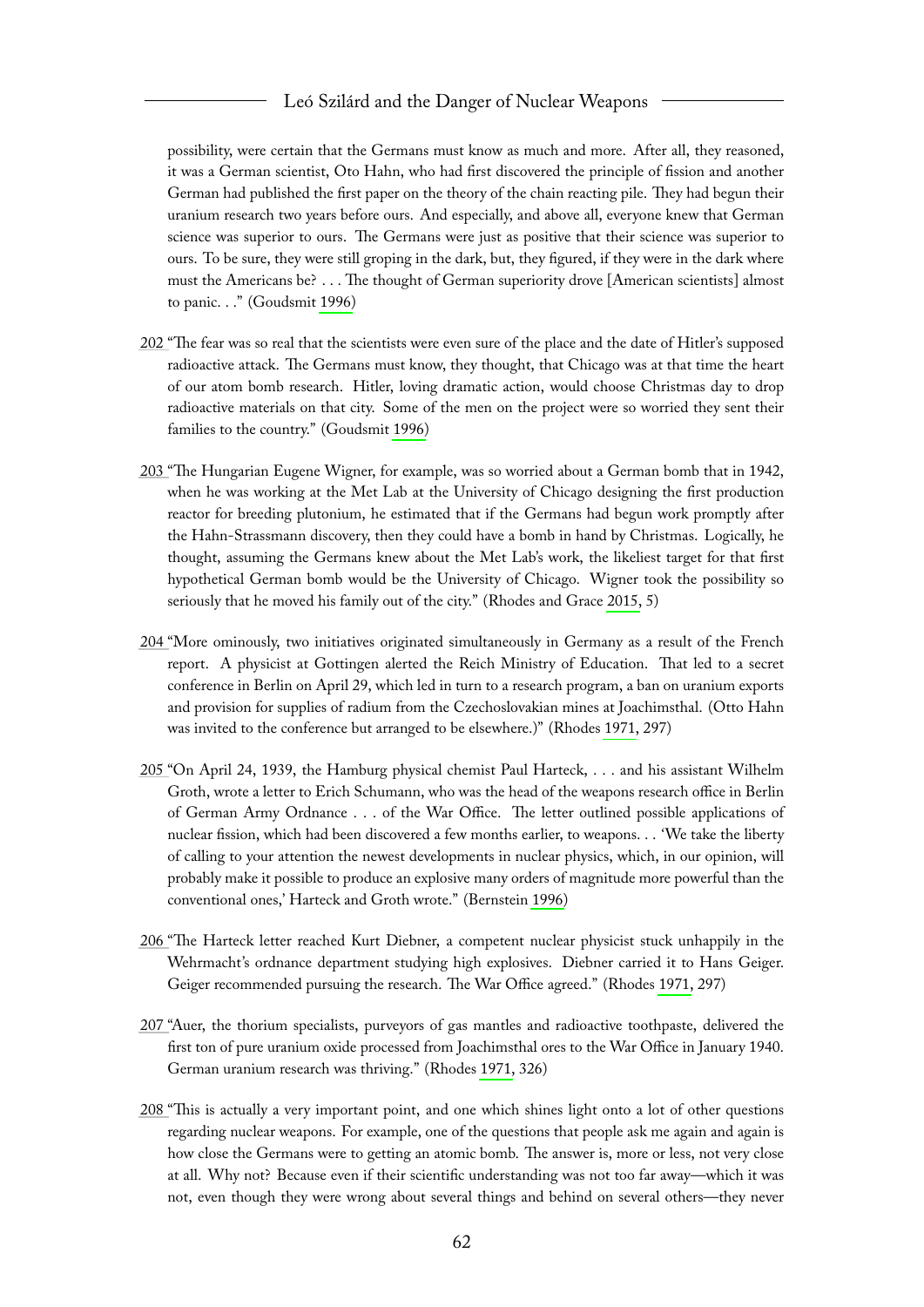possibility, were certain that the Germans must know as much and more. After all, they reasoned, it was a German scientist, Oto Hahn, who had first discovered the principle of fission and another German had published the first paper on the theory of the chain reacting pile. They had begun their uranium research two years before ours. And especially, and above all, everyone knew that German science was superior to ours. The Germans were just as positive that their science was superior to ours. To be sure, they were still groping in the dark, but, they figured, if they were in the dark where must the Americans be? . . . The thought of German superiority drove [American scientists] almost to panic. . ." (Goudsmit 1996)

202 "The fear was so real that the scientists were even sure of the place and the date of Hitler's supposed radioactive attack. The Germans must know, they thought, that Chicago was at that time the heart of our atom bomb research. Hitler, loving dramatic action, would choose Christmas day to drop radioactive materials on that city. Some of the men on the project were so worried they sent their families to the country." (Goudsmit 1996)

203 "The Hungarian Eugene Wigner, for example, was so worried about a German bomb that in 1942, when he was working at the Met Lab at the University of Chicago designing the first production reactor for breeding plutonium, he estimated that if the Germans had begun work promptly after the Hahn-Strassmann discovery, then they could have a bomb in hand by Christmas. Logically, he thought, assuming the Germans knew about the Met Lab's work, the likeliest target for that first hypothetical German bomb would be the University of Chicago. Wigner took the possibility so seriously that he moved his family out of the city." (Rhodes and Grace 2015, 5)

204 "More ominously, two initiatives originated simultaneously in Germany as a result of the French report. A physicist at Gottingen alerted the Reich Ministry of Education. That led to a secret conference in Berlin on April 29, which led in turn to a research program, a ban on uranium exports and provision for supplies of radium from the Czechoslovakian mines at Joachimsthal. (Otto Hahn was invited to the conference but arranged to be elsewhere.)" (Rhodes 1971, 297)

205 "On April 24, 1939, the Hamburg physical chemist Paul Harteck, . . . and his assistant Wilhelm Groth, wrote a letter to Erich Schumann, who was the head of the weapons research office in Berlin of German Army Ordnance . . . of the War Office. The letter outlined possible applications of nuclear fission, which had been discovered a few months earlier, to weapons. . . 'We take the liberty of calling to your attention the newest developments in nuclear physics, which, in our opinion, will probably make it possible to produce an explosive many orders of magnitude more powerful than the conventional ones,' Harteck and Groth wrote." (Bernstein 1996)

206 "The Harteck letter reached Kurt Diebner, a competent nuclear physicist stuck unhappily in the Wehrmacht's ordnance department studying high explosives. Diebner carried it to Hans Geiger. Geiger recommended pursuing the research. The War Office agreed." (Rhodes 1971, 297)

207 "Auer, the thorium specialists, purveyors of gas mantles and radioactive toothpaste, delivered the first ton of pure uranium oxide processed from Joachimsthal ores to the War Office in January 1940. German uranium research was thriving." (Rhodes 1971, 326)

208 "This is actually a very important point, and one which shines light onto a lot of other questions regarding nuclear weapons. For example, one of the questions that people ask me again and again is how close the Germans were to getting an atomic bomb. The answer is, more or less, not very close at all. Why not? Because even if their scientific understanding was not too far away—which it was not, even though they were wrong about several things and behind on several others—they never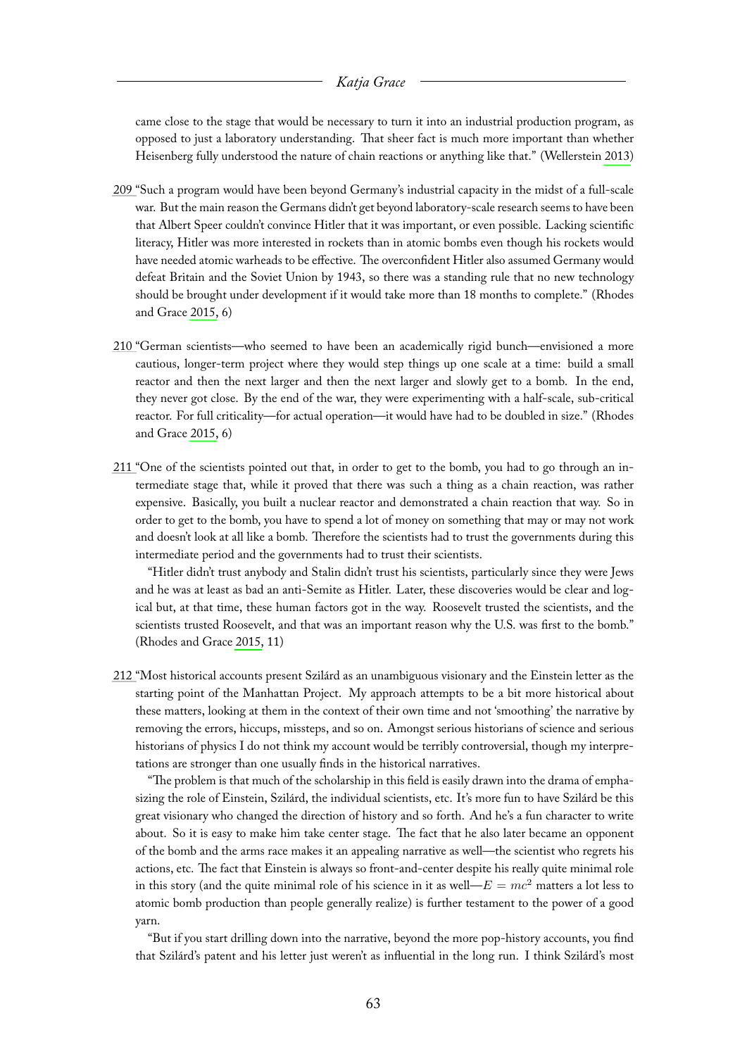came close to the stage that would be necessary to turn it into an industrial production program, as opposed to just a laboratory understanding. That sheer fact is much more important than whether Heisenberg fully understood the nature of chain reactions or anything like that." (Wellerstein 2013)

209 "Such a program would have been beyond Germany's industrial capacity in the midst of a full-scale war. But the main reason the Germans didn't get beyond laboratory-scale research seems to have been that Albert Speer couldn't convince Hitler that it was important, or even possible. Lacking scientific literacy, Hitler was more interested in rockets than in atomic bombs even though his rockets would have needed atomic warheads to be effective. The overconfident Hitler also assumed Germany would defeat Britain and the Soviet Union by 1943, so there was a standing rule that no new technology should be brought under development if it would take more than 18 months to complete." (Rhodes and Grace 2015, 6)

210 "German scientists—who seemed to have been an academically rigid bunch—envisioned a more cautious, longer-term project where they would step things up one scale at a time: build a small reactor and then the next larger and then the next larger and slowly get to a bomb. In the end, they never got close. By the end of the war, they were experimenting with a half-scale, sub-critical reactor. For full criticality—for actual operation—it would have had to be doubled in size." (Rhodes and Grace 2015, 6)

211 "One of the scientists pointed out that, in order to get to the bomb, you had to go through an intermediate stage that, while it proved that there was such a thing as a chain reaction, was rather expensive. Basically, you built a nuclear reactor and demonstrated a chain reaction that way. So in order to get to the bomb, you have to spend a lot of money on something that may or may not work and doesn't look at all like a bomb. Therefore the scientists had to trust the governments during this intermediate period and the governments had to trust their scientists.

"Hitler didn't trust anybody and Stalin didn't trust his scientists, particularly since they were Jews and he was at least as bad an anti-Semite as Hitler. Later, these discoveries would be clear and logical but, at that time, these human factors got in the way. Roosevelt trusted the scientists, and the scientists trusted Roosevelt, and that was an important reason why the U.S. was first to the bomb." (Rhodes and Grace 2015, 11)

212 "Most historical accounts present Szilárd as an unambiguous visionary and the Einstein letter as the starting point of the Manhattan Project. My approach attempts to be a bit more historical about these matters, looking at them in the context of their own time and not 'smoothing' the narrative by removing the errors, hiccups, missteps, and so on. Amongst serious historians of science and serious historians of physics I do not think my account would be terribly controversial, though my interpretations are stronger than one usually finds in the historical narratives.

"The problem is that much of the scholarship in this field is easily drawn into the drama of emphasizing the role of Einstein, Szilárd, the individual scientists, etc. It's more fun to have Szilárd be this great visionary who changed the direction of history and so forth. And he's a fun character to write about. So it is easy to make him take center stage. The fact that he also later became an opponent of the bomb and the arms race makes it an appealing narrative as well—the scientist who regrets his actions, etc. The fact that Einstein is always so front-and-center despite his really quite minimal role in this story (and the quite minimal role of his science in it as well—$E = mc^2$ matters a lot less to atomic bomb production than people generally realize) is further testament to the power of a good yarn.

"But if you start drilling down into the narrative, beyond the more pop-history accounts, you find that Szilárd's patent and his letter just weren't as influential in the long run. I think Szilárd's most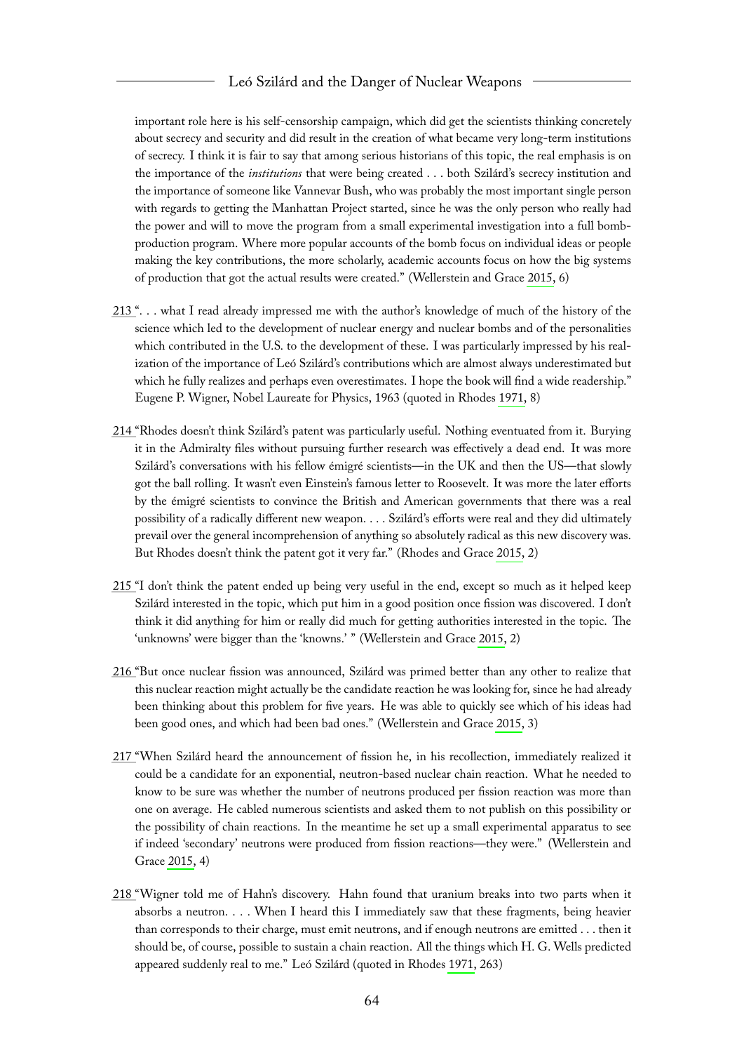important role here is his self-censorship campaign, which did get the scientists thinking concretely about secrecy and security and did result in the creation of what became very long-term institutions of secrecy. I think it is fair to say that among serious historians of this topic, the real emphasis is on the importance of the *institutions* that were being created . . . both Szilárd's secrecy institution and the importance of someone like Vannevar Bush, who was probably the most important single person with regards to getting the Manhattan Project started, since he was the only person who really had the power and will to move the program from a small experimental investigation into a full bomb-production program. Where more popular accounts of the bomb focus on individual ideas or people making the key contributions, the more scholarly, academic accounts focus on how the big systems of production that got the actual results were created." (Wellerstein and Grace 2015, 6)

213 ". . . what I read already impressed me with the author's knowledge of much of the history of the science which led to the development of nuclear energy and nuclear bombs and of the personalities which contributed in the U.S. to the development of these. I was particularly impressed by his realization of the importance of Leó Szilárd's contributions which are almost always underestimated but which he fully realizes and perhaps even overestimates. I hope the book will find a wide readership." Eugene P. Wigner, Nobel Laureate for Physics, 1963 (quoted in Rhodes 1971, 8)

214 "Rhodes doesn't think Szilárd's patent was particularly useful. Nothing eventuated from it. Burying it in the Admiralty files without pursuing further research was effectively a dead end. It was more Szilárd's conversations with his fellow émigré scientists—in the UK and then the US—that slowly got the ball rolling. It wasn't even Einstein's famous letter to Roosevelt. It was more the later efforts by the émigré scientists to convince the British and American governments that there was a real possibility of a radically different new weapon. . . . Szilárd's efforts were real and they did ultimately prevail over the general incomprehension of anything so absolutely radical as this new discovery was. But Rhodes doesn't think the patent got it very far." (Rhodes and Grace 2015, 2)

215 "I don't think the patent ended up being very useful in the end, except so much as it helped keep Szilárd interested in the topic, which put him in a good position once fission was discovered. I don't think it did anything for him or really did much for getting authorities interested in the topic. The 'unknowns' were bigger than the 'knowns.' " (Wellerstein and Grace 2015, 2)

216 "But once nuclear fission was announced, Szilárd was primed better than any other to realize that this nuclear reaction might actually be the candidate reaction he was looking for, since he had already been thinking about this problem for five years. He was able to quickly see which of his ideas had been good ones, and which had been bad ones." (Wellerstein and Grace 2015, 3)

217 "When Szilárd heard the announcement of fission he, in his recollection, immediately realized it could be a candidate for an exponential, neutron-based nuclear chain reaction. What he needed to know to be sure was whether the number of neutrons produced per fission reaction was more than one on average. He cabled numerous scientists and asked them to not publish on this possibility or the possibility of chain reactions. In the meantime he set up a small experimental apparatus to see if indeed 'secondary' neutrons were produced from fission reactions—they were." (Wellerstein and Grace 2015, 4)

218 "Wigner told me of Hahn's discovery. Hahn found that uranium breaks into two parts when it absorbs a neutron. . . . When I heard this I immediately saw that these fragments, being heavier than corresponds to their charge, must emit neutrons, and if enough neutrons are emitted . . . then it should be, of course, possible to sustain a chain reaction. All the things which H. G. Wells predicted appeared suddenly real to me." Leó Szilárd (quoted in Rhodes 1971, 263)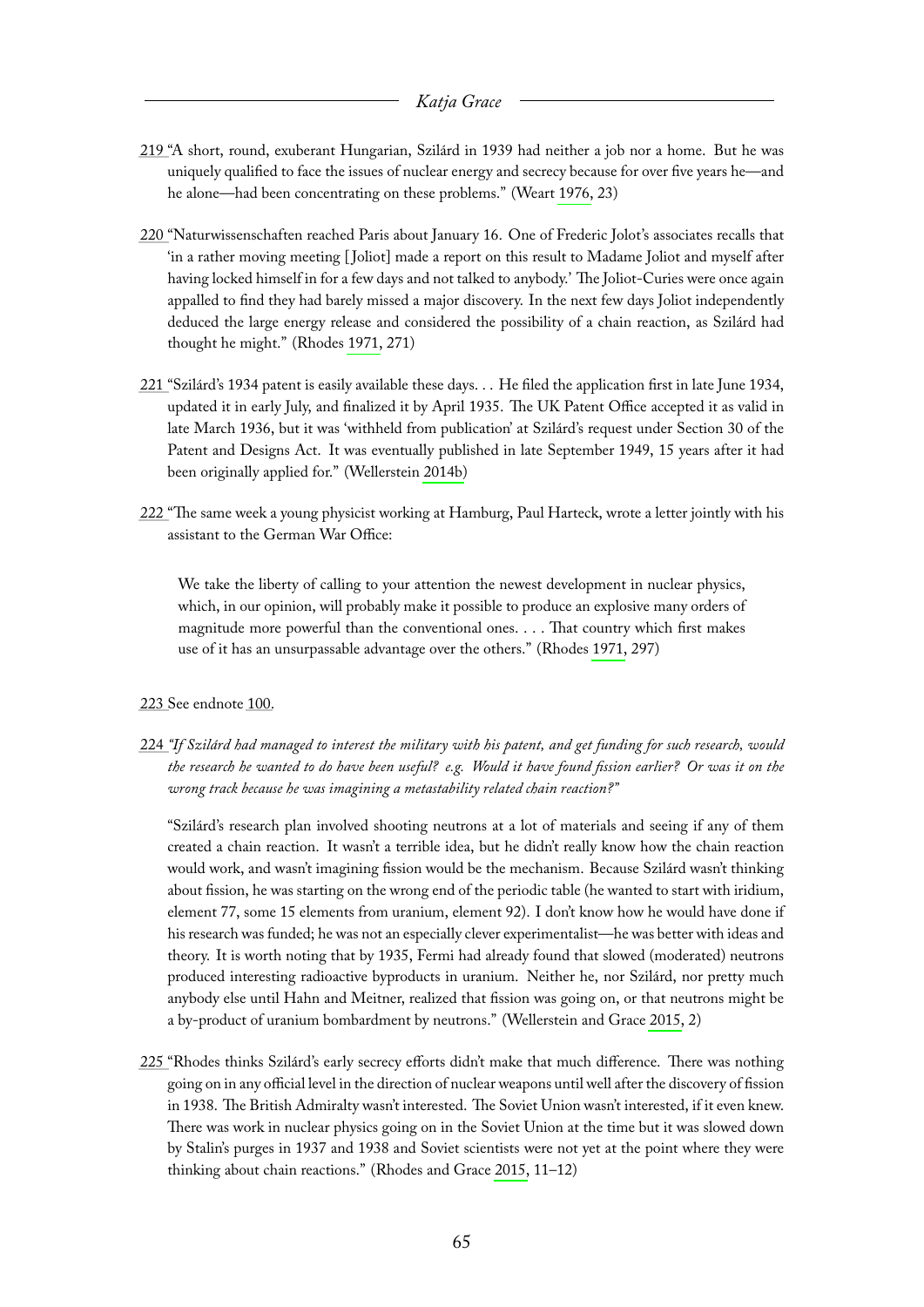219 "A short, round, exuberant Hungarian, Szilárd in 1939 had neither a job nor a home. But he was uniquely qualified to face the issues of nuclear energy and secrecy because for over five years he—and he alone—had been concentrating on these problems." (Weart 1976, 23)

220 "Naturwissenschaften reached Paris about January 16. One of Frederic Jolot's associates recalls that 'in a rather moving meeting [Joliot] made a report on this result to Madame Joliot and myself after having locked himself in for a few days and not talked to anybody.' The Joliot-Curies were once again appalled to find they had barely missed a major discovery. In the next few days Joliot independently deduced the large energy release and considered the possibility of a chain reaction, as Szilárd had thought he might." (Rhodes 1971, 271)

221 "Szilárd's 1934 patent is easily available these days. . . He filed the application first in late June 1934, updated it in early July, and finalized it by April 1935. The UK Patent Office accepted it as valid in late March 1936, but it was 'withheld from publication' at Szilárd's request under Section 30 of the Patent and Designs Act. It was eventually published in late September 1949, 15 years after it had been originally applied for." (Wellerstein 2014b)

222 "The same week a young physicist working at Hamburg, Paul Harteck, wrote a letter jointly with his assistant to the German War Office:

> We take the liberty of calling to your attention the newest development in nuclear physics, which, in our opinion, will probably make it possible to produce an explosive many orders of magnitude more powerful than the conventional ones. . . . That country which first makes use of it has an unsurpassable advantage over the others." (Rhodes 1971, 297)

223 See endnote 100.

224 *"If Szilárd had managed to interest the military with his patent, and get funding for such research, would the research he wanted to do have been useful? e.g. Would it have found fission earlier? Or was it on the wrong track because he was imagining a metastability related chain reaction?"*

"Szilárd's research plan involved shooting neutrons at a lot of materials and seeing if any of them created a chain reaction. It wasn't a terrible idea, but he didn't really know how the chain reaction would work, and wasn't imagining fission would be the mechanism. Because Szilárd wasn't thinking about fission, he was starting on the wrong end of the periodic table (he wanted to start with iridium, element 77, some 15 elements from uranium, element 92). I don't know how he would have done if his research was funded; he was not an especially clever experimentalist—he was better with ideas and theory. It is worth noting that by 1935, Fermi had already found that slowed (moderated) neutrons produced interesting radioactive byproducts in uranium. Neither he, nor Szilárd, nor pretty much anybody else until Hahn and Meitner, realized that fission was going on, or that neutrons might be a by-product of uranium bombardment by neutrons." (Wellerstein and Grace 2015, 2)

225 "Rhodes thinks Szilárd's early secrecy efforts didn't make that much difference. There was nothing going on in any official level in the direction of nuclear weapons until well after the discovery of fission in 1938. The British Admiralty wasn't interested. The Soviet Union wasn't interested, if it even knew. There was work in nuclear physics going on in the Soviet Union at the time but it was slowed down by Stalin's purges in 1937 and 1938 and Soviet scientists were not yet at the point where they were thinking about chain reactions." (Rhodes and Grace 2015, 11–12)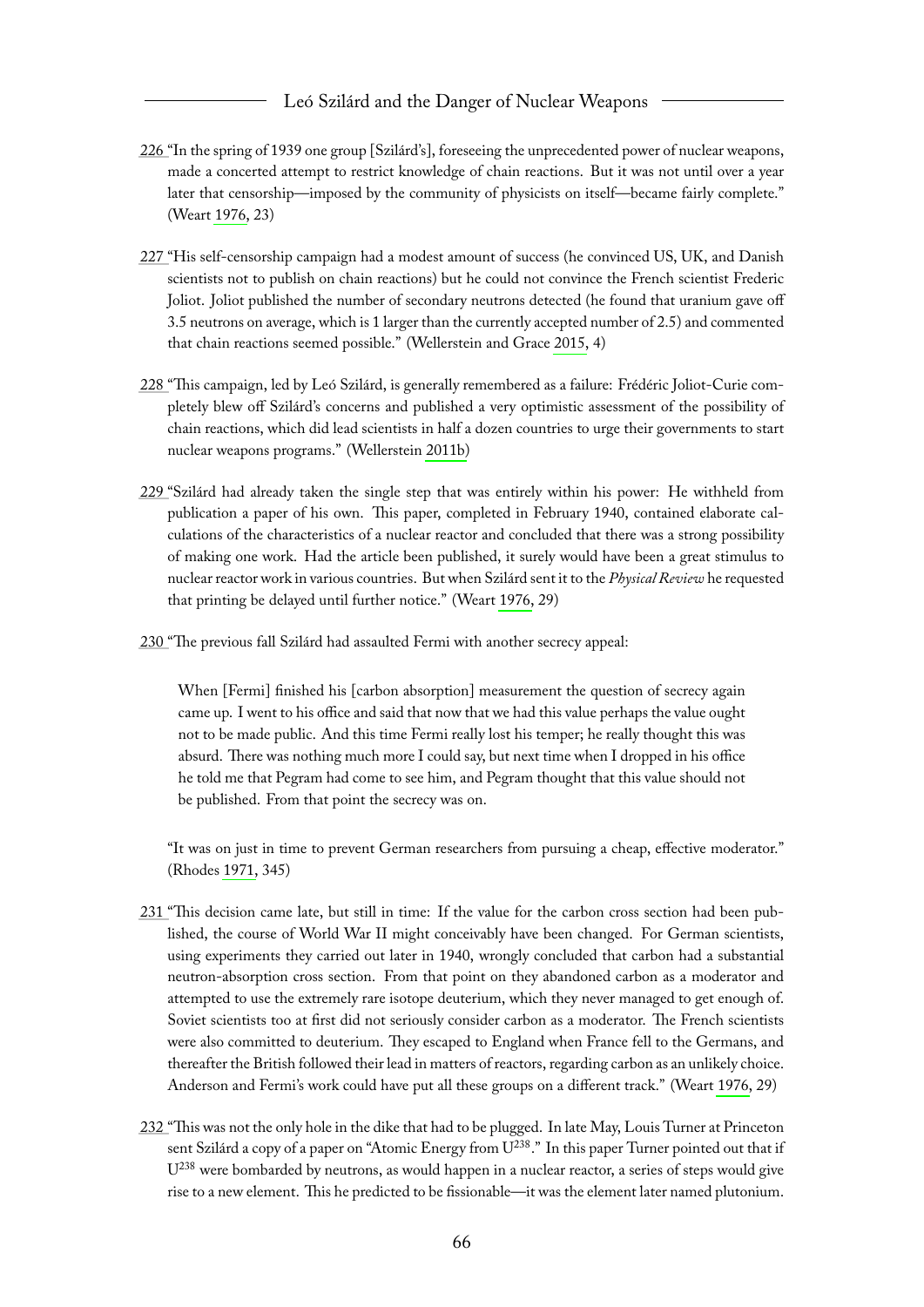226 "In the spring of 1939 one group [Szilárd's], foreseeing the unprecedented power of nuclear weapons, made a concerted attempt to restrict knowledge of chain reactions. But it was not until over a year later that censorship—imposed by the community of physicists on itself—became fairly complete." (Weart 1976, 23)

227 "His self-censorship campaign had a modest amount of success (he convinced US, UK, and Danish scientists not to publish on chain reactions) but he could not convince the French scientist Frederic Joliot. Joliot published the number of secondary neutrons detected (he found that uranium gave off 3.5 neutrons on average, which is 1 larger than the currently accepted number of 2.5) and commented that chain reactions seemed possible." (Wellerstein and Grace 2015, 4)

228 "This campaign, led by Leó Szilárd, is generally remembered as a failure: Frédéric Joliot-Curie completely blew off Szilárd's concerns and published a very optimistic assessment of the possibility of chain reactions, which did lead scientists in half a dozen countries to urge their governments to start nuclear weapons programs." (Wellerstein 2011b)

229 "Szilárd had already taken the single step that was entirely within his power: He withheld from publication a paper of his own. This paper, completed in February 1940, contained elaborate calculations of the characteristics of a nuclear reactor and concluded that there was a strong possibility of making one work. Had the article been published, it surely would have been a great stimulus to nuclear reactor work in various countries. But when Szilárd sent it to the *Physical Review* he requested that printing be delayed until further notice." (Weart 1976, 29)

230 "The previous fall Szilárd had assaulted Fermi with another secrecy appeal:

> When [Fermi] finished his [carbon absorption] measurement the question of secrecy again came up. I went to his office and said that now that we had this value perhaps the value ought not to be made public. And this time Fermi really lost his temper; he really thought this was absurd. There was nothing much more I could say, but next time when I dropped in his office he told me that Pegram had come to see him, and Pegram thought that this value should not be published. From that point the secrecy was on.

"It was on just in time to prevent German researchers from pursuing a cheap, effective moderator." (Rhodes 1971, 345)

231 "This decision came late, but still in time: If the value for the carbon cross section had been published, the course of World War II might conceivably have been changed. For German scientists, using experiments they carried out later in 1940, wrongly concluded that carbon had a substantial neutron-absorption cross section. From that point on they abandoned carbon as a moderator and attempted to use the extremely rare isotope deuterium, which they never managed to get enough of. Soviet scientists too at first did not seriously consider carbon as a moderator. The French scientists were also committed to deuterium. They escaped to England when France fell to the Germans, and thereafter the British followed their lead in matters of reactors, regarding carbon as an unlikely choice. Anderson and Fermi's work could have put all these groups on a different track." (Weart 1976, 29)

232 "This was not the only hole in the dike that had to be plugged. In late May, Louis Turner at Princeton sent Szilárd a copy of a paper on "Atomic Energy from $U^{238}$." In this paper Turner pointed out that if $U^{238}$ were bombarded by neutrons, as would happen in a nuclear reactor, a series of steps would give rise to a new element. This he predicted to be fissionable—it was the element later named plutonium.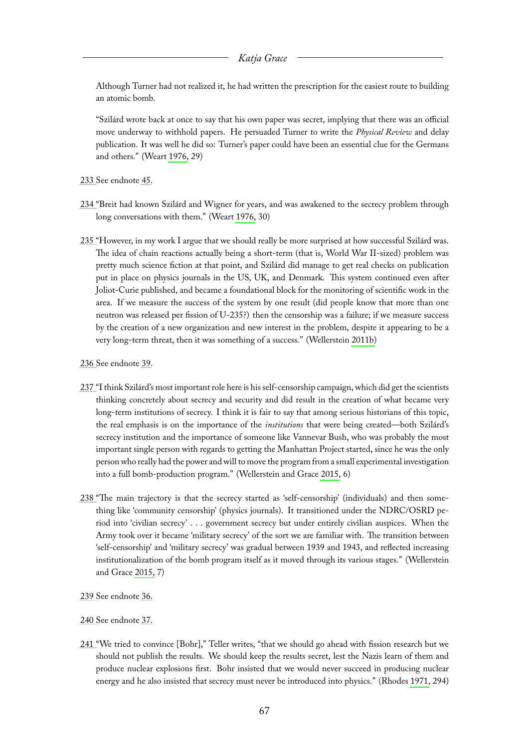Although Turner had not realized it, he had written the prescription for the easiest route to building an atomic bomb.

"Szilárd wrote back at once to say that his own paper was secret, implying that there was an official move underway to withhold papers. He persuaded Turner to write the *Physical Review* and delay publication. It was well he did so: Turner's paper could have been an essential clue for the Germans and others." (Weart 1976, 29)

233 See endnote 45.

234 "Breit had known Szilárd and Wigner for years, and was awakened to the secrecy problem through long conversations with them." (Weart 1976, 30)

235 "However, in my work I argue that we should really be more surprised at how successful Szilárd was. The idea of chain reactions actually being a short-term (that is, World War II-sized) problem was pretty much science fiction at that point, and Szilárd did manage to get real checks on publication put in place on physics journals in the US, UK, and Denmark. This system continued even after Joliot-Curie published, and became a foundational block for the monitoring of scientific work in the area. If we measure the success of the system by one result (did people know that more than one neutron was released per fission of U-235?) then the censorship was a failure; if we measure success by the creation of a new organization and new interest in the problem, despite it appearing to be a very long-term threat, then it was something of a success." (Wellerstein 2011b)

236 See endnote 39.

237 "I think Szilárd's most important role here is his self-censorship campaign, which did get the scientists thinking concretely about secrecy and security and did result in the creation of what became very long-term institutions of secrecy. I think it is fair to say that among serious historians of this topic, the real emphasis is on the importance of the *institutions* that were being created—both Szilárd's secrecy institution and the importance of someone like Vannevar Bush, who was probably the most important single person with regards to getting the Manhattan Project started, since he was the only person who really had the power and will to move the program from a small experimental investigation into a full bomb-production program." (Wellerstein and Grace 2015, 6)

238 "The main trajectory is that the secrecy started as 'self-censorship' (individuals) and then something like 'community censorship' (physics journals). It transitioned under the NDRC/OSRD period into 'civilian secrecy' . . . government secrecy but under entirely civilian auspices. When the Army took over it became 'military secrecy' of the sort we are familiar with. The transition between 'self-censorship' and 'military secrecy' was gradual between 1939 and 1943, and reflected increasing institutionalization of the bomb program itself as it moved through its various stages." (Wellerstein and Grace 2015, 7)

239 See endnote 36.

240 See endnote 37.

241 "We tried to convince [Bohr]," Teller writes, "that we should go ahead with fission research but we should not publish the results. We should keep the results secret, lest the Nazis learn of them and produce nuclear explosions first. Bohr insisted that we would never succeed in producing nuclear energy and he also insisted that secrecy must never be introduced into physics." (Rhodes 1971, 294)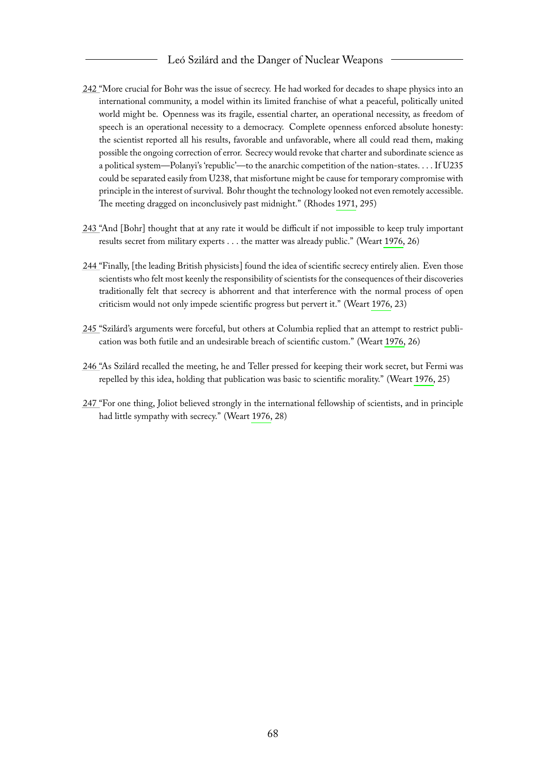242 "More crucial for Bohr was the issue of secrecy. He had worked for decades to shape physics into an international community, a model within its limited franchise of what a peaceful, politically united world might be. Openness was its fragile, essential charter, an operational necessity, as freedom of speech is an operational necessity to a democracy. Complete openness enforced absolute honesty: the scientist reported all his results, favorable and unfavorable, where all could read them, making possible the ongoing correction of error. Secrecy would revoke that charter and subordinate science as a political system—Polanyi's 'republic'—to the anarchic competition of the nation-states. . . . If U235 could be separated easily from U238, that misfortune might be cause for temporary compromise with principle in the interest of survival. Bohr thought the technology looked not even remotely accessible. The meeting dragged on inconclusively past midnight." (Rhodes 1971, 295)

243 "And [Bohr] thought that at any rate it would be difficult if not impossible to keep truly important results secret from military experts . . . the matter was already public." (Weart 1976, 26)

244 "Finally, [the leading British physicists] found the idea of scientific secrecy entirely alien. Even those scientists who felt most keenly the responsibility of scientists for the consequences of their discoveries traditionally felt that secrecy is abhorrent and that interference with the normal process of open criticism would not only impede scientific progress but pervert it." (Weart 1976, 23)

245 "Szilárd's arguments were forceful, but others at Columbia replied that an attempt to restrict publication was both futile and an undesirable breach of scientific custom." (Weart 1976, 26)

246 "As Szilárd recalled the meeting, he and Teller pressed for keeping their work secret, but Fermi was repelled by this idea, holding that publication was basic to scientific morality." (Weart 1976, 25)

247 "For one thing, Joliot believed strongly in the international fellowship of scientists, and in principle had little sympathy with secrecy." (Weart 1976, 28)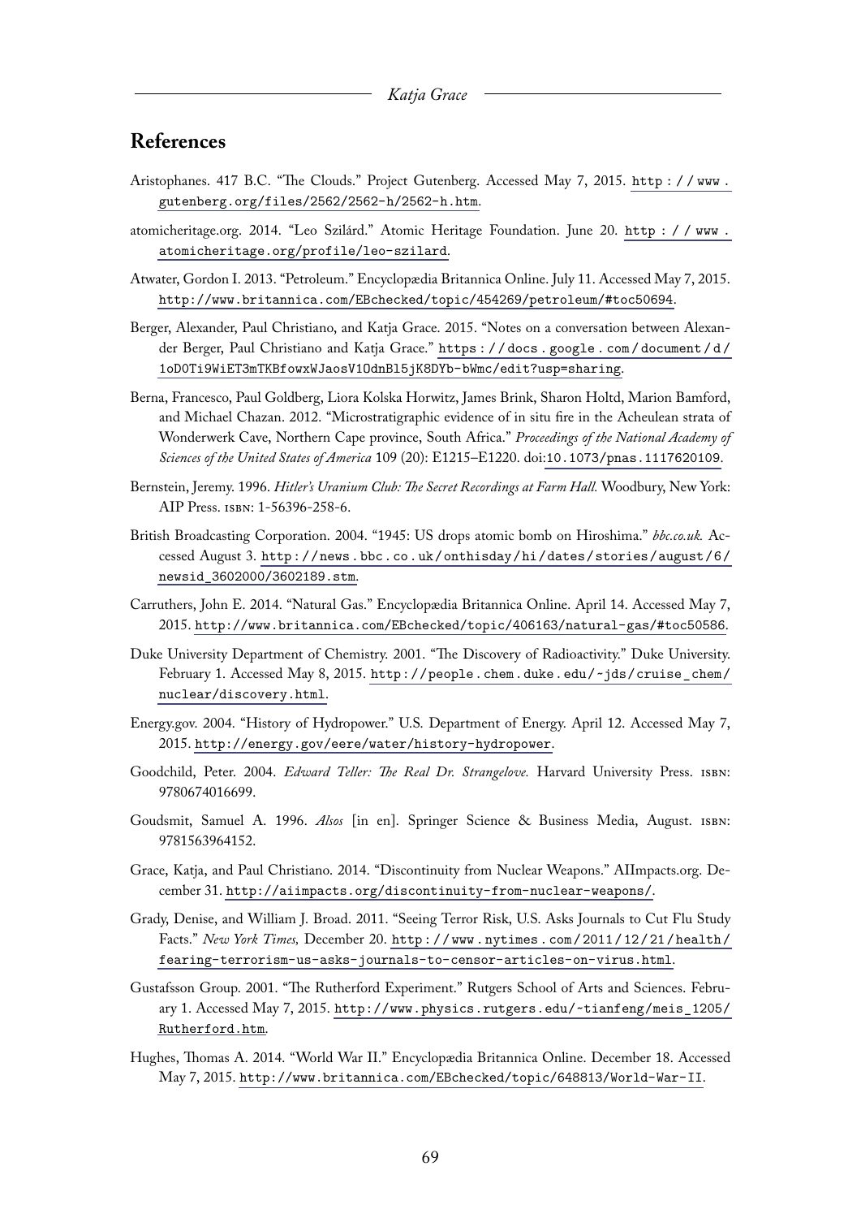## References

Aristophanes. 417 B.C. "The Clouds." Project Gutenberg. Accessed May 7, 2015. http://www.gutenberg.org/files/2562/2562-h/2562-h.htm.

atomicheritage.org. 2014. "Leo Szilárd." Atomic Heritage Foundation. June 20. http://www.atomicheritage.org/profile/leo-szilard.

Atwater, Gordon I. 2013. "Petroleum." Encyclopædia Britannica Online. July 11. Accessed May 7, 2015. http://www.britannica.com/EBchecked/topic/454269/petroleum/#toc50694.

Berger, Alexander, Paul Christiano, and Katja Grace. 2015. "Notes on a conversation between Alexander Berger, Paul Christiano and Katja Grace." https://docs.google.com/document/d/1oD0Ti9WiET3mTKBfowxWJaosV1OdnBl5jK8DYb-bWmc/edit?usp=sharing.

Berna, Francesco, Paul Goldberg, Liora Kolska Horwitz, James Brink, Sharon Holdt, Marion Bamford, and Michael Chazan. 2012. "Microstratigraphic evidence of in situ fire in the Acheulean strata of Wonderwerk Cave, Northern Cape province, South Africa." *Proceedings of the National Academy of Sciences of the United States of America* 109 (20): E1215–E1220. doi:10.1073/pnas.1117620109.

Bernstein, Jeremy. 1996. *Hitler's Uranium Club: The Secret Recordings at Farm Hall.* Woodbury, New York: AIP Press. ISBN: 1-56396-258-6.

British Broadcasting Corporation. 2004. "1945: US drops atomic bomb on Hiroshima." *bbc.co.uk.* Accessed August 3. http://news.bbc.co.uk/onthisday/hi/dates/stories/august/6/newsid_3602000/3602189.stm.

Carruthers, John E. 2014. "Natural Gas." Encyclopædia Britannica Online. April 14. Accessed May 7, 2015. http://www.britannica.com/EBchecked/topic/406163/natural-gas/#toc50586.

Duke University Department of Chemistry. 2001. "The Discovery of Radioactivity." Duke University. February 1. Accessed May 8, 2015. http://people.chem.duke.edu/~jds/cruise_chem/nuclear/discovery.html.

Energy.gov. 2004. "History of Hydropower." U.S. Department of Energy. April 12. Accessed May 7, 2015. http://energy.gov/eere/water/history-hydropower.

Goodchild, Peter. 2004. *Edward Teller: The Real Dr. Strangelove.* Harvard University Press. ISBN: 9780674016699.

Goudsmit, Samuel A. 1996. *Alsos* [in en]. Springer Science & Business Media, August. ISBN: 9781563964152.

Grace, Katja, and Paul Christiano. 2014. "Discontinuity from Nuclear Weapons." AIImpacts.org. December 31. http://aiimpacts.org/discontinuity-from-nuclear-weapons/.

Grady, Denise, and William J. Broad. 2011. "Seeing Terror Risk, U.S. Asks Journals to Cut Flu Study Facts." *New York Times,* December 20. http://www.nytimes.com/2011/12/21/health/fearing-terrorism-us-asks-journals-to-censor-articles-on-virus.html.

Gustafsson Group. 2001. "The Rutherford Experiment." Rutgers School of Arts and Sciences. February 1. Accessed May 7, 2015. http://www.physics.rutgers.edu/~tianfeng/meis_1205/Rutherford.htm.

Hughes, Thomas A. 2014. "World War II." Encyclopædia Britannica Online. December 18. Accessed May 7, 2015. http://www.britannica.com/EBchecked/topic/648813/World-War-II.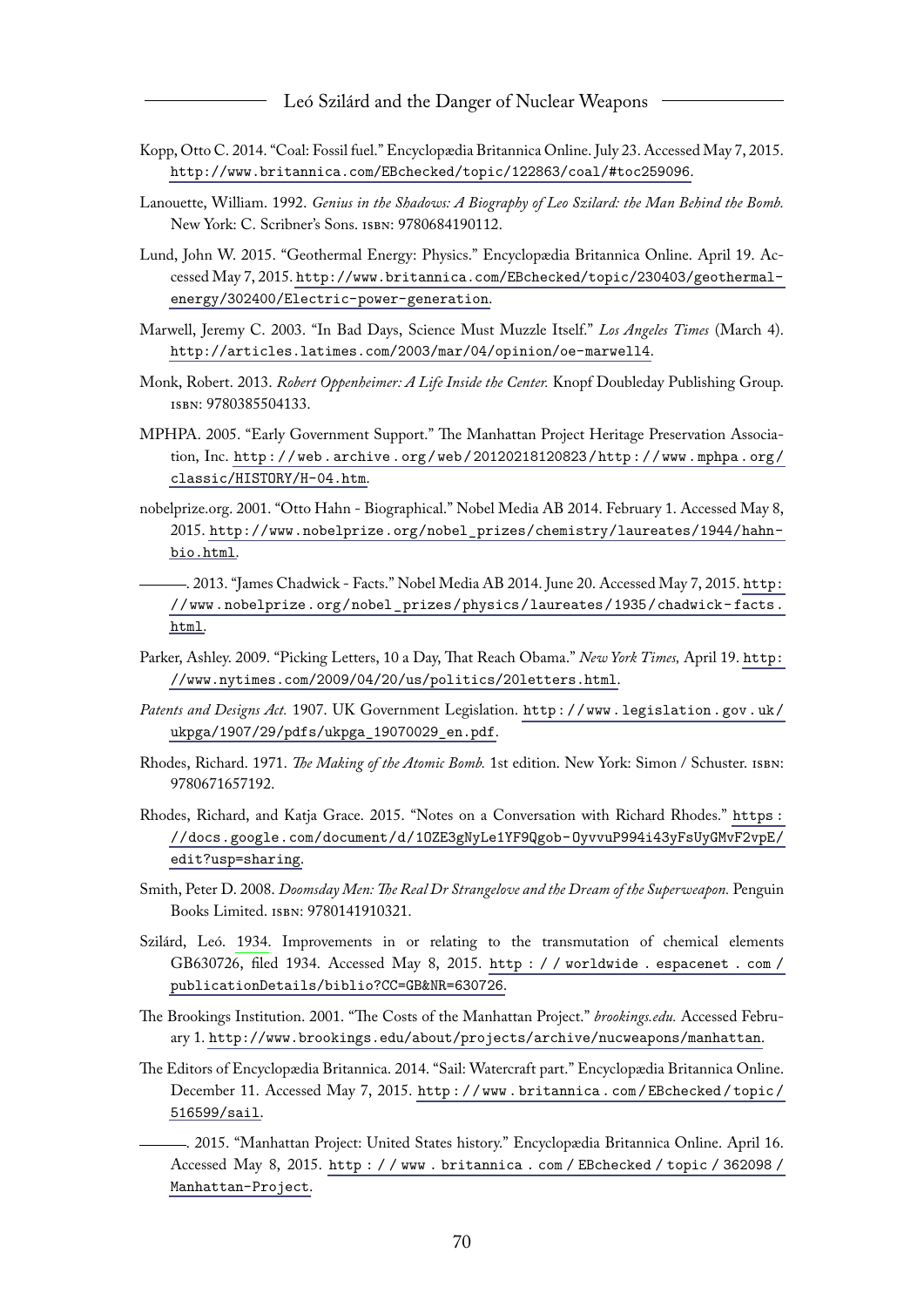Kopp, Otto C. 2014. "Coal: Fossil fuel." Encyclopædia Britannica Online. July 23. Accessed May 7, 2015. http://www.britannica.com/EBchecked/topic/122863/coal/#toc259096.

Lanouette, William. 1992. *Genius in the Shadows: A Biography of Leo Szilard: the Man Behind the Bomb.* New York: C. Scribner's Sons. ISBN: 9780684190112.

Lund, John W. 2015. "Geothermal Energy: Physics." Encyclopædia Britannica Online. April 19. Accessed May 7, 2015. http://www.britannica.com/EBchecked/topic/230403/geothermal-energy/302400/Electric-power-generation.

Marwell, Jeremy C. 2003. "In Bad Days, Science Must Muzzle Itself." *Los Angeles Times* (March 4). http://articles.latimes.com/2003/mar/04/opinion/oe-marwell4.

Monk, Robert. 2013. *Robert Oppenheimer: A Life Inside the Center.* Knopf Doubleday Publishing Group. ISBN: 9780385504133.

MPHPA. 2005. "Early Government Support." The Manhattan Project Heritage Preservation Association, Inc. http://web.archive.org/web/20120218120823/http://www.mphpa.org/classic/HISTORY/H-04.htm.

nobelprize.org. 2001. "Otto Hahn - Biographical." Nobel Media AB 2014. February 1. Accessed May 8, 2015. http://www.nobelprize.org/nobel_prizes/chemistry/laureates/1944/hahn-bio.html.

———. 2013. "James Chadwick - Facts." Nobel Media AB 2014. June 20. Accessed May 7, 2015. http://www.nobelprize.org/nobel_prizes/physics/laureates/1935/chadwick-facts.html.

Parker, Ashley. 2009. "Picking Letters, 10 a Day, That Reach Obama." *New York Times,* April 19. http://www.nytimes.com/2009/04/20/us/politics/20letters.html.

*Patents and Designs Act.* 1907. UK Government Legislation. http://www.legislation.gov.uk/ukpga/1907/29/pdfs/ukpga_19070029_en.pdf.

Rhodes, Richard. 1971. *The Making of the Atomic Bomb.* 1st edition. New York: Simon / Schuster. ISBN: 9780671657192.

Rhodes, Richard, and Katja Grace. 2015. "Notes on a Conversation with Richard Rhodes." https://docs.google.com/document/d/1OZE3gNyLe1YF9Qgob-OyvvuP994i43yFsUyGMvF2vpE/edit?usp=sharing.

Smith, Peter D. 2008. *Doomsday Men: The Real Dr Strangelove and the Dream of the Superweapon.* Penguin Books Limited. ISBN: 9780141910321.

Szilárd, Leó. 1934. Improvements in or relating to the transmutation of chemical elements GB630726, filed 1934. Accessed May 8, 2015. http://worldwide.espacenet.com/publicationDetails/biblio?CC=GB&NR=630726.

The Brookings Institution. 2001. "The Costs of the Manhattan Project." *brookings.edu.* Accessed February 1. http://www.brookings.edu/about/projects/archive/nucweapons/manhattan.

The Editors of Encyclopædia Britannica. 2014. "Sail: Watercraft part." Encyclopædia Britannica Online. December 11. Accessed May 7, 2015. http://www.britannica.com/EBchecked/topic/516599/sail.

———. 2015. "Manhattan Project: United States history." Encyclopædia Britannica Online. April 16. Accessed May 8, 2015. http://www.britannica.com/EBchecked/topic/362098/Manhattan-Project.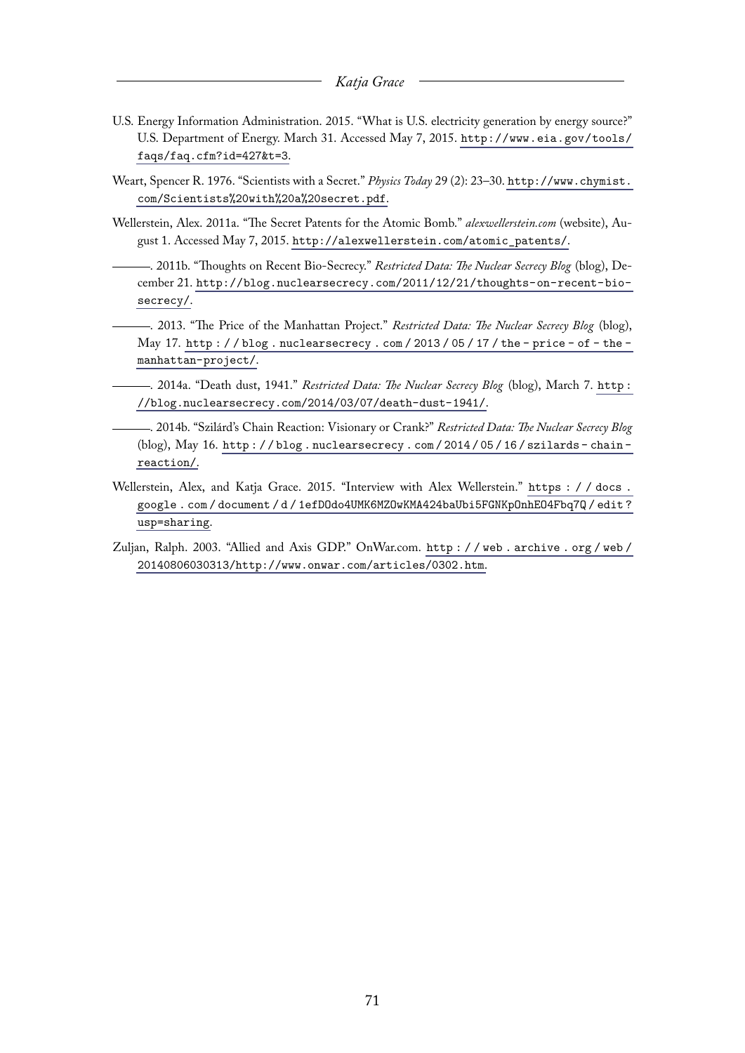U.S. Energy Information Administration. 2015. "What is U.S. electricity generation by energy source?" U.S. Department of Energy. March 31. Accessed May 7, 2015. http://www.eia.gov/tools/faqs/faq.cfm?id=427&t=3.

Weart, Spencer R. 1976. "Scientists with a Secret." *Physics Today* 29 (2): 23–30. http://www.chymist.com/Scientists%20with%20a%20secret.pdf.

Wellerstein, Alex. 2011a. "The Secret Patents for the Atomic Bomb." *alexwellerstein.com* (website), August 1. Accessed May 7, 2015. http://alexwellerstein.com/atomic_patents/.

———. 2011b. "Thoughts on Recent Bio-Secrecy." *Restricted Data: The Nuclear Secrecy Blog* (blog), December 21. http://blog.nuclearsecrecy.com/2011/12/21/thoughts-on-recent-bio-secrecy/.

———. 2013. "The Price of the Manhattan Project." *Restricted Data: The Nuclear Secrecy Blog* (blog), May 17. http://blog.nuclearsecrecy.com/2013/05/17/the-price-of-the-manhattan-project/.

———. 2014a. "Death dust, 1941." *Restricted Data: The Nuclear Secrecy Blog* (blog), March 7. http://blog.nuclearsecrecy.com/2014/03/07/death-dust-1941/.

———. 2014b. "Szilárd's Chain Reaction: Visionary or Crank?" *Restricted Data: The Nuclear Secrecy Blog* (blog), May 16. http://blog.nuclearsecrecy.com/2014/05/16/szilards-chain-reaction/.

Wellerstein, Alex, and Katja Grace. 2015. "Interview with Alex Wellerstein." https://docs.google.com/document/d/1efDOdo4UMK6MZOwKMA424baUbi5FGNKpOnhEO4Fbq7Q/edit?usp=sharing.

Zuljan, Ralph. 2003. "Allied and Axis GDP." OnWar.com. http://web.archive.org/web/20140806030313/http://www.onwar.com/articles/0302.htm.